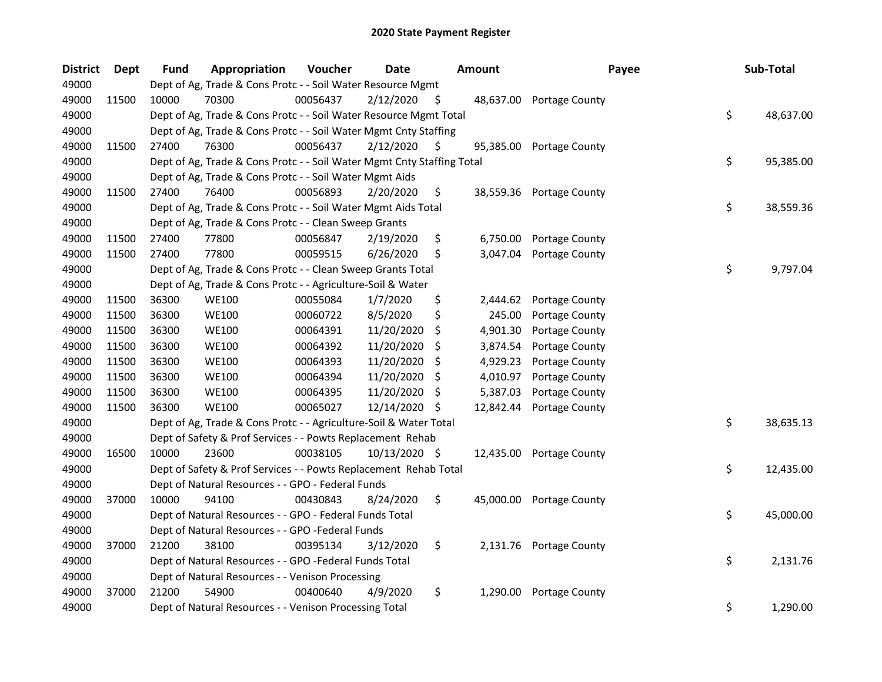# 2020 State Payment Register

| District | Dept | Fund | Appropriation | Voucher | Date | Amount | Payee | Sub-Total |
|---|---|---|---|---|---|---|---|---|
| 49000 | | Dept of Ag, Trade & Cons Protc - - Soil Water Resource Mgmt | | | | | | |
| 49000 | 11500 | 10000 | 70300 | 00056437 | 2/12/2020 | $ 48,637.00 | Portage County | |
| 49000 | | Dept of Ag, Trade & Cons Protc - - Soil Water Resource Mgmt Total | | | | | | $ 48,637.00 |
| 49000 | | Dept of Ag, Trade & Cons Protc - - Soil Water Mgmt Cnty Staffing | | | | | | |
| 49000 | 11500 | 27400 | 76300 | 00056437 | 2/12/2020 | $ 95,385.00 | Portage County | |
| 49000 | | Dept of Ag, Trade & Cons Protc - - Soil Water Mgmt Cnty Staffing Total | | | | | | $ 95,385.00 |
| 49000 | | Dept of Ag, Trade & Cons Protc - - Soil Water Mgmt Aids | | | | | | |
| 49000 | 11500 | 27400 | 76400 | 00056893 | 2/20/2020 | $ 38,559.36 | Portage County | |
| 49000 | | Dept of Ag, Trade & Cons Protc - - Soil Water Mgmt Aids Total | | | | | | $ 38,559.36 |
| 49000 | | Dept of Ag, Trade & Cons Protc - - Clean Sweep Grants | | | | | | |
| 49000 | 11500 | 27400 | 77800 | 00056847 | 2/19/2020 | $ 6,750.00 | Portage County | |
| 49000 | 11500 | 27400 | 77800 | 00059515 | 6/26/2020 | $ 3,047.04 | Portage County | |
| 49000 | | Dept of Ag, Trade & Cons Protc - - Clean Sweep Grants Total | | | | | | $ 9,797.04 |
| 49000 | | Dept of Ag, Trade & Cons Protc - - Agriculture-Soil & Water | | | | | | |
| 49000 | 11500 | 36300 | WE100 | 00055084 | 1/7/2020 | $ 2,444.62 | Portage County | |
| 49000 | 11500 | 36300 | WE100 | 00060722 | 8/5/2020 | $ 245.00 | Portage County | |
| 49000 | 11500 | 36300 | WE100 | 00064391 | 11/20/2020 | $ 4,901.30 | Portage County | |
| 49000 | 11500 | 36300 | WE100 | 00064392 | 11/20/2020 | $ 3,874.54 | Portage County | |
| 49000 | 11500 | 36300 | WE100 | 00064393 | 11/20/2020 | $ 4,929.23 | Portage County | |
| 49000 | 11500 | 36300 | WE100 | 00064394 | 11/20/2020 | $ 4,010.97 | Portage County | |
| 49000 | 11500 | 36300 | WE100 | 00064395 | 11/20/2020 | $ 5,387.03 | Portage County | |
| 49000 | 11500 | 36300 | WE100 | 00065027 | 12/14/2020 | $ 12,842.44 | Portage County | |
| 49000 | | Dept of Ag, Trade & Cons Protc - - Agriculture-Soil & Water Total | | | | | | $ 38,635.13 |
| 49000 | | Dept of Safety & Prof Services - - Powts Replacement Rehab | | | | | | |
| 49000 | 16500 | 10000 | 23600 | 00038105 | 10/13/2020 | $ 12,435.00 | Portage County | |
| 49000 | | Dept of Safety & Prof Services - - Powts Replacement Rehab Total | | | | | | $ 12,435.00 |
| 49000 | | Dept of Natural Resources - - GPO - Federal Funds | | | | | | |
| 49000 | 37000 | 10000 | 94100 | 00430843 | 8/24/2020 | $ 45,000.00 | Portage County | |
| 49000 | | Dept of Natural Resources - - GPO - Federal Funds Total | | | | | | $ 45,000.00 |
| 49000 | | Dept of Natural Resources - - GPO -Federal Funds | | | | | | |
| 49000 | 37000 | 21200 | 38100 | 00395134 | 3/12/2020 | $ 2,131.76 | Portage County | |
| 49000 | | Dept of Natural Resources - - GPO -Federal Funds Total | | | | | | $ 2,131.76 |
| 49000 | | Dept of Natural Resources - - Venison Processing | | | | | | |
| 49000 | 37000 | 21200 | 54900 | 00400640 | 4/9/2020 | $ 1,290.00 | Portage County | |
| 49000 | | Dept of Natural Resources - - Venison Processing Total | | | | | | $ 1,290.00 |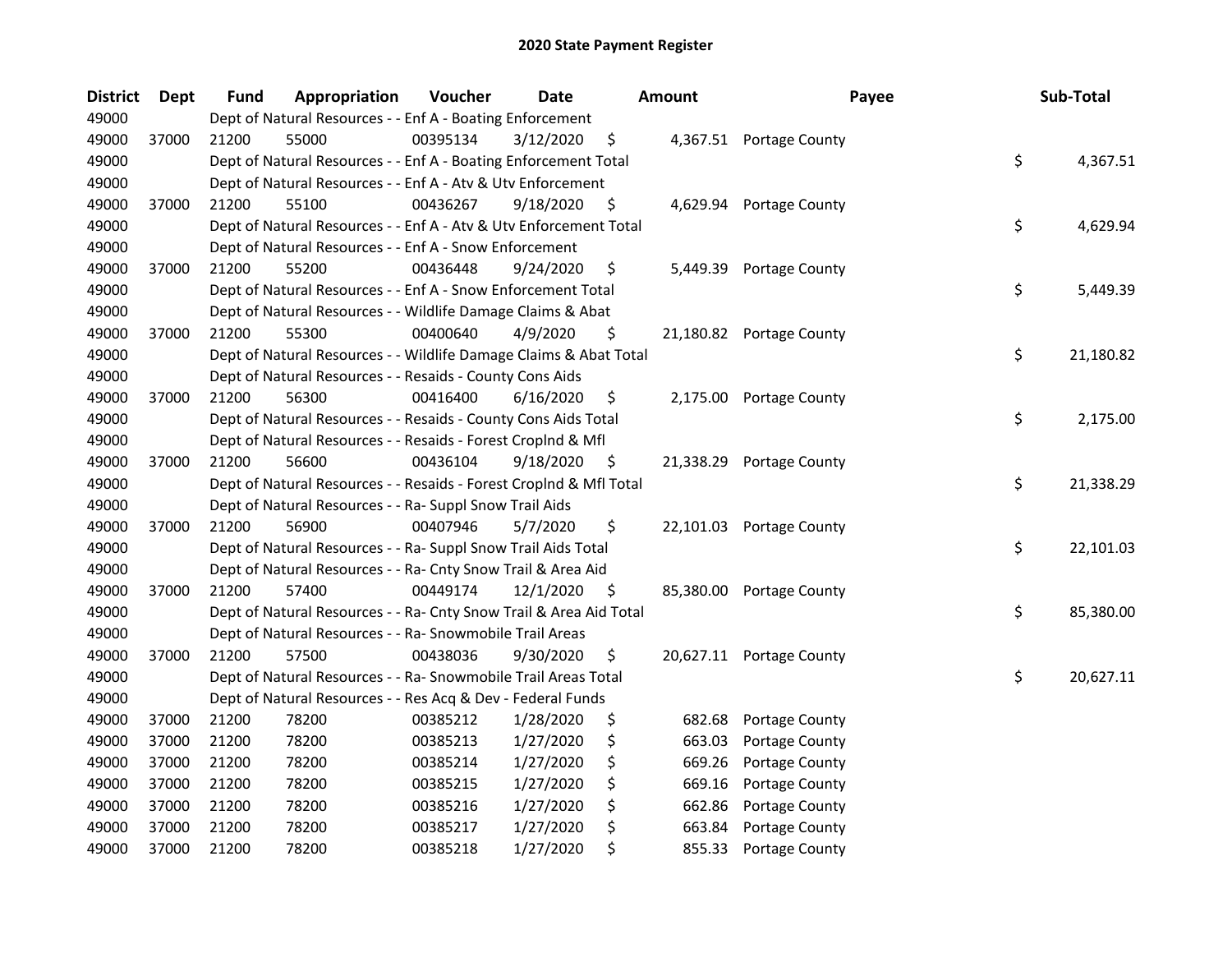# 2020 State Payment Register

| District | Dept | Fund | Appropriation | Voucher | Date | Amount | Payee | Sub-Total |
|---|---|---|---|---|---|---|---|---|
| 49000 | | Dept of Natural Resources - - Enf A - Boating Enforcement | | | | | | |
| 49000 | 37000 | 21200 | 55000 | 00395134 | 3/12/2020 | $ 4,367.51 | Portage County | |
| 49000 | | Dept of Natural Resources - - Enf A - Boating Enforcement Total | | | | | | $ 4,367.51 |
| 49000 | | Dept of Natural Resources - - Enf A - Atv & Utv Enforcement | | | | | | |
| 49000 | 37000 | 21200 | 55100 | 00436267 | 9/18/2020 | $ 4,629.94 | Portage County | |
| 49000 | | Dept of Natural Resources - - Enf A - Atv & Utv Enforcement Total | | | | | | $ 4,629.94 |
| 49000 | | Dept of Natural Resources - - Enf A - Snow Enforcement | | | | | | |
| 49000 | 37000 | 21200 | 55200 | 00436448 | 9/24/2020 | $ 5,449.39 | Portage County | |
| 49000 | | Dept of Natural Resources - - Enf A - Snow Enforcement Total | | | | | | $ 5,449.39 |
| 49000 | | Dept of Natural Resources - - Wildlife Damage Claims & Abat | | | | | | |
| 49000 | 37000 | 21200 | 55300 | 00400640 | 4/9/2020 | $ 21,180.82 | Portage County | |
| 49000 | | Dept of Natural Resources - - Wildlife Damage Claims & Abat Total | | | | | | $ 21,180.82 |
| 49000 | | Dept of Natural Resources - - Resaids - County Cons Aids | | | | | | |
| 49000 | 37000 | 21200 | 56300 | 00416400 | 6/16/2020 | $ 2,175.00 | Portage County | |
| 49000 | | Dept of Natural Resources - - Resaids - County Cons Aids Total | | | | | | $ 2,175.00 |
| 49000 | | Dept of Natural Resources - - Resaids - Forest Croplnd & Mfl | | | | | | |
| 49000 | 37000 | 21200 | 56600 | 00436104 | 9/18/2020 | $ 21,338.29 | Portage County | |
| 49000 | | Dept of Natural Resources - - Resaids - Forest Croplnd & Mfl Total | | | | | | $ 21,338.29 |
| 49000 | | Dept of Natural Resources - - Ra- Suppl Snow Trail Aids | | | | | | |
| 49000 | 37000 | 21200 | 56900 | 00407946 | 5/7/2020 | $ 22,101.03 | Portage County | |
| 49000 | | Dept of Natural Resources - - Ra- Suppl Snow Trail Aids Total | | | | | | $ 22,101.03 |
| 49000 | | Dept of Natural Resources - - Ra- Cnty Snow Trail & Area Aid | | | | | | |
| 49000 | 37000 | 21200 | 57400 | 00449174 | 12/1/2020 | $ 85,380.00 | Portage County | |
| 49000 | | Dept of Natural Resources - - Ra- Cnty Snow Trail & Area Aid Total | | | | | | $ 85,380.00 |
| 49000 | | Dept of Natural Resources - - Ra- Snowmobile Trail Areas | | | | | | |
| 49000 | 37000 | 21200 | 57500 | 00438036 | 9/30/2020 | $ 20,627.11 | Portage County | |
| 49000 | | Dept of Natural Resources - - Ra- Snowmobile Trail Areas Total | | | | | | $ 20,627.11 |
| 49000 | | Dept of Natural Resources - - Res Acq & Dev - Federal Funds | | | | | | |
| 49000 | 37000 | 21200 | 78200 | 00385212 | 1/28/2020 | $ 682.68 | Portage County | |
| 49000 | 37000 | 21200 | 78200 | 00385213 | 1/27/2020 | $ 663.03 | Portage County | |
| 49000 | 37000 | 21200 | 78200 | 00385214 | 1/27/2020 | $ 669.26 | Portage County | |
| 49000 | 37000 | 21200 | 78200 | 00385215 | 1/27/2020 | $ 669.16 | Portage County | |
| 49000 | 37000 | 21200 | 78200 | 00385216 | 1/27/2020 | $ 662.86 | Portage County | |
| 49000 | 37000 | 21200 | 78200 | 00385217 | 1/27/2020 | $ 663.84 | Portage County | |
| 49000 | 37000 | 21200 | 78200 | 00385218 | 1/27/2020 | $ 855.33 | Portage County | |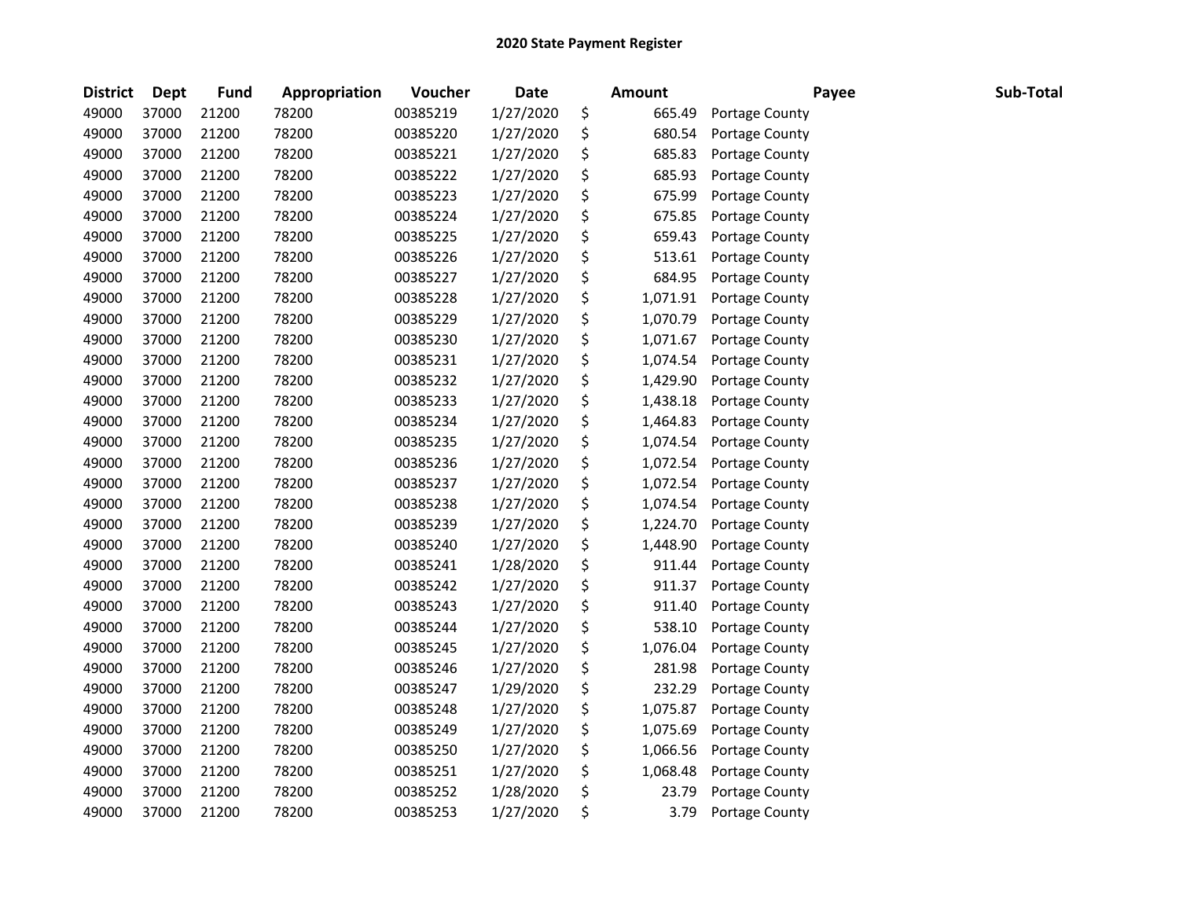# 2020 State Payment Register

| District | Dept | Fund | Appropriation | Voucher | Date | Amount | Payee | Sub-Total |
|---|---|---|---|---|---|---|---|---|
| 49000 | 37000 | 21200 | 78200 | 00385219 | 1/27/2020 | $ 665.49 | Portage County | |
| 49000 | 37000 | 21200 | 78200 | 00385220 | 1/27/2020 | $ 680.54 | Portage County | |
| 49000 | 37000 | 21200 | 78200 | 00385221 | 1/27/2020 | $ 685.83 | Portage County | |
| 49000 | 37000 | 21200 | 78200 | 00385222 | 1/27/2020 | $ 685.93 | Portage County | |
| 49000 | 37000 | 21200 | 78200 | 00385223 | 1/27/2020 | $ 675.99 | Portage County | |
| 49000 | 37000 | 21200 | 78200 | 00385224 | 1/27/2020 | $ 675.85 | Portage County | |
| 49000 | 37000 | 21200 | 78200 | 00385225 | 1/27/2020 | $ 659.43 | Portage County | |
| 49000 | 37000 | 21200 | 78200 | 00385226 | 1/27/2020 | $ 513.61 | Portage County | |
| 49000 | 37000 | 21200 | 78200 | 00385227 | 1/27/2020 | $ 684.95 | Portage County | |
| 49000 | 37000 | 21200 | 78200 | 00385228 | 1/27/2020 | $ 1,071.91 | Portage County | |
| 49000 | 37000 | 21200 | 78200 | 00385229 | 1/27/2020 | $ 1,070.79 | Portage County | |
| 49000 | 37000 | 21200 | 78200 | 00385230 | 1/27/2020 | $ 1,071.67 | Portage County | |
| 49000 | 37000 | 21200 | 78200 | 00385231 | 1/27/2020 | $ 1,074.54 | Portage County | |
| 49000 | 37000 | 21200 | 78200 | 00385232 | 1/27/2020 | $ 1,429.90 | Portage County | |
| 49000 | 37000 | 21200 | 78200 | 00385233 | 1/27/2020 | $ 1,438.18 | Portage County | |
| 49000 | 37000 | 21200 | 78200 | 00385234 | 1/27/2020 | $ 1,464.83 | Portage County | |
| 49000 | 37000 | 21200 | 78200 | 00385235 | 1/27/2020 | $ 1,074.54 | Portage County | |
| 49000 | 37000 | 21200 | 78200 | 00385236 | 1/27/2020 | $ 1,072.54 | Portage County | |
| 49000 | 37000 | 21200 | 78200 | 00385237 | 1/27/2020 | $ 1,072.54 | Portage County | |
| 49000 | 37000 | 21200 | 78200 | 00385238 | 1/27/2020 | $ 1,074.54 | Portage County | |
| 49000 | 37000 | 21200 | 78200 | 00385239 | 1/27/2020 | $ 1,224.70 | Portage County | |
| 49000 | 37000 | 21200 | 78200 | 00385240 | 1/27/2020 | $ 1,448.90 | Portage County | |
| 49000 | 37000 | 21200 | 78200 | 00385241 | 1/28/2020 | $ 911.44 | Portage County | |
| 49000 | 37000 | 21200 | 78200 | 00385242 | 1/27/2020 | $ 911.37 | Portage County | |
| 49000 | 37000 | 21200 | 78200 | 00385243 | 1/27/2020 | $ 911.40 | Portage County | |
| 49000 | 37000 | 21200 | 78200 | 00385244 | 1/27/2020 | $ 538.10 | Portage County | |
| 49000 | 37000 | 21200 | 78200 | 00385245 | 1/27/2020 | $ 1,076.04 | Portage County | |
| 49000 | 37000 | 21200 | 78200 | 00385246 | 1/27/2020 | $ 281.98 | Portage County | |
| 49000 | 37000 | 21200 | 78200 | 00385247 | 1/29/2020 | $ 232.29 | Portage County | |
| 49000 | 37000 | 21200 | 78200 | 00385248 | 1/27/2020 | $ 1,075.87 | Portage County | |
| 49000 | 37000 | 21200 | 78200 | 00385249 | 1/27/2020 | $ 1,075.69 | Portage County | |
| 49000 | 37000 | 21200 | 78200 | 00385250 | 1/27/2020 | $ 1,066.56 | Portage County | |
| 49000 | 37000 | 21200 | 78200 | 00385251 | 1/27/2020 | $ 1,068.48 | Portage County | |
| 49000 | 37000 | 21200 | 78200 | 00385252 | 1/28/2020 | $ 23.79 | Portage County | |
| 49000 | 37000 | 21200 | 78200 | 00385253 | 1/27/2020 | $ 3.79 | Portage County | |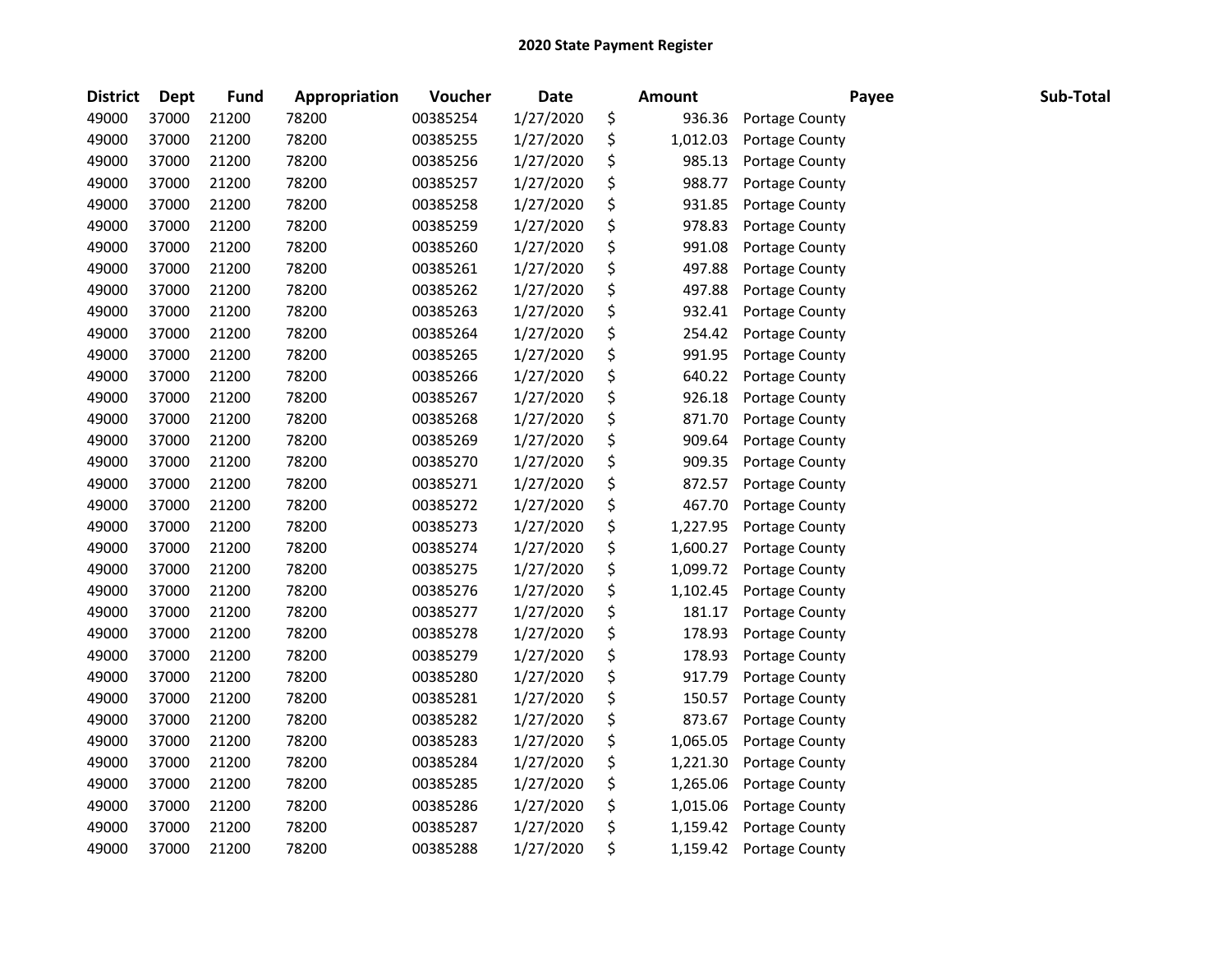## 2020 State Payment Register

| District | Dept | Fund | Appropriation | Voucher | Date | Amount | Payee | Sub-Total |
|---|---|---|---|---|---|---|---|---|
| 49000 | 37000 | 21200 | 78200 | 00385254 | 1/27/2020 | $ 936.36 | Portage County | |
| 49000 | 37000 | 21200 | 78200 | 00385255 | 1/27/2020 | $ 1,012.03 | Portage County | |
| 49000 | 37000 | 21200 | 78200 | 00385256 | 1/27/2020 | $ 985.13 | Portage County | |
| 49000 | 37000 | 21200 | 78200 | 00385257 | 1/27/2020 | $ 988.77 | Portage County | |
| 49000 | 37000 | 21200 | 78200 | 00385258 | 1/27/2020 | $ 931.85 | Portage County | |
| 49000 | 37000 | 21200 | 78200 | 00385259 | 1/27/2020 | $ 978.83 | Portage County | |
| 49000 | 37000 | 21200 | 78200 | 00385260 | 1/27/2020 | $ 991.08 | Portage County | |
| 49000 | 37000 | 21200 | 78200 | 00385261 | 1/27/2020 | $ 497.88 | Portage County | |
| 49000 | 37000 | 21200 | 78200 | 00385262 | 1/27/2020 | $ 497.88 | Portage County | |
| 49000 | 37000 | 21200 | 78200 | 00385263 | 1/27/2020 | $ 932.41 | Portage County | |
| 49000 | 37000 | 21200 | 78200 | 00385264 | 1/27/2020 | $ 254.42 | Portage County | |
| 49000 | 37000 | 21200 | 78200 | 00385265 | 1/27/2020 | $ 991.95 | Portage County | |
| 49000 | 37000 | 21200 | 78200 | 00385266 | 1/27/2020 | $ 640.22 | Portage County | |
| 49000 | 37000 | 21200 | 78200 | 00385267 | 1/27/2020 | $ 926.18 | Portage County | |
| 49000 | 37000 | 21200 | 78200 | 00385268 | 1/27/2020 | $ 871.70 | Portage County | |
| 49000 | 37000 | 21200 | 78200 | 00385269 | 1/27/2020 | $ 909.64 | Portage County | |
| 49000 | 37000 | 21200 | 78200 | 00385270 | 1/27/2020 | $ 909.35 | Portage County | |
| 49000 | 37000 | 21200 | 78200 | 00385271 | 1/27/2020 | $ 872.57 | Portage County | |
| 49000 | 37000 | 21200 | 78200 | 00385272 | 1/27/2020 | $ 467.70 | Portage County | |
| 49000 | 37000 | 21200 | 78200 | 00385273 | 1/27/2020 | $ 1,227.95 | Portage County | |
| 49000 | 37000 | 21200 | 78200 | 00385274 | 1/27/2020 | $ 1,600.27 | Portage County | |
| 49000 | 37000 | 21200 | 78200 | 00385275 | 1/27/2020 | $ 1,099.72 | Portage County | |
| 49000 | 37000 | 21200 | 78200 | 00385276 | 1/27/2020 | $ 1,102.45 | Portage County | |
| 49000 | 37000 | 21200 | 78200 | 00385277 | 1/27/2020 | $ 181.17 | Portage County | |
| 49000 | 37000 | 21200 | 78200 | 00385278 | 1/27/2020 | $ 178.93 | Portage County | |
| 49000 | 37000 | 21200 | 78200 | 00385279 | 1/27/2020 | $ 178.93 | Portage County | |
| 49000 | 37000 | 21200 | 78200 | 00385280 | 1/27/2020 | $ 917.79 | Portage County | |
| 49000 | 37000 | 21200 | 78200 | 00385281 | 1/27/2020 | $ 150.57 | Portage County | |
| 49000 | 37000 | 21200 | 78200 | 00385282 | 1/27/2020 | $ 873.67 | Portage County | |
| 49000 | 37000 | 21200 | 78200 | 00385283 | 1/27/2020 | $ 1,065.05 | Portage County | |
| 49000 | 37000 | 21200 | 78200 | 00385284 | 1/27/2020 | $ 1,221.30 | Portage County | |
| 49000 | 37000 | 21200 | 78200 | 00385285 | 1/27/2020 | $ 1,265.06 | Portage County | |
| 49000 | 37000 | 21200 | 78200 | 00385286 | 1/27/2020 | $ 1,015.06 | Portage County | |
| 49000 | 37000 | 21200 | 78200 | 00385287 | 1/27/2020 | $ 1,159.42 | Portage County | |
| 49000 | 37000 | 21200 | 78200 | 00385288 | 1/27/2020 | $ 1,159.42 | Portage County | |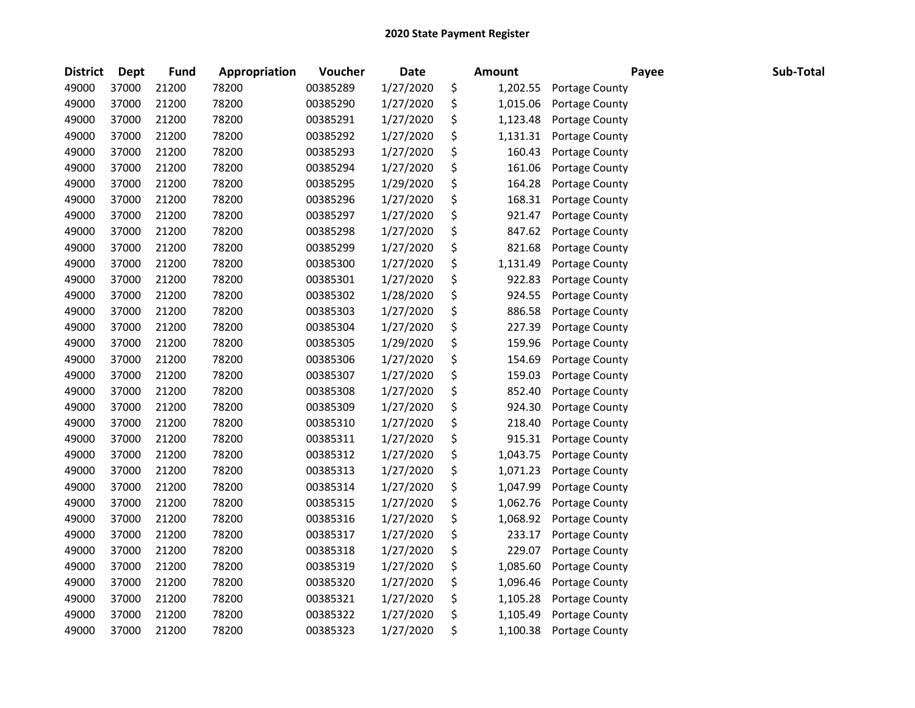# 2020 State Payment Register

| District | Dept | Fund | Appropriation | Voucher | Date | Amount | Payee | Sub-Total |
|---|---|---|---|---|---|---|---|---|
| 49000 | 37000 | 21200 | 78200 | 00385289 | 1/27/2020 | $ 1,202.55 | Portage County | |
| 49000 | 37000 | 21200 | 78200 | 00385290 | 1/27/2020 | $ 1,015.06 | Portage County | |
| 49000 | 37000 | 21200 | 78200 | 00385291 | 1/27/2020 | $ 1,123.48 | Portage County | |
| 49000 | 37000 | 21200 | 78200 | 00385292 | 1/27/2020 | $ 1,131.31 | Portage County | |
| 49000 | 37000 | 21200 | 78200 | 00385293 | 1/27/2020 | $ 160.43 | Portage County | |
| 49000 | 37000 | 21200 | 78200 | 00385294 | 1/27/2020 | $ 161.06 | Portage County | |
| 49000 | 37000 | 21200 | 78200 | 00385295 | 1/29/2020 | $ 164.28 | Portage County | |
| 49000 | 37000 | 21200 | 78200 | 00385296 | 1/27/2020 | $ 168.31 | Portage County | |
| 49000 | 37000 | 21200 | 78200 | 00385297 | 1/27/2020 | $ 921.47 | Portage County | |
| 49000 | 37000 | 21200 | 78200 | 00385298 | 1/27/2020 | $ 847.62 | Portage County | |
| 49000 | 37000 | 21200 | 78200 | 00385299 | 1/27/2020 | $ 821.68 | Portage County | |
| 49000 | 37000 | 21200 | 78200 | 00385300 | 1/27/2020 | $ 1,131.49 | Portage County | |
| 49000 | 37000 | 21200 | 78200 | 00385301 | 1/27/2020 | $ 922.83 | Portage County | |
| 49000 | 37000 | 21200 | 78200 | 00385302 | 1/28/2020 | $ 924.55 | Portage County | |
| 49000 | 37000 | 21200 | 78200 | 00385303 | 1/27/2020 | $ 886.58 | Portage County | |
| 49000 | 37000 | 21200 | 78200 | 00385304 | 1/27/2020 | $ 227.39 | Portage County | |
| 49000 | 37000 | 21200 | 78200 | 00385305 | 1/29/2020 | $ 159.96 | Portage County | |
| 49000 | 37000 | 21200 | 78200 | 00385306 | 1/27/2020 | $ 154.69 | Portage County | |
| 49000 | 37000 | 21200 | 78200 | 00385307 | 1/27/2020 | $ 159.03 | Portage County | |
| 49000 | 37000 | 21200 | 78200 | 00385308 | 1/27/2020 | $ 852.40 | Portage County | |
| 49000 | 37000 | 21200 | 78200 | 00385309 | 1/27/2020 | $ 924.30 | Portage County | |
| 49000 | 37000 | 21200 | 78200 | 00385310 | 1/27/2020 | $ 218.40 | Portage County | |
| 49000 | 37000 | 21200 | 78200 | 00385311 | 1/27/2020 | $ 915.31 | Portage County | |
| 49000 | 37000 | 21200 | 78200 | 00385312 | 1/27/2020 | $ 1,043.75 | Portage County | |
| 49000 | 37000 | 21200 | 78200 | 00385313 | 1/27/2020 | $ 1,071.23 | Portage County | |
| 49000 | 37000 | 21200 | 78200 | 00385314 | 1/27/2020 | $ 1,047.99 | Portage County | |
| 49000 | 37000 | 21200 | 78200 | 00385315 | 1/27/2020 | $ 1,062.76 | Portage County | |
| 49000 | 37000 | 21200 | 78200 | 00385316 | 1/27/2020 | $ 1,068.92 | Portage County | |
| 49000 | 37000 | 21200 | 78200 | 00385317 | 1/27/2020 | $ 233.17 | Portage County | |
| 49000 | 37000 | 21200 | 78200 | 00385318 | 1/27/2020 | $ 229.07 | Portage County | |
| 49000 | 37000 | 21200 | 78200 | 00385319 | 1/27/2020 | $ 1,085.60 | Portage County | |
| 49000 | 37000 | 21200 | 78200 | 00385320 | 1/27/2020 | $ 1,096.46 | Portage County | |
| 49000 | 37000 | 21200 | 78200 | 00385321 | 1/27/2020 | $ 1,105.28 | Portage County | |
| 49000 | 37000 | 21200 | 78200 | 00385322 | 1/27/2020 | $ 1,105.49 | Portage County | |
| 49000 | 37000 | 21200 | 78200 | 00385323 | 1/27/2020 | $ 1,100.38 | Portage County | |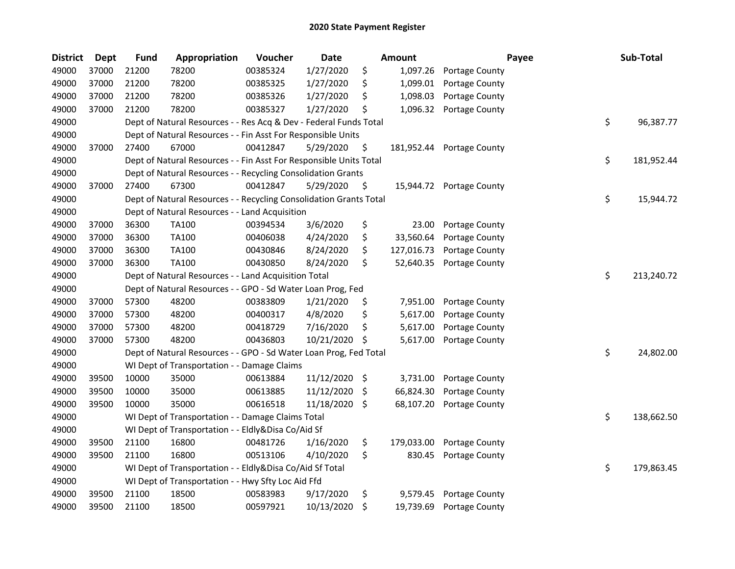# 2020 State Payment Register

| District | Dept | Fund | Appropriation | Voucher | Date | Amount | Payee | Sub-Total |
|---|---|---|---|---|---|---|---|---|
| 49000 | 37000 | 21200 | 78200 | 00385324 | 1/27/2020 | $ 1,097.26 | Portage County | |
| 49000 | 37000 | 21200 | 78200 | 00385325 | 1/27/2020 | $ 1,099.01 | Portage County | |
| 49000 | 37000 | 21200 | 78200 | 00385326 | 1/27/2020 | $ 1,098.03 | Portage County | |
| 49000 | 37000 | 21200 | 78200 | 00385327 | 1/27/2020 | $ 1,096.32 | Portage County | |
| 49000 | | Dept of Natural Resources - - Res Acq & Dev - Federal Funds Total | | | | | | $ 96,387.77 |
| 49000 | | Dept of Natural Resources - - Fin Asst For Responsible Units | | | | | | |
| 49000 | 37000 | 27400 | 67000 | 00412847 | 5/29/2020 | $ 181,952.44 | Portage County | |
| 49000 | | Dept of Natural Resources - - Fin Asst For Responsible Units Total | | | | | | $ 181,952.44 |
| 49000 | | Dept of Natural Resources - - Recycling Consolidation Grants | | | | | | |
| 49000 | 37000 | 27400 | 67300 | 00412847 | 5/29/2020 | $ 15,944.72 | Portage County | |
| 49000 | | Dept of Natural Resources - - Recycling Consolidation Grants Total | | | | | | $ 15,944.72 |
| 49000 | | Dept of Natural Resources - - Land Acquisition | | | | | | |
| 49000 | 37000 | 36300 | TA100 | 00394534 | 3/6/2020 | $ 23.00 | Portage County | |
| 49000 | 37000 | 36300 | TA100 | 00406038 | 4/24/2020 | $ 33,560.64 | Portage County | |
| 49000 | 37000 | 36300 | TA100 | 00430846 | 8/24/2020 | $ 127,016.73 | Portage County | |
| 49000 | 37000 | 36300 | TA100 | 00430850 | 8/24/2020 | $ 52,640.35 | Portage County | |
| 49000 | | Dept of Natural Resources - - Land Acquisition Total | | | | | | $ 213,240.72 |
| 49000 | | Dept of Natural Resources - - GPO - Sd Water Loan Prog, Fed | | | | | | |
| 49000 | 37000 | 57300 | 48200 | 00383809 | 1/21/2020 | $ 7,951.00 | Portage County | |
| 49000 | 37000 | 57300 | 48200 | 00400317 | 4/8/2020 | $ 5,617.00 | Portage County | |
| 49000 | 37000 | 57300 | 48200 | 00418729 | 7/16/2020 | $ 5,617.00 | Portage County | |
| 49000 | 37000 | 57300 | 48200 | 00436803 | 10/21/2020 | $ 5,617.00 | Portage County | |
| 49000 | | Dept of Natural Resources - - GPO - Sd Water Loan Prog, Fed Total | | | | | | $ 24,802.00 |
| 49000 | | WI Dept of Transportation - - Damage Claims | | | | | | |
| 49000 | 39500 | 10000 | 35000 | 00613884 | 11/12/2020 | $ 3,731.00 | Portage County | |
| 49000 | 39500 | 10000 | 35000 | 00613885 | 11/12/2020 | $ 66,824.30 | Portage County | |
| 49000 | 39500 | 10000 | 35000 | 00616518 | 11/18/2020 | $ 68,107.20 | Portage County | |
| 49000 | | WI Dept of Transportation - - Damage Claims Total | | | | | | $ 138,662.50 |
| 49000 | | WI Dept of Transportation - - Eldly&Disa Co/Aid Sf | | | | | | |
| 49000 | 39500 | 21100 | 16800 | 00481726 | 1/16/2020 | $ 179,033.00 | Portage County | |
| 49000 | 39500 | 21100 | 16800 | 00513106 | 4/10/2020 | $ 830.45 | Portage County | |
| 49000 | | WI Dept of Transportation - - Eldly&Disa Co/Aid Sf Total | | | | | | $ 179,863.45 |
| 49000 | | WI Dept of Transportation - - Hwy Sfty Loc Aid Ffd | | | | | | |
| 49000 | 39500 | 21100 | 18500 | 00583983 | 9/17/2020 | $ 9,579.45 | Portage County | |
| 49000 | 39500 | 21100 | 18500 | 00597921 | 10/13/2020 | $ 19,739.69 | Portage County | |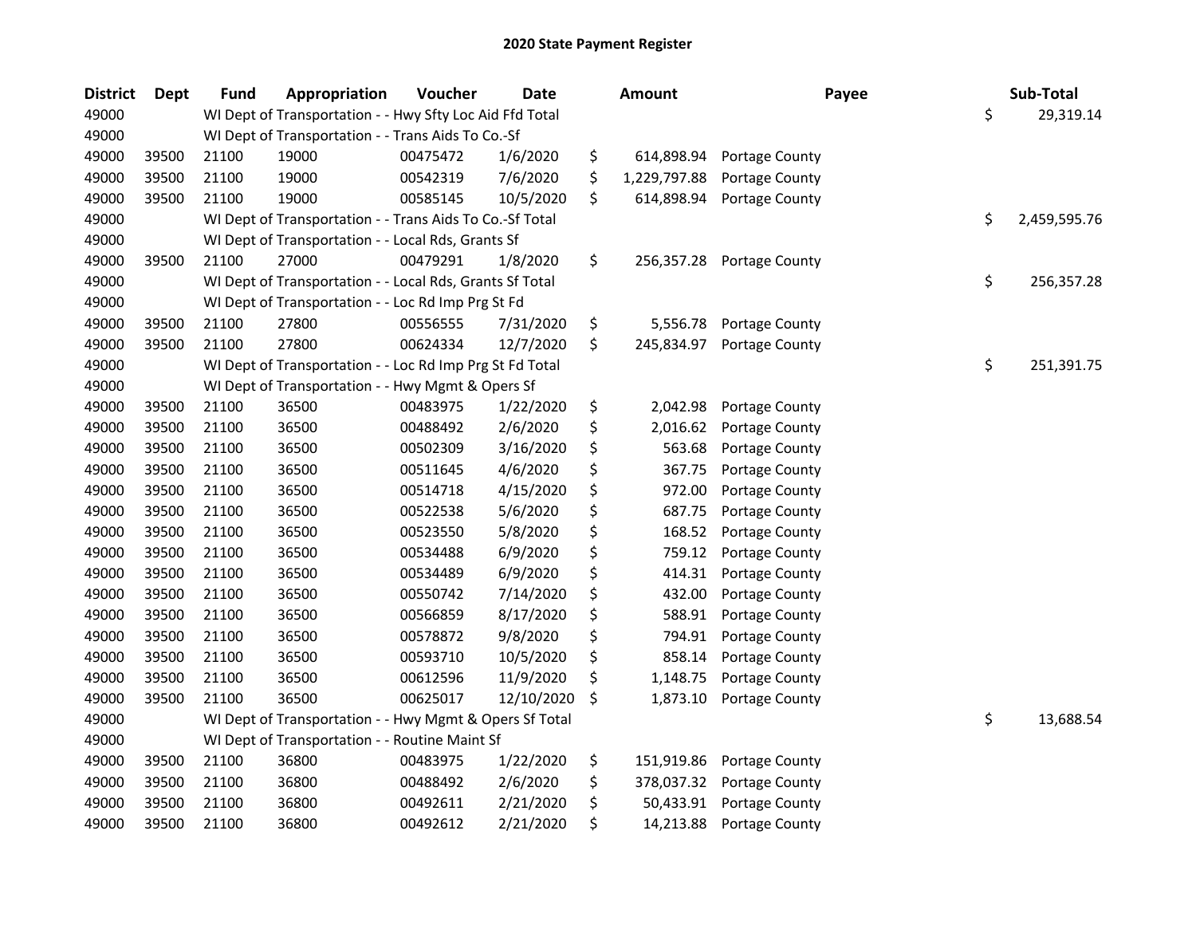## 2020 State Payment Register

| District | Dept | Fund | Appropriation | Voucher | Date | Amount | Payee | Sub-Total |
|---|---|---|---|---|---|---|---|---|
| 49000 | | WI Dept of Transportation - - Hwy Sfty Loc Aid Ffd Total | | | | | | $ 29,319.14 |
| 49000 | | WI Dept of Transportation - - Trans Aids To Co.-Sf | | | | | | |
| 49000 | 39500 | 21100 | 19000 | 00475472 | 1/6/2020 | $ 614,898.94 | Portage County | |
| 49000 | 39500 | 21100 | 19000 | 00542319 | 7/6/2020 | $ 1,229,797.88 | Portage County | |
| 49000 | 39500 | 21100 | 19000 | 00585145 | 10/5/2020 | $ 614,898.94 | Portage County | |
| 49000 | | WI Dept of Transportation - - Trans Aids To Co.-Sf Total | | | | | | $ 2,459,595.76 |
| 49000 | | WI Dept of Transportation - - Local Rds, Grants Sf | | | | | | |
| 49000 | 39500 | 21100 | 27000 | 00479291 | 1/8/2020 | $ 256,357.28 | Portage County | |
| 49000 | | WI Dept of Transportation - - Local Rds, Grants Sf Total | | | | | | $ 256,357.28 |
| 49000 | | WI Dept of Transportation - - Loc Rd Imp Prg St Fd | | | | | | |
| 49000 | 39500 | 21100 | 27800 | 00556555 | 7/31/2020 | $ 5,556.78 | Portage County | |
| 49000 | 39500 | 21100 | 27800 | 00624334 | 12/7/2020 | $ 245,834.97 | Portage County | |
| 49000 | | WI Dept of Transportation - - Loc Rd Imp Prg St Fd Total | | | | | | $ 251,391.75 |
| 49000 | | WI Dept of Transportation - - Hwy Mgmt & Opers Sf | | | | | | |
| 49000 | 39500 | 21100 | 36500 | 00483975 | 1/22/2020 | $ 2,042.98 | Portage County | |
| 49000 | 39500 | 21100 | 36500 | 00488492 | 2/6/2020 | $ 2,016.62 | Portage County | |
| 49000 | 39500 | 21100 | 36500 | 00502309 | 3/16/2020 | $ 563.68 | Portage County | |
| 49000 | 39500 | 21100 | 36500 | 00511645 | 4/6/2020 | $ 367.75 | Portage County | |
| 49000 | 39500 | 21100 | 36500 | 00514718 | 4/15/2020 | $ 972.00 | Portage County | |
| 49000 | 39500 | 21100 | 36500 | 00522538 | 5/6/2020 | $ 687.75 | Portage County | |
| 49000 | 39500 | 21100 | 36500 | 00523550 | 5/8/2020 | $ 168.52 | Portage County | |
| 49000 | 39500 | 21100 | 36500 | 00534488 | 6/9/2020 | $ 759.12 | Portage County | |
| 49000 | 39500 | 21100 | 36500 | 00534489 | 6/9/2020 | $ 414.31 | Portage County | |
| 49000 | 39500 | 21100 | 36500 | 00550742 | 7/14/2020 | $ 432.00 | Portage County | |
| 49000 | 39500 | 21100 | 36500 | 00566859 | 8/17/2020 | $ 588.91 | Portage County | |
| 49000 | 39500 | 21100 | 36500 | 00578872 | 9/8/2020 | $ 794.91 | Portage County | |
| 49000 | 39500 | 21100 | 36500 | 00593710 | 10/5/2020 | $ 858.14 | Portage County | |
| 49000 | 39500 | 21100 | 36500 | 00612596 | 11/9/2020 | $ 1,148.75 | Portage County | |
| 49000 | 39500 | 21100 | 36500 | 00625017 | 12/10/2020 | $ 1,873.10 | Portage County | |
| 49000 | | WI Dept of Transportation - - Hwy Mgmt & Opers Sf Total | | | | | | $ 13,688.54 |
| 49000 | | WI Dept of Transportation - - Routine Maint Sf | | | | | | |
| 49000 | 39500 | 21100 | 36800 | 00483975 | 1/22/2020 | $ 151,919.86 | Portage County | |
| 49000 | 39500 | 21100 | 36800 | 00488492 | 2/6/2020 | $ 378,037.32 | Portage County | |
| 49000 | 39500 | 21100 | 36800 | 00492611 | 2/21/2020 | $ 50,433.91 | Portage County | |
| 49000 | 39500 | 21100 | 36800 | 00492612 | 2/21/2020 | $ 14,213.88 | Portage County | |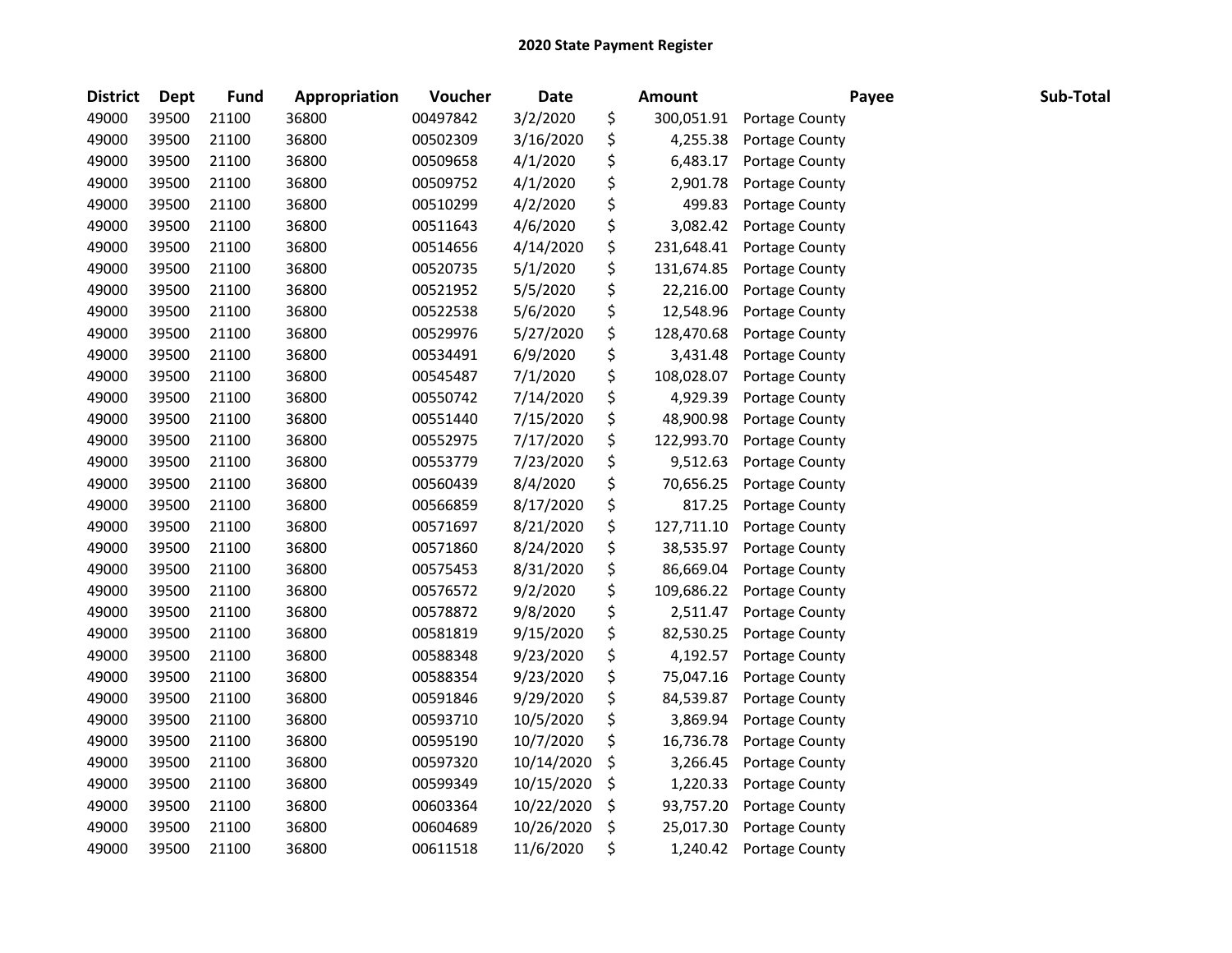# 2020 State Payment Register

| District | Dept | Fund | Appropriation | Voucher | Date | Amount | Payee | Sub-Total |
|---|---|---|---|---|---|---|---|---|
| 49000 | 39500 | 21100 | 36800 | 00497842 | 3/2/2020 | $ 300,051.91 | Portage County | |
| 49000 | 39500 | 21100 | 36800 | 00502309 | 3/16/2020 | $ 4,255.38 | Portage County | |
| 49000 | 39500 | 21100 | 36800 | 00509658 | 4/1/2020 | $ 6,483.17 | Portage County | |
| 49000 | 39500 | 21100 | 36800 | 00509752 | 4/1/2020 | $ 2,901.78 | Portage County | |
| 49000 | 39500 | 21100 | 36800 | 00510299 | 4/2/2020 | $ 499.83 | Portage County | |
| 49000 | 39500 | 21100 | 36800 | 00511643 | 4/6/2020 | $ 3,082.42 | Portage County | |
| 49000 | 39500 | 21100 | 36800 | 00514656 | 4/14/2020 | $ 231,648.41 | Portage County | |
| 49000 | 39500 | 21100 | 36800 | 00520735 | 5/1/2020 | $ 131,674.85 | Portage County | |
| 49000 | 39500 | 21100 | 36800 | 00521952 | 5/5/2020 | $ 22,216.00 | Portage County | |
| 49000 | 39500 | 21100 | 36800 | 00522538 | 5/6/2020 | $ 12,548.96 | Portage County | |
| 49000 | 39500 | 21100 | 36800 | 00529976 | 5/27/2020 | $ 128,470.68 | Portage County | |
| 49000 | 39500 | 21100 | 36800 | 00534491 | 6/9/2020 | $ 3,431.48 | Portage County | |
| 49000 | 39500 | 21100 | 36800 | 00545487 | 7/1/2020 | $ 108,028.07 | Portage County | |
| 49000 | 39500 | 21100 | 36800 | 00550742 | 7/14/2020 | $ 4,929.39 | Portage County | |
| 49000 | 39500 | 21100 | 36800 | 00551440 | 7/15/2020 | $ 48,900.98 | Portage County | |
| 49000 | 39500 | 21100 | 36800 | 00552975 | 7/17/2020 | $ 122,993.70 | Portage County | |
| 49000 | 39500 | 21100 | 36800 | 00553779 | 7/23/2020 | $ 9,512.63 | Portage County | |
| 49000 | 39500 | 21100 | 36800 | 00560439 | 8/4/2020 | $ 70,656.25 | Portage County | |
| 49000 | 39500 | 21100 | 36800 | 00566859 | 8/17/2020 | $ 817.25 | Portage County | |
| 49000 | 39500 | 21100 | 36800 | 00571697 | 8/21/2020 | $ 127,711.10 | Portage County | |
| 49000 | 39500 | 21100 | 36800 | 00571860 | 8/24/2020 | $ 38,535.97 | Portage County | |
| 49000 | 39500 | 21100 | 36800 | 00575453 | 8/31/2020 | $ 86,669.04 | Portage County | |
| 49000 | 39500 | 21100 | 36800 | 00576572 | 9/2/2020 | $ 109,686.22 | Portage County | |
| 49000 | 39500 | 21100 | 36800 | 00578872 | 9/8/2020 | $ 2,511.47 | Portage County | |
| 49000 | 39500 | 21100 | 36800 | 00581819 | 9/15/2020 | $ 82,530.25 | Portage County | |
| 49000 | 39500 | 21100 | 36800 | 00588348 | 9/23/2020 | $ 4,192.57 | Portage County | |
| 49000 | 39500 | 21100 | 36800 | 00588354 | 9/23/2020 | $ 75,047.16 | Portage County | |
| 49000 | 39500 | 21100 | 36800 | 00591846 | 9/29/2020 | $ 84,539.87 | Portage County | |
| 49000 | 39500 | 21100 | 36800 | 00593710 | 10/5/2020 | $ 3,869.94 | Portage County | |
| 49000 | 39500 | 21100 | 36800 | 00595190 | 10/7/2020 | $ 16,736.78 | Portage County | |
| 49000 | 39500 | 21100 | 36800 | 00597320 | 10/14/2020 | $ 3,266.45 | Portage County | |
| 49000 | 39500 | 21100 | 36800 | 00599349 | 10/15/2020 | $ 1,220.33 | Portage County | |
| 49000 | 39500 | 21100 | 36800 | 00603364 | 10/22/2020 | $ 93,757.20 | Portage County | |
| 49000 | 39500 | 21100 | 36800 | 00604689 | 10/26/2020 | $ 25,017.30 | Portage County | |
| 49000 | 39500 | 21100 | 36800 | 00611518 | 11/6/2020 | $ 1,240.42 | Portage County | |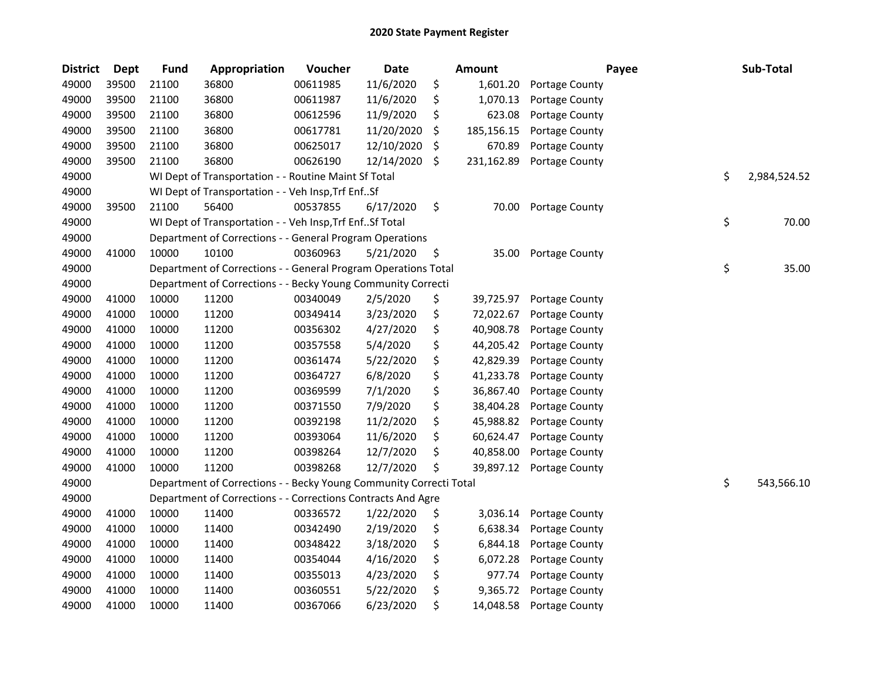## 2020 State Payment Register

| District | Dept | Fund | Appropriation | Voucher | Date | Amount | Payee | Sub-Total |
|---|---|---|---|---|---|---|---|---|
| 49000 | 39500 | 21100 | 36800 | 00611985 | 11/6/2020 | $ 1,601.20 | Portage County | |
| 49000 | 39500 | 21100 | 36800 | 00611987 | 11/6/2020 | $ 1,070.13 | Portage County | |
| 49000 | 39500 | 21100 | 36800 | 00612596 | 11/9/2020 | $ 623.08 | Portage County | |
| 49000 | 39500 | 21100 | 36800 | 00617781 | 11/20/2020 | $ 185,156.15 | Portage County | |
| 49000 | 39500 | 21100 | 36800 | 00625017 | 12/10/2020 | $ 670.89 | Portage County | |
| 49000 | 39500 | 21100 | 36800 | 00626190 | 12/14/2020 | $ 231,162.89 | Portage County | |
| 49000 | | WI Dept of Transportation - - Routine Maint Sf Total | | | | | | $ 2,984,524.52 |
| 49000 | | WI Dept of Transportation - - Veh Insp,Trf Enf..Sf | | | | | | |
| 49000 | 39500 | 21100 | 56400 | 00537855 | 6/17/2020 | $ 70.00 | Portage County | |
| 49000 | | WI Dept of Transportation - - Veh Insp,Trf Enf..Sf Total | | | | | | $ 70.00 |
| 49000 | | Department of Corrections - - General Program Operations | | | | | | |
| 49000 | 41000 | 10000 | 10100 | 00360963 | 5/21/2020 | $ 35.00 | Portage County | |
| 49000 | | Department of Corrections - - General Program Operations Total | | | | | | $ 35.00 |
| 49000 | | Department of Corrections - - Becky Young Community Correcti | | | | | | |
| 49000 | 41000 | 10000 | 11200 | 00340049 | 2/5/2020 | $ 39,725.97 | Portage County | |
| 49000 | 41000 | 10000 | 11200 | 00349414 | 3/23/2020 | $ 72,022.67 | Portage County | |
| 49000 | 41000 | 10000 | 11200 | 00356302 | 4/27/2020 | $ 40,908.78 | Portage County | |
| 49000 | 41000 | 10000 | 11200 | 00357558 | 5/4/2020 | $ 44,205.42 | Portage County | |
| 49000 | 41000 | 10000 | 11200 | 00361474 | 5/22/2020 | $ 42,829.39 | Portage County | |
| 49000 | 41000 | 10000 | 11200 | 00364727 | 6/8/2020 | $ 41,233.78 | Portage County | |
| 49000 | 41000 | 10000 | 11200 | 00369599 | 7/1/2020 | $ 36,867.40 | Portage County | |
| 49000 | 41000 | 10000 | 11200 | 00371550 | 7/9/2020 | $ 38,404.28 | Portage County | |
| 49000 | 41000 | 10000 | 11200 | 00392198 | 11/2/2020 | $ 45,988.82 | Portage County | |
| 49000 | 41000 | 10000 | 11200 | 00393064 | 11/6/2020 | $ 60,624.47 | Portage County | |
| 49000 | 41000 | 10000 | 11200 | 00398264 | 12/7/2020 | $ 40,858.00 | Portage County | |
| 49000 | 41000 | 10000 | 11200 | 00398268 | 12/7/2020 | $ 39,897.12 | Portage County | |
| 49000 | | Department of Corrections - - Becky Young Community Correcti Total | | | | | | $ 543,566.10 |
| 49000 | | Department of Corrections - - Corrections Contracts And Agre | | | | | | |
| 49000 | 41000 | 10000 | 11400 | 00336572 | 1/22/2020 | $ 3,036.14 | Portage County | |
| 49000 | 41000 | 10000 | 11400 | 00342490 | 2/19/2020 | $ 6,638.34 | Portage County | |
| 49000 | 41000 | 10000 | 11400 | 00348422 | 3/18/2020 | $ 6,844.18 | Portage County | |
| 49000 | 41000 | 10000 | 11400 | 00354044 | 4/16/2020 | $ 6,072.28 | Portage County | |
| 49000 | 41000 | 10000 | 11400 | 00355013 | 4/23/2020 | $ 977.74 | Portage County | |
| 49000 | 41000 | 10000 | 11400 | 00360551 | 5/22/2020 | $ 9,365.72 | Portage County | |
| 49000 | 41000 | 10000 | 11400 | 00367066 | 6/23/2020 | $ 14,048.58 | Portage County | |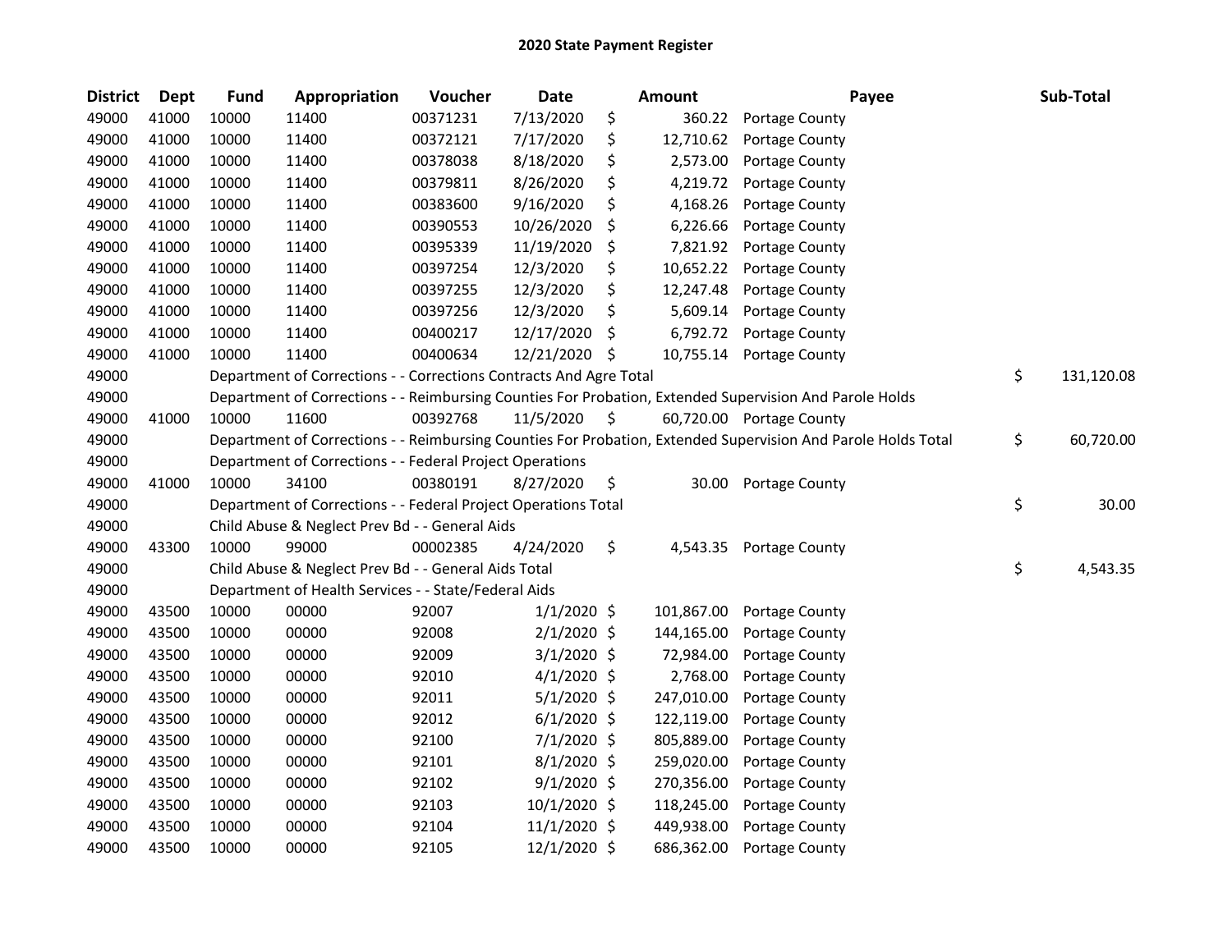# 2020 State Payment Register

| District | Dept | Fund | Appropriation | Voucher | Date | Amount | Payee | Sub-Total |
|---|---|---|---|---|---|---|---|---|
| 49000 | 41000 | 10000 | 11400 | 00371231 | 7/13/2020 | $ 360.22 | Portage County | |
| 49000 | 41000 | 10000 | 11400 | 00372121 | 7/17/2020 | $ 12,710.62 | Portage County | |
| 49000 | 41000 | 10000 | 11400 | 00378038 | 8/18/2020 | $ 2,573.00 | Portage County | |
| 49000 | 41000 | 10000 | 11400 | 00379811 | 8/26/2020 | $ 4,219.72 | Portage County | |
| 49000 | 41000 | 10000 | 11400 | 00383600 | 9/16/2020 | $ 4,168.26 | Portage County | |
| 49000 | 41000 | 10000 | 11400 | 00390553 | 10/26/2020 | $ 6,226.66 | Portage County | |
| 49000 | 41000 | 10000 | 11400 | 00395339 | 11/19/2020 | $ 7,821.92 | Portage County | |
| 49000 | 41000 | 10000 | 11400 | 00397254 | 12/3/2020 | $ 10,652.22 | Portage County | |
| 49000 | 41000 | 10000 | 11400 | 00397255 | 12/3/2020 | $ 12,247.48 | Portage County | |
| 49000 | 41000 | 10000 | 11400 | 00397256 | 12/3/2020 | $ 5,609.14 | Portage County | |
| 49000 | 41000 | 10000 | 11400 | 00400217 | 12/17/2020 | $ 6,792.72 | Portage County | |
| 49000 | 41000 | 10000 | 11400 | 00400634 | 12/21/2020 | $ 10,755.14 | Portage County | |
| 49000 | | Department of Corrections - - Corrections Contracts And Agre Total | | | | | | $ 131,120.08 |
| 49000 | | Department of Corrections - - Reimbursing Counties For Probation, Extended Supervision And Parole Holds | | | | | | |
| 49000 | 41000 | 10000 | 11600 | 00392768 | 11/5/2020 | $ 60,720.00 | Portage County | |
| 49000 | | Department of Corrections - - Reimbursing Counties For Probation, Extended Supervision And Parole Holds Total | | | | | | $ 60,720.00 |
| 49000 | | Department of Corrections - - Federal Project Operations | | | | | | |
| 49000 | 41000 | 10000 | 34100 | 00380191 | 8/27/2020 | $ 30.00 | Portage County | |
| 49000 | | Department of Corrections - - Federal Project Operations Total | | | | | | $ 30.00 |
| 49000 | | Child Abuse & Neglect Prev Bd - - General Aids | | | | | | |
| 49000 | 43300 | 10000 | 99000 | 00002385 | 4/24/2020 | $ 4,543.35 | Portage County | |
| 49000 | | Child Abuse & Neglect Prev Bd - - General Aids Total | | | | | | $ 4,543.35 |
| 49000 | | Department of Health Services - - State/Federal Aids | | | | | | |
| 49000 | 43500 | 10000 | 00000 | 92007 | 1/1/2020 | $ 101,867.00 | Portage County | |
| 49000 | 43500 | 10000 | 00000 | 92008 | 2/1/2020 | $ 144,165.00 | Portage County | |
| 49000 | 43500 | 10000 | 00000 | 92009 | 3/1/2020 | $ 72,984.00 | Portage County | |
| 49000 | 43500 | 10000 | 00000 | 92010 | 4/1/2020 | $ 2,768.00 | Portage County | |
| 49000 | 43500 | 10000 | 00000 | 92011 | 5/1/2020 | $ 247,010.00 | Portage County | |
| 49000 | 43500 | 10000 | 00000 | 92012 | 6/1/2020 | $ 122,119.00 | Portage County | |
| 49000 | 43500 | 10000 | 00000 | 92100 | 7/1/2020 | $ 805,889.00 | Portage County | |
| 49000 | 43500 | 10000 | 00000 | 92101 | 8/1/2020 | $ 259,020.00 | Portage County | |
| 49000 | 43500 | 10000 | 00000 | 92102 | 9/1/2020 | $ 270,356.00 | Portage County | |
| 49000 | 43500 | 10000 | 00000 | 92103 | 10/1/2020 | $ 118,245.00 | Portage County | |
| 49000 | 43500 | 10000 | 00000 | 92104 | 11/1/2020 | $ 449,938.00 | Portage County | |
| 49000 | 43500 | 10000 | 00000 | 92105 | 12/1/2020 | $ 686,362.00 | Portage County | |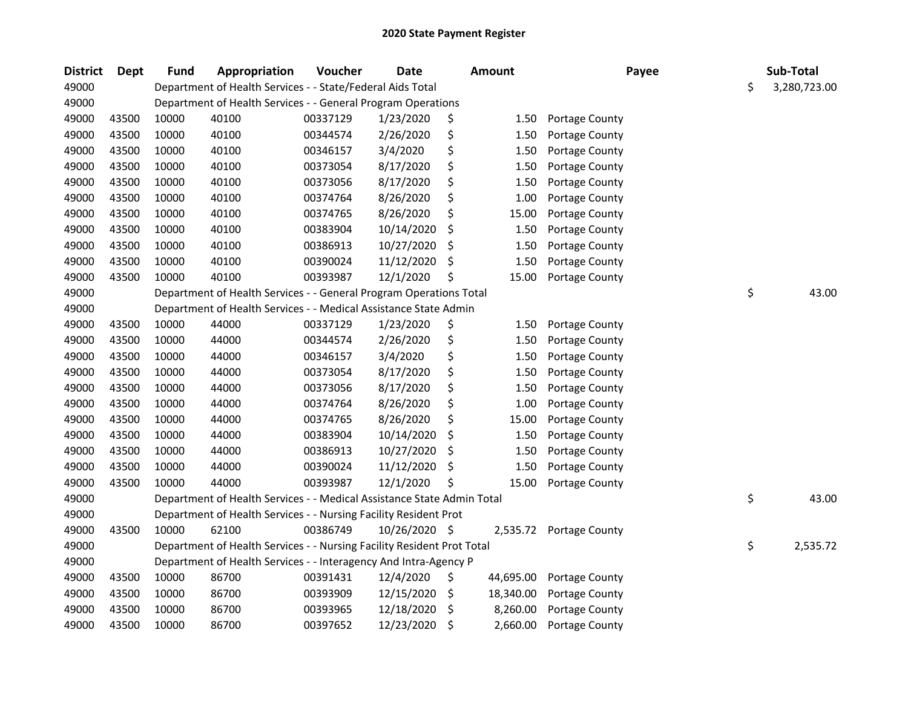## 2020 State Payment Register

| District | Dept | Fund | Appropriation | Voucher | Date | Amount | Payee | Sub-Total |
|---|---|---|---|---|---|---|---|---|
| 49000 | | Department of Health Services - - State/Federal Aids Total | | | | | | $ 3,280,723.00 |
| 49000 | | Department of Health Services - - General Program Operations | | | | | | |
| 49000 | 43500 | 10000 | 40100 | 00337129 | 1/23/2020 | $ 1.50 | Portage County | |
| 49000 | 43500 | 10000 | 40100 | 00344574 | 2/26/2020 | $ 1.50 | Portage County | |
| 49000 | 43500 | 10000 | 40100 | 00346157 | 3/4/2020 | $ 1.50 | Portage County | |
| 49000 | 43500 | 10000 | 40100 | 00373054 | 8/17/2020 | $ 1.50 | Portage County | |
| 49000 | 43500 | 10000 | 40100 | 00373056 | 8/17/2020 | $ 1.50 | Portage County | |
| 49000 | 43500 | 10000 | 40100 | 00374764 | 8/26/2020 | $ 1.00 | Portage County | |
| 49000 | 43500 | 10000 | 40100 | 00374765 | 8/26/2020 | $ 15.00 | Portage County | |
| 49000 | 43500 | 10000 | 40100 | 00383904 | 10/14/2020 | $ 1.50 | Portage County | |
| 49000 | 43500 | 10000 | 40100 | 00386913 | 10/27/2020 | $ 1.50 | Portage County | |
| 49000 | 43500 | 10000 | 40100 | 00390024 | 11/12/2020 | $ 1.50 | Portage County | |
| 49000 | 43500 | 10000 | 40100 | 00393987 | 12/1/2020 | $ 15.00 | Portage County | |
| 49000 | | Department of Health Services - - General Program Operations Total | | | | | | $ 43.00 |
| 49000 | | Department of Health Services - - Medical Assistance State Admin | | | | | | |
| 49000 | 43500 | 10000 | 44000 | 00337129 | 1/23/2020 | $ 1.50 | Portage County | |
| 49000 | 43500 | 10000 | 44000 | 00344574 | 2/26/2020 | $ 1.50 | Portage County | |
| 49000 | 43500 | 10000 | 44000 | 00346157 | 3/4/2020 | $ 1.50 | Portage County | |
| 49000 | 43500 | 10000 | 44000 | 00373054 | 8/17/2020 | $ 1.50 | Portage County | |
| 49000 | 43500 | 10000 | 44000 | 00373056 | 8/17/2020 | $ 1.50 | Portage County | |
| 49000 | 43500 | 10000 | 44000 | 00374764 | 8/26/2020 | $ 1.00 | Portage County | |
| 49000 | 43500 | 10000 | 44000 | 00374765 | 8/26/2020 | $ 15.00 | Portage County | |
| 49000 | 43500 | 10000 | 44000 | 00383904 | 10/14/2020 | $ 1.50 | Portage County | |
| 49000 | 43500 | 10000 | 44000 | 00386913 | 10/27/2020 | $ 1.50 | Portage County | |
| 49000 | 43500 | 10000 | 44000 | 00390024 | 11/12/2020 | $ 1.50 | Portage County | |
| 49000 | 43500 | 10000 | 44000 | 00393987 | 12/1/2020 | $ 15.00 | Portage County | |
| 49000 | | Department of Health Services - - Medical Assistance State Admin Total | | | | | | $ 43.00 |
| 49000 | | Department of Health Services - - Nursing Facility Resident Prot | | | | | | |
| 49000 | 43500 | 10000 | 62100 | 00386749 | 10/26/2020 | $ 2,535.72 | Portage County | |
| 49000 | | Department of Health Services - - Nursing Facility Resident Prot Total | | | | | | $ 2,535.72 |
| 49000 | | Department of Health Services - - Interagency And Intra-Agency P | | | | | | |
| 49000 | 43500 | 10000 | 86700 | 00391431 | 12/4/2020 | $ 44,695.00 | Portage County | |
| 49000 | 43500 | 10000 | 86700 | 00393909 | 12/15/2020 | $ 18,340.00 | Portage County | |
| 49000 | 43500 | 10000 | 86700 | 00393965 | 12/18/2020 | $ 8,260.00 | Portage County | |
| 49000 | 43500 | 10000 | 86700 | 00397652 | 12/23/2020 | $ 2,660.00 | Portage County | |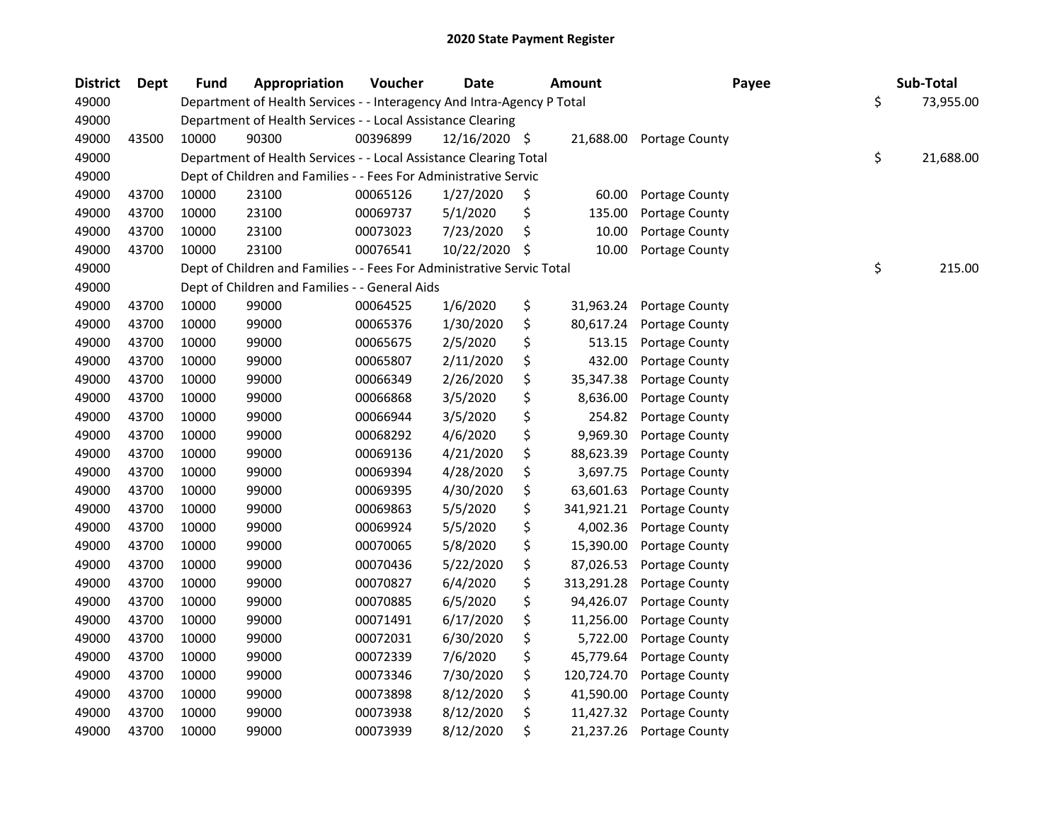# 2020 State Payment Register

| District | Dept | Fund | Appropriation | Voucher | Date | Amount | Payee | Sub-Total |
|---|---|---|---|---|---|---|---|---|
| 49000 | | Department of Health Services - - Interagency And Intra-Agency P Total | | | | | | $ 73,955.00 |
| 49000 | | Department of Health Services - - Local Assistance Clearing | | | | | | |
| 49000 | 43500 | 10000 | 90300 | 00396899 | 12/16/2020 | $ 21,688.00 | Portage County | |
| 49000 | | Department of Health Services - - Local Assistance Clearing Total | | | | | | $ 21,688.00 |
| 49000 | | Dept of Children and Families - - Fees For Administrative Servic | | | | | | |
| 49000 | 43700 | 10000 | 23100 | 00065126 | 1/27/2020 | $ 60.00 | Portage County | |
| 49000 | 43700 | 10000 | 23100 | 00069737 | 5/1/2020 | $ 135.00 | Portage County | |
| 49000 | 43700 | 10000 | 23100 | 00073023 | 7/23/2020 | $ 10.00 | Portage County | |
| 49000 | 43700 | 10000 | 23100 | 00076541 | 10/22/2020 | $ 10.00 | Portage County | |
| 49000 | | Dept of Children and Families - - Fees For Administrative Servic Total | | | | | | $ 215.00 |
| 49000 | | Dept of Children and Families - - General Aids | | | | | | |
| 49000 | 43700 | 10000 | 99000 | 00064525 | 1/6/2020 | $ 31,963.24 | Portage County | |
| 49000 | 43700 | 10000 | 99000 | 00065376 | 1/30/2020 | $ 80,617.24 | Portage County | |
| 49000 | 43700 | 10000 | 99000 | 00065675 | 2/5/2020 | $ 513.15 | Portage County | |
| 49000 | 43700 | 10000 | 99000 | 00065807 | 2/11/2020 | $ 432.00 | Portage County | |
| 49000 | 43700 | 10000 | 99000 | 00066349 | 2/26/2020 | $ 35,347.38 | Portage County | |
| 49000 | 43700 | 10000 | 99000 | 00066868 | 3/5/2020 | $ 8,636.00 | Portage County | |
| 49000 | 43700 | 10000 | 99000 | 00066944 | 3/5/2020 | $ 254.82 | Portage County | |
| 49000 | 43700 | 10000 | 99000 | 00068292 | 4/6/2020 | $ 9,969.30 | Portage County | |
| 49000 | 43700 | 10000 | 99000 | 00069136 | 4/21/2020 | $ 88,623.39 | Portage County | |
| 49000 | 43700 | 10000 | 99000 | 00069394 | 4/28/2020 | $ 3,697.75 | Portage County | |
| 49000 | 43700 | 10000 | 99000 | 00069395 | 4/30/2020 | $ 63,601.63 | Portage County | |
| 49000 | 43700 | 10000 | 99000 | 00069863 | 5/5/2020 | $ 341,921.21 | Portage County | |
| 49000 | 43700 | 10000 | 99000 | 00069924 | 5/5/2020 | $ 4,002.36 | Portage County | |
| 49000 | 43700 | 10000 | 99000 | 00070065 | 5/8/2020 | $ 15,390.00 | Portage County | |
| 49000 | 43700 | 10000 | 99000 | 00070436 | 5/22/2020 | $ 87,026.53 | Portage County | |
| 49000 | 43700 | 10000 | 99000 | 00070827 | 6/4/2020 | $ 313,291.28 | Portage County | |
| 49000 | 43700 | 10000 | 99000 | 00070885 | 6/5/2020 | $ 94,426.07 | Portage County | |
| 49000 | 43700 | 10000 | 99000 | 00071491 | 6/17/2020 | $ 11,256.00 | Portage County | |
| 49000 | 43700 | 10000 | 99000 | 00072031 | 6/30/2020 | $ 5,722.00 | Portage County | |
| 49000 | 43700 | 10000 | 99000 | 00072339 | 7/6/2020 | $ 45,779.64 | Portage County | |
| 49000 | 43700 | 10000 | 99000 | 00073346 | 7/30/2020 | $ 120,724.70 | Portage County | |
| 49000 | 43700 | 10000 | 99000 | 00073898 | 8/12/2020 | $ 41,590.00 | Portage County | |
| 49000 | 43700 | 10000 | 99000 | 00073938 | 8/12/2020 | $ 11,427.32 | Portage County | |
| 49000 | 43700 | 10000 | 99000 | 00073939 | 8/12/2020 | $ 21,237.26 | Portage County | |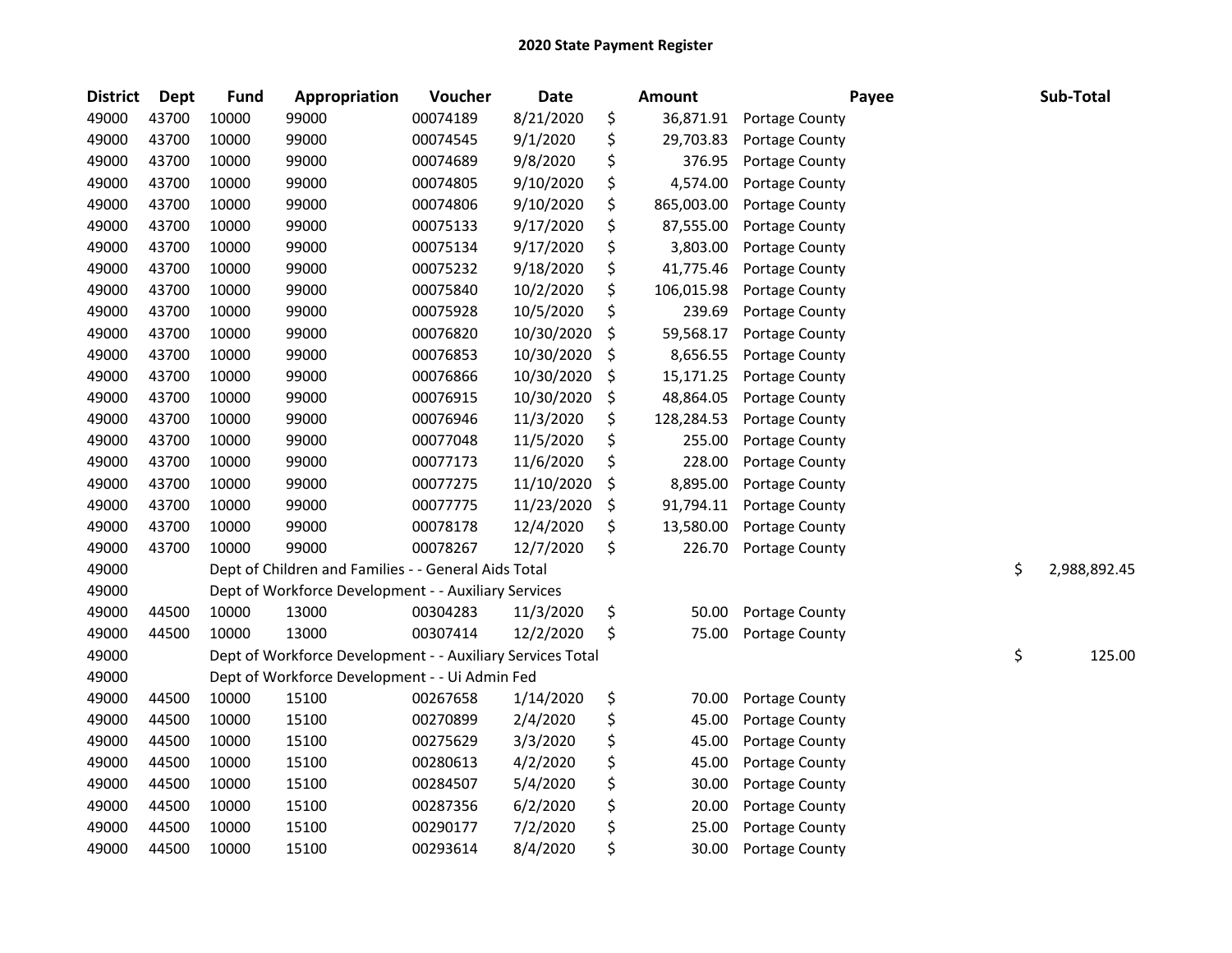# 2020 State Payment Register

| District | Dept | Fund | Appropriation | Voucher | Date | Amount | Payee | Sub-Total |
|---|---|---|---|---|---|---|---|---|
| 49000 | 43700 | 10000 | 99000 | 00074189 | 8/21/2020 | $ 36,871.91 | Portage County | |
| 49000 | 43700 | 10000 | 99000 | 00074545 | 9/1/2020 | $ 29,703.83 | Portage County | |
| 49000 | 43700 | 10000 | 99000 | 00074689 | 9/8/2020 | $ 376.95 | Portage County | |
| 49000 | 43700 | 10000 | 99000 | 00074805 | 9/10/2020 | $ 4,574.00 | Portage County | |
| 49000 | 43700 | 10000 | 99000 | 00074806 | 9/10/2020 | $ 865,003.00 | Portage County | |
| 49000 | 43700 | 10000 | 99000 | 00075133 | 9/17/2020 | $ 87,555.00 | Portage County | |
| 49000 | 43700 | 10000 | 99000 | 00075134 | 9/17/2020 | $ 3,803.00 | Portage County | |
| 49000 | 43700 | 10000 | 99000 | 00075232 | 9/18/2020 | $ 41,775.46 | Portage County | |
| 49000 | 43700 | 10000 | 99000 | 00075840 | 10/2/2020 | $ 106,015.98 | Portage County | |
| 49000 | 43700 | 10000 | 99000 | 00075928 | 10/5/2020 | $ 239.69 | Portage County | |
| 49000 | 43700 | 10000 | 99000 | 00076820 | 10/30/2020 | $ 59,568.17 | Portage County | |
| 49000 | 43700 | 10000 | 99000 | 00076853 | 10/30/2020 | $ 8,656.55 | Portage County | |
| 49000 | 43700 | 10000 | 99000 | 00076866 | 10/30/2020 | $ 15,171.25 | Portage County | |
| 49000 | 43700 | 10000 | 99000 | 00076915 | 10/30/2020 | $ 48,864.05 | Portage County | |
| 49000 | 43700 | 10000 | 99000 | 00076946 | 11/3/2020 | $ 128,284.53 | Portage County | |
| 49000 | 43700 | 10000 | 99000 | 00077048 | 11/5/2020 | $ 255.00 | Portage County | |
| 49000 | 43700 | 10000 | 99000 | 00077173 | 11/6/2020 | $ 228.00 | Portage County | |
| 49000 | 43700 | 10000 | 99000 | 00077275 | 11/10/2020 | $ 8,895.00 | Portage County | |
| 49000 | 43700 | 10000 | 99000 | 00077775 | 11/23/2020 | $ 91,794.11 | Portage County | |
| 49000 | 43700 | 10000 | 99000 | 00078178 | 12/4/2020 | $ 13,580.00 | Portage County | |
| 49000 | 43700 | 10000 | 99000 | 00078267 | 12/7/2020 | $ 226.70 | Portage County | |
| 49000 | | Dept of Children and Families - - General Aids Total | | | | | | $ 2,988,892.45 |
| 49000 | | Dept of Workforce Development - - Auxiliary Services | | | | | | |
| 49000 | 44500 | 10000 | 13000 | 00304283 | 11/3/2020 | $ 50.00 | Portage County | |
| 49000 | 44500 | 10000 | 13000 | 00307414 | 12/2/2020 | $ 75.00 | Portage County | |
| 49000 | | Dept of Workforce Development - - Auxiliary Services Total | | | | | | $ 125.00 |
| 49000 | | Dept of Workforce Development - - Ui Admin Fed | | | | | | |
| 49000 | 44500 | 10000 | 15100 | 00267658 | 1/14/2020 | $ 70.00 | Portage County | |
| 49000 | 44500 | 10000 | 15100 | 00270899 | 2/4/2020 | $ 45.00 | Portage County | |
| 49000 | 44500 | 10000 | 15100 | 00275629 | 3/3/2020 | $ 45.00 | Portage County | |
| 49000 | 44500 | 10000 | 15100 | 00280613 | 4/2/2020 | $ 45.00 | Portage County | |
| 49000 | 44500 | 10000 | 15100 | 00284507 | 5/4/2020 | $ 30.00 | Portage County | |
| 49000 | 44500 | 10000 | 15100 | 00287356 | 6/2/2020 | $ 20.00 | Portage County | |
| 49000 | 44500 | 10000 | 15100 | 00290177 | 7/2/2020 | $ 25.00 | Portage County | |
| 49000 | 44500 | 10000 | 15100 | 00293614 | 8/4/2020 | $ 30.00 | Portage County | |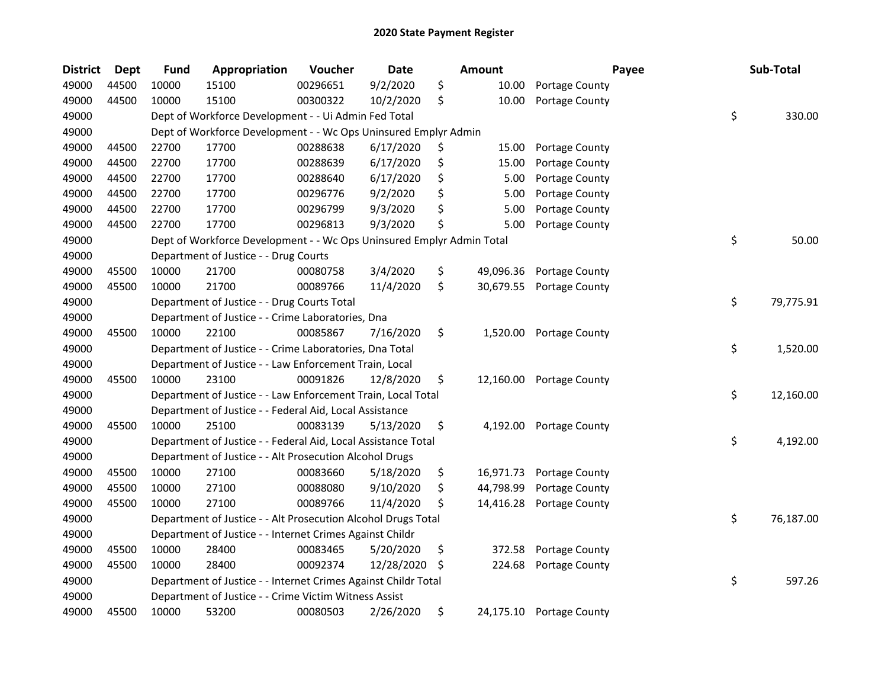# 2020 State Payment Register

| District | Dept | Fund | Appropriation | Voucher | Date | Amount | Payee | Sub-Total |
|---|---|---|---|---|---|---|---|---|
| 49000 | 44500 | 10000 | 15100 | 00296651 | 9/2/2020 | $ 10.00 | Portage County | |
| 49000 | 44500 | 10000 | 15100 | 00300322 | 10/2/2020 | $ 10.00 | Portage County | |
| 49000 | | Dept of Workforce Development - - Ui Admin Fed Total | | | | | | $ 330.00 |
| 49000 | | Dept of Workforce Development - - Wc Ops Uninsured Emplyr Admin | | | | | | |
| 49000 | 44500 | 22700 | 17700 | 00288638 | 6/17/2020 | $ 15.00 | Portage County | |
| 49000 | 44500 | 22700 | 17700 | 00288639 | 6/17/2020 | $ 15.00 | Portage County | |
| 49000 | 44500 | 22700 | 17700 | 00288640 | 6/17/2020 | $ 5.00 | Portage County | |
| 49000 | 44500 | 22700 | 17700 | 00296776 | 9/2/2020 | $ 5.00 | Portage County | |
| 49000 | 44500 | 22700 | 17700 | 00296799 | 9/3/2020 | $ 5.00 | Portage County | |
| 49000 | 44500 | 22700 | 17700 | 00296813 | 9/3/2020 | $ 5.00 | Portage County | |
| 49000 | | Dept of Workforce Development - - Wc Ops Uninsured Emplyr Admin Total | | | | | | $ 50.00 |
| 49000 | | Department of Justice - - Drug Courts | | | | | | |
| 49000 | 45500 | 10000 | 21700 | 00080758 | 3/4/2020 | $ 49,096.36 | Portage County | |
| 49000 | 45500 | 10000 | 21700 | 00089766 | 11/4/2020 | $ 30,679.55 | Portage County | |
| 49000 | | Department of Justice - - Drug Courts Total | | | | | | $ 79,775.91 |
| 49000 | | Department of Justice - - Crime Laboratories, Dna | | | | | | |
| 49000 | 45500 | 10000 | 22100 | 00085867 | 7/16/2020 | $ 1,520.00 | Portage County | |
| 49000 | | Department of Justice - - Crime Laboratories, Dna Total | | | | | | $ 1,520.00 |
| 49000 | | Department of Justice - - Law Enforcement Train, Local | | | | | | |
| 49000 | 45500 | 10000 | 23100 | 00091826 | 12/8/2020 | $ 12,160.00 | Portage County | |
| 49000 | | Department of Justice - - Law Enforcement Train, Local Total | | | | | | $ 12,160.00 |
| 49000 | | Department of Justice - - Federal Aid, Local Assistance | | | | | | |
| 49000 | 45500 | 10000 | 25100 | 00083139 | 5/13/2020 | $ 4,192.00 | Portage County | |
| 49000 | | Department of Justice - - Federal Aid, Local Assistance Total | | | | | | $ 4,192.00 |
| 49000 | | Department of Justice - - Alt Prosecution Alcohol Drugs | | | | | | |
| 49000 | 45500 | 10000 | 27100 | 00083660 | 5/18/2020 | $ 16,971.73 | Portage County | |
| 49000 | 45500 | 10000 | 27100 | 00088080 | 9/10/2020 | $ 44,798.99 | Portage County | |
| 49000 | 45500 | 10000 | 27100 | 00089766 | 11/4/2020 | $ 14,416.28 | Portage County | |
| 49000 | | Department of Justice - - Alt Prosecution Alcohol Drugs Total | | | | | | $ 76,187.00 |
| 49000 | | Department of Justice - - Internet Crimes Against Childr | | | | | | |
| 49000 | 45500 | 10000 | 28400 | 00083465 | 5/20/2020 | $ 372.58 | Portage County | |
| 49000 | 45500 | 10000 | 28400 | 00092374 | 12/28/2020 | $ 224.68 | Portage County | |
| 49000 | | Department of Justice - - Internet Crimes Against Childr Total | | | | | | $ 597.26 |
| 49000 | | Department of Justice - - Crime Victim Witness Assist | | | | | | |
| 49000 | 45500 | 10000 | 53200 | 00080503 | 2/26/2020 | $ 24,175.10 | Portage County | |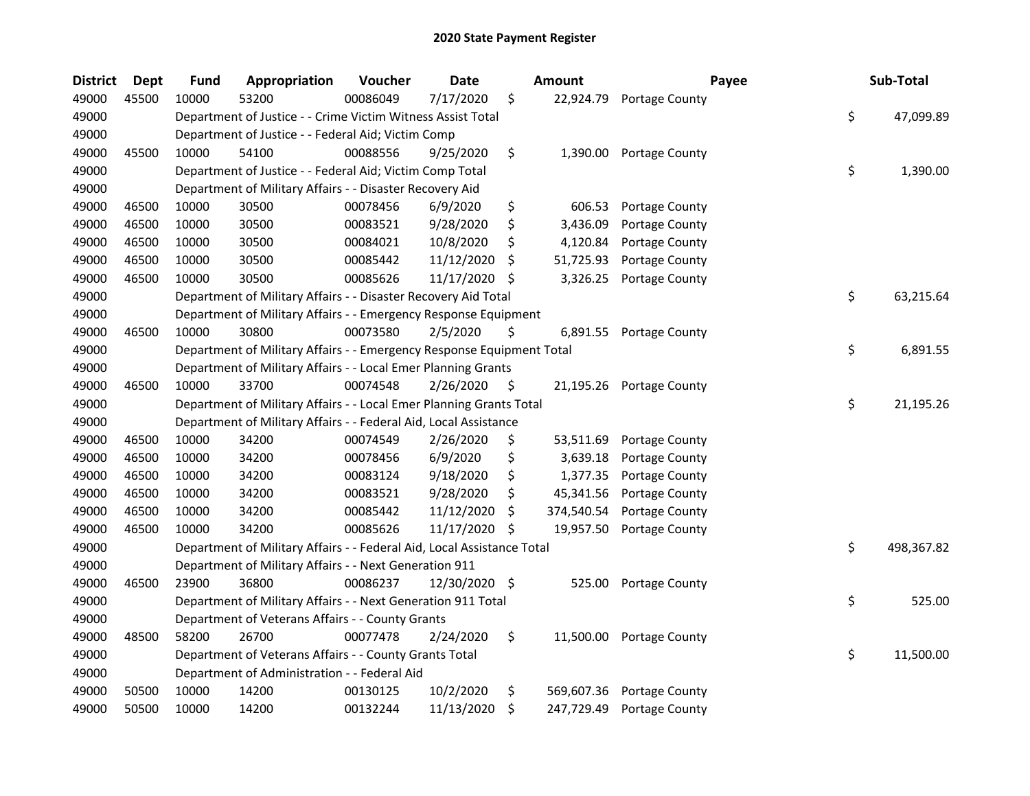## 2020 State Payment Register

| District | Dept | Fund | Appropriation | Voucher | Date | Amount | Payee | Sub-Total |
|---|---|---|---|---|---|---|---|---|
| 49000 | 45500 | 10000 | 53200 | 00086049 | 7/17/2020 | $ 22,924.79 | Portage County | |
| 49000 | | Department of Justice - - Crime Victim Witness Assist Total | | | | | | $ 47,099.89 |
| 49000 | | Department of Justice - - Federal Aid; Victim Comp | | | | | | |
| 49000 | 45500 | 10000 | 54100 | 00088556 | 9/25/2020 | $ 1,390.00 | Portage County | |
| 49000 | | Department of Justice - - Federal Aid; Victim Comp Total | | | | | | $ 1,390.00 |
| 49000 | | Department of Military Affairs - - Disaster Recovery Aid | | | | | | |
| 49000 | 46500 | 10000 | 30500 | 00078456 | 6/9/2020 | $ 606.53 | Portage County | |
| 49000 | 46500 | 10000 | 30500 | 00083521 | 9/28/2020 | $ 3,436.09 | Portage County | |
| 49000 | 46500 | 10000 | 30500 | 00084021 | 10/8/2020 | $ 4,120.84 | Portage County | |
| 49000 | 46500 | 10000 | 30500 | 00085442 | 11/12/2020 | $ 51,725.93 | Portage County | |
| 49000 | 46500 | 10000 | 30500 | 00085626 | 11/17/2020 | $ 3,326.25 | Portage County | |
| 49000 | | Department of Military Affairs - - Disaster Recovery Aid Total | | | | | | $ 63,215.64 |
| 49000 | | Department of Military Affairs - - Emergency Response Equipment | | | | | | |
| 49000 | 46500 | 10000 | 30800 | 00073580 | 2/5/2020 | $ 6,891.55 | Portage County | |
| 49000 | | Department of Military Affairs - - Emergency Response Equipment Total | | | | | | $ 6,891.55 |
| 49000 | | Department of Military Affairs - - Local Emer Planning Grants | | | | | | |
| 49000 | 46500 | 10000 | 33700 | 00074548 | 2/26/2020 | $ 21,195.26 | Portage County | |
| 49000 | | Department of Military Affairs - - Local Emer Planning Grants Total | | | | | | $ 21,195.26 |
| 49000 | | Department of Military Affairs - - Federal Aid, Local Assistance | | | | | | |
| 49000 | 46500 | 10000 | 34200 | 00074549 | 2/26/2020 | $ 53,511.69 | Portage County | |
| 49000 | 46500 | 10000 | 34200 | 00078456 | 6/9/2020 | $ 3,639.18 | Portage County | |
| 49000 | 46500 | 10000 | 34200 | 00083124 | 9/18/2020 | $ 1,377.35 | Portage County | |
| 49000 | 46500 | 10000 | 34200 | 00083521 | 9/28/2020 | $ 45,341.56 | Portage County | |
| 49000 | 46500 | 10000 | 34200 | 00085442 | 11/12/2020 | $ 374,540.54 | Portage County | |
| 49000 | 46500 | 10000 | 34200 | 00085626 | 11/17/2020 | $ 19,957.50 | Portage County | |
| 49000 | | Department of Military Affairs - - Federal Aid, Local Assistance Total | | | | | | $ 498,367.82 |
| 49000 | | Department of Military Affairs - - Next Generation 911 | | | | | | |
| 49000 | 46500 | 23900 | 36800 | 00086237 | 12/30/2020 | $ 525.00 | Portage County | |
| 49000 | | Department of Military Affairs - - Next Generation 911 Total | | | | | | $ 525.00 |
| 49000 | | Department of Veterans Affairs - - County Grants | | | | | | |
| 49000 | 48500 | 58200 | 26700 | 00077478 | 2/24/2020 | $ 11,500.00 | Portage County | |
| 49000 | | Department of Veterans Affairs - - County Grants Total | | | | | | $ 11,500.00 |
| 49000 | | Department of Administration - - Federal Aid | | | | | | |
| 49000 | 50500 | 10000 | 14200 | 00130125 | 10/2/2020 | $ 569,607.36 | Portage County | |
| 49000 | 50500 | 10000 | 14200 | 00132244 | 11/13/2020 | $ 247,729.49 | Portage County | |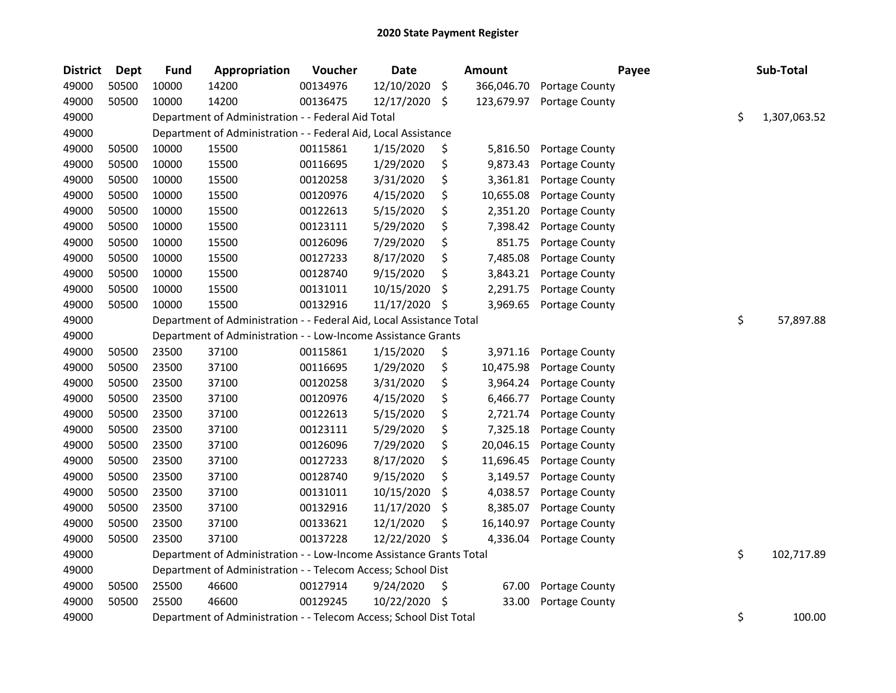# 2020 State Payment Register

| District | Dept | Fund | Appropriation | Voucher | Date | Amount | Payee | Sub-Total |
|---|---|---|---|---|---|---|---|---|
| 49000 | 50500 | 10000 | 14200 | 00134976 | 12/10/2020 | $ 366,046.70 | Portage County | |
| 49000 | 50500 | 10000 | 14200 | 00136475 | 12/17/2020 | $ 123,679.97 | Portage County | |
| 49000 | | Department of Administration - - Federal Aid Total | | | | | | $ 1,307,063.52 |
| 49000 | | Department of Administration - - Federal Aid, Local Assistance | | | | | | |
| 49000 | 50500 | 10000 | 15500 | 00115861 | 1/15/2020 | $ 5,816.50 | Portage County | |
| 49000 | 50500 | 10000 | 15500 | 00116695 | 1/29/2020 | $ 9,873.43 | Portage County | |
| 49000 | 50500 | 10000 | 15500 | 00120258 | 3/31/2020 | $ 3,361.81 | Portage County | |
| 49000 | 50500 | 10000 | 15500 | 00120976 | 4/15/2020 | $ 10,655.08 | Portage County | |
| 49000 | 50500 | 10000 | 15500 | 00122613 | 5/15/2020 | $ 2,351.20 | Portage County | |
| 49000 | 50500 | 10000 | 15500 | 00123111 | 5/29/2020 | $ 7,398.42 | Portage County | |
| 49000 | 50500 | 10000 | 15500 | 00126096 | 7/29/2020 | $ 851.75 | Portage County | |
| 49000 | 50500 | 10000 | 15500 | 00127233 | 8/17/2020 | $ 7,485.08 | Portage County | |
| 49000 | 50500 | 10000 | 15500 | 00128740 | 9/15/2020 | $ 3,843.21 | Portage County | |
| 49000 | 50500 | 10000 | 15500 | 00131011 | 10/15/2020 | $ 2,291.75 | Portage County | |
| 49000 | 50500 | 10000 | 15500 | 00132916 | 11/17/2020 | $ 3,969.65 | Portage County | |
| 49000 | | Department of Administration - - Federal Aid, Local Assistance Total | | | | | | $ 57,897.88 |
| 49000 | | Department of Administration - - Low-Income Assistance Grants | | | | | | |
| 49000 | 50500 | 23500 | 37100 | 00115861 | 1/15/2020 | $ 3,971.16 | Portage County | |
| 49000 | 50500 | 23500 | 37100 | 00116695 | 1/29/2020 | $ 10,475.98 | Portage County | |
| 49000 | 50500 | 23500 | 37100 | 00120258 | 3/31/2020 | $ 3,964.24 | Portage County | |
| 49000 | 50500 | 23500 | 37100 | 00120976 | 4/15/2020 | $ 6,466.77 | Portage County | |
| 49000 | 50500 | 23500 | 37100 | 00122613 | 5/15/2020 | $ 2,721.74 | Portage County | |
| 49000 | 50500 | 23500 | 37100 | 00123111 | 5/29/2020 | $ 7,325.18 | Portage County | |
| 49000 | 50500 | 23500 | 37100 | 00126096 | 7/29/2020 | $ 20,046.15 | Portage County | |
| 49000 | 50500 | 23500 | 37100 | 00127233 | 8/17/2020 | $ 11,696.45 | Portage County | |
| 49000 | 50500 | 23500 | 37100 | 00128740 | 9/15/2020 | $ 3,149.57 | Portage County | |
| 49000 | 50500 | 23500 | 37100 | 00131011 | 10/15/2020 | $ 4,038.57 | Portage County | |
| 49000 | 50500 | 23500 | 37100 | 00132916 | 11/17/2020 | $ 8,385.07 | Portage County | |
| 49000 | 50500 | 23500 | 37100 | 00133621 | 12/1/2020 | $ 16,140.97 | Portage County | |
| 49000 | 50500 | 23500 | 37100 | 00137228 | 12/22/2020 | $ 4,336.04 | Portage County | |
| 49000 | | Department of Administration - - Low-Income Assistance Grants Total | | | | | | $ 102,717.89 |
| 49000 | | Department of Administration - - Telecom Access; School Dist | | | | | | |
| 49000 | 50500 | 25500 | 46600 | 00127914 | 9/24/2020 | $ 67.00 | Portage County | |
| 49000 | 50500 | 25500 | 46600 | 00129245 | 10/22/2020 | $ 33.00 | Portage County | |
| 49000 | | Department of Administration - - Telecom Access; School Dist Total | | | | | | $ 100.00 |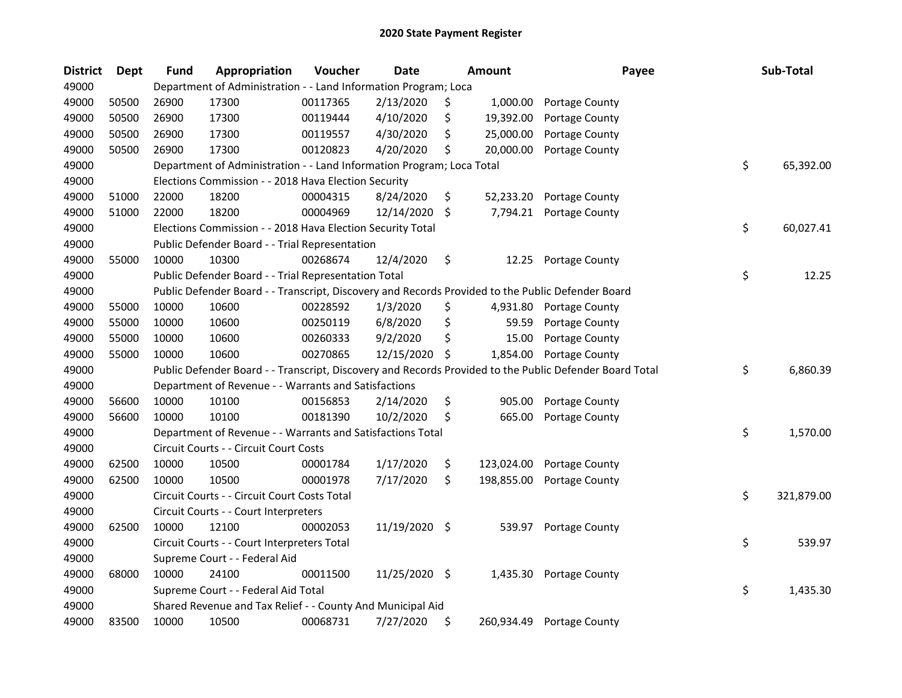# 2020 State Payment Register

| District | Dept | Fund | Appropriation | Voucher | Date | Amount | Payee | Sub-Total |
|---|---|---|---|---|---|---|---|---|
| 49000 | | Department of Administration - - Land Information Program; Loca | | | | | | |
| 49000 | 50500 | 26900 | 17300 | 00117365 | 2/13/2020 | $ 1,000.00 | Portage County | |
| 49000 | 50500 | 26900 | 17300 | 00119444 | 4/10/2020 | $ 19,392.00 | Portage County | |
| 49000 | 50500 | 26900 | 17300 | 00119557 | 4/30/2020 | $ 25,000.00 | Portage County | |
| 49000 | 50500 | 26900 | 17300 | 00120823 | 4/20/2020 | $ 20,000.00 | Portage County | |
| 49000 | | Department of Administration - - Land Information Program; Loca Total | | | | | | $ 65,392.00 |
| 49000 | | Elections Commission - - 2018 Hava Election Security | | | | | | |
| 49000 | 51000 | 22000 | 18200 | 00004315 | 8/24/2020 | $ 52,233.20 | Portage County | |
| 49000 | 51000 | 22000 | 18200 | 00004969 | 12/14/2020 | $ 7,794.21 | Portage County | |
| 49000 | | Elections Commission - - 2018 Hava Election Security Total | | | | | | $ 60,027.41 |
| 49000 | | Public Defender Board - - Trial Representation | | | | | | |
| 49000 | 55000 | 10000 | 10300 | 00268674 | 12/4/2020 | $ 12.25 | Portage County | |
| 49000 | | Public Defender Board - - Trial Representation Total | | | | | | $ 12.25 |
| 49000 | | Public Defender Board - - Transcript, Discovery and Records Provided to the Public Defender Board | | | | | | |
| 49000 | 55000 | 10000 | 10600 | 00228592 | 1/3/2020 | $ 4,931.80 | Portage County | |
| 49000 | 55000 | 10000 | 10600 | 00250119 | 6/8/2020 | $ 59.59 | Portage County | |
| 49000 | 55000 | 10000 | 10600 | 00260333 | 9/2/2020 | $ 15.00 | Portage County | |
| 49000 | 55000 | 10000 | 10600 | 00270865 | 12/15/2020 | $ 1,854.00 | Portage County | |
| 49000 | | Public Defender Board - - Transcript, Discovery and Records Provided to the Public Defender Board Total | | | | | | $ 6,860.39 |
| 49000 | | Department of Revenue - - Warrants and Satisfactions | | | | | | |
| 49000 | 56600 | 10000 | 10100 | 00156853 | 2/14/2020 | $ 905.00 | Portage County | |
| 49000 | 56600 | 10000 | 10100 | 00181390 | 10/2/2020 | $ 665.00 | Portage County | |
| 49000 | | Department of Revenue - - Warrants and Satisfactions Total | | | | | | $ 1,570.00 |
| 49000 | | Circuit Courts - - Circuit Court Costs | | | | | | |
| 49000 | 62500 | 10000 | 10500 | 00001784 | 1/17/2020 | $ 123,024.00 | Portage County | |
| 49000 | 62500 | 10000 | 10500 | 00001978 | 7/17/2020 | $ 198,855.00 | Portage County | |
| 49000 | | Circuit Courts - - Circuit Court Costs Total | | | | | | $ 321,879.00 |
| 49000 | | Circuit Courts - - Court Interpreters | | | | | | |
| 49000 | 62500 | 10000 | 12100 | 00002053 | 11/19/2020 | $ 539.97 | Portage County | |
| 49000 | | Circuit Courts - - Court Interpreters Total | | | | | | $ 539.97 |
| 49000 | | Supreme Court - - Federal Aid | | | | | | |
| 49000 | 68000 | 10000 | 24100 | 00011500 | 11/25/2020 | $ 1,435.30 | Portage County | |
| 49000 | | Supreme Court - - Federal Aid Total | | | | | | $ 1,435.30 |
| 49000 | | Shared Revenue and Tax Relief - - County And Municipal Aid | | | | | | |
| 49000 | 83500 | 10000 | 10500 | 00068731 | 7/27/2020 | $ 260,934.49 | Portage County | |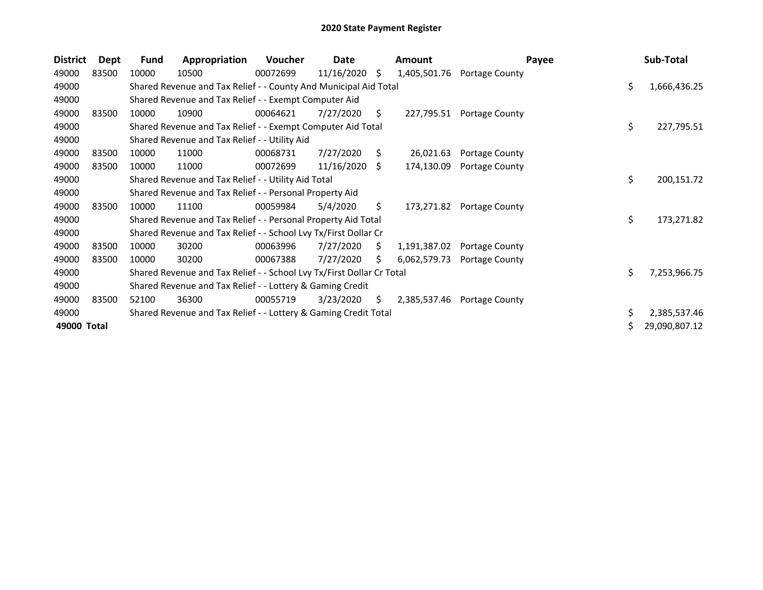# 2020 State Payment Register

| District | Dept | Fund | Appropriation | Voucher | Date | Amount | Payee | Sub-Total |
|---|---|---|---|---|---|---|---|---|
| 49000 | 83500 | 10000 | 10500 | 00072699 | 11/16/2020 | $ 1,405,501.76 | Portage County | |
| 49000 | | Shared Revenue and Tax Relief - - County And Municipal Aid Total | | | | | | $ 1,666,436.25 |
| 49000 | | Shared Revenue and Tax Relief - - Exempt Computer Aid | | | | | | |
| 49000 | 83500 | 10000 | 10900 | 00064621 | 7/27/2020 | $ 227,795.51 | Portage County | |
| 49000 | | Shared Revenue and Tax Relief - - Exempt Computer Aid Total | | | | | | $ 227,795.51 |
| 49000 | | Shared Revenue and Tax Relief - - Utility Aid | | | | | | |
| 49000 | 83500 | 10000 | 11000 | 00068731 | 7/27/2020 | $ 26,021.63 | Portage County | |
| 49000 | 83500 | 10000 | 11000 | 00072699 | 11/16/2020 | $ 174,130.09 | Portage County | |
| 49000 | | Shared Revenue and Tax Relief - - Utility Aid Total | | | | | | $ 200,151.72 |
| 49000 | | Shared Revenue and Tax Relief - - Personal Property Aid | | | | | | |
| 49000 | 83500 | 10000 | 11100 | 00059984 | 5/4/2020 | $ 173,271.82 | Portage County | |
| 49000 | | Shared Revenue and Tax Relief - - Personal Property Aid Total | | | | | | $ 173,271.82 |
| 49000 | | Shared Revenue and Tax Relief - - School Lvy Tx/First Dollar Cr | | | | | | |
| 49000 | 83500 | 10000 | 30200 | 00063996 | 7/27/2020 | $ 1,191,387.02 | Portage County | |
| 49000 | 83500 | 10000 | 30200 | 00067388 | 7/27/2020 | $ 6,062,579.73 | Portage County | |
| 49000 | | Shared Revenue and Tax Relief - - School Lvy Tx/First Dollar Cr Total | | | | | | $ 7,253,966.75 |
| 49000 | | Shared Revenue and Tax Relief - - Lottery & Gaming Credit | | | | | | |
| 49000 | 83500 | 52100 | 36300 | 00055719 | 3/23/2020 | $ 2,385,537.46 | Portage County | |
| 49000 | | Shared Revenue and Tax Relief - - Lottery & Gaming Credit Total | | | | | | $ 2,385,537.46 |
| **49000 Total** | | | | | | | | $ 29,090,807.12 |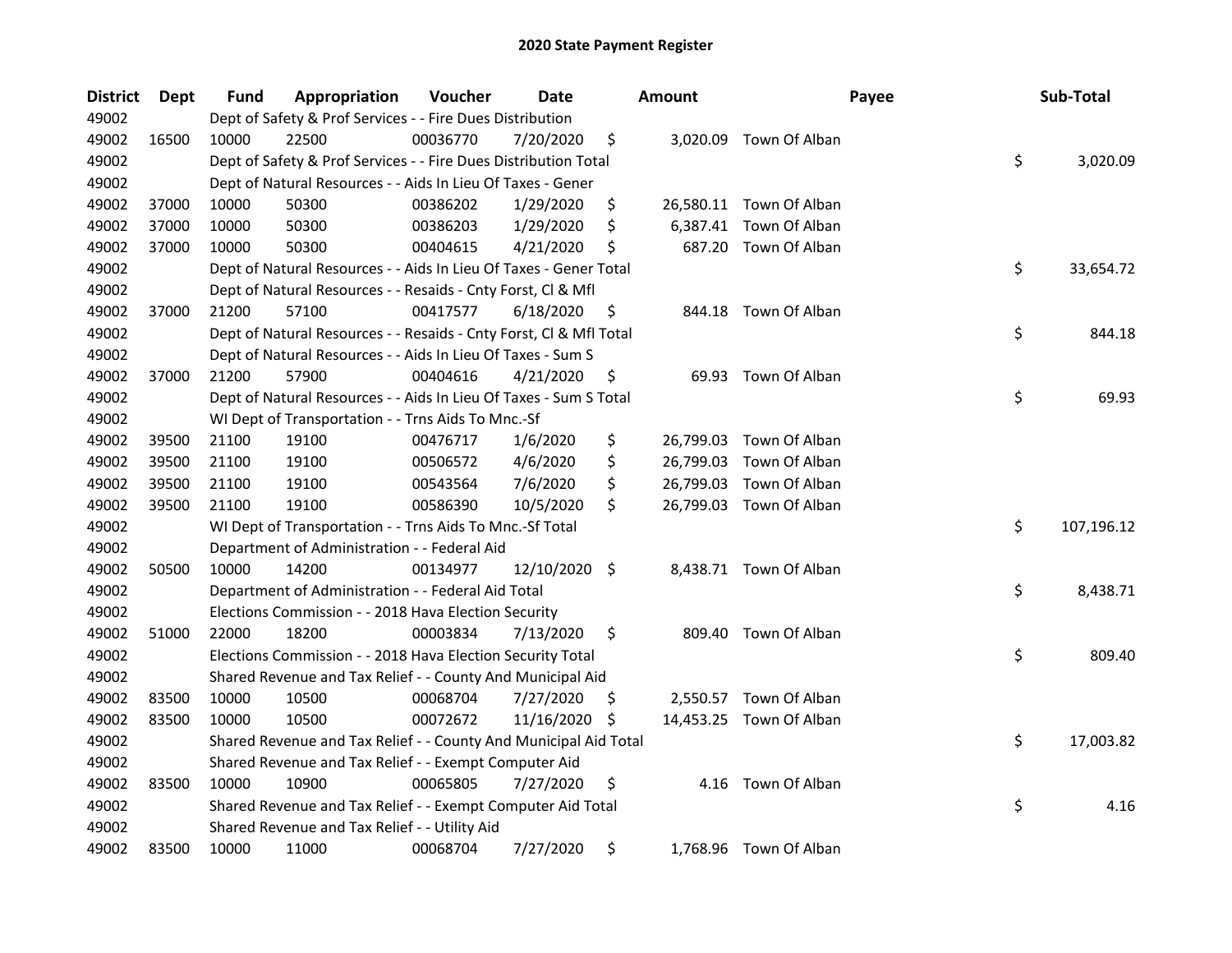# 2020 State Payment Register

| District | Dept | Fund | Appropriation | Voucher | Date | Amount | Payee | Sub-Total |
|---|---|---|---|---|---|---|---|---|
| 49002 | | Dept of Safety & Prof Services - - Fire Dues Distribution | | | | | | |
| 49002 | 16500 | 10000 | 22500 | 00036770 | 7/20/2020 | $ 3,020.09 | Town Of Alban | |
| 49002 | | Dept of Safety & Prof Services - - Fire Dues Distribution Total | | | | | | $ 3,020.09 |
| 49002 | | Dept of Natural Resources - - Aids In Lieu Of Taxes - Gener | | | | | | |
| 49002 | 37000 | 10000 | 50300 | 00386202 | 1/29/2020 | $ 26,580.11 | Town Of Alban | |
| 49002 | 37000 | 10000 | 50300 | 00386203 | 1/29/2020 | $ 6,387.41 | Town Of Alban | |
| 49002 | 37000 | 10000 | 50300 | 00404615 | 4/21/2020 | $ 687.20 | Town Of Alban | |
| 49002 | | Dept of Natural Resources - - Aids In Lieu Of Taxes - Gener Total | | | | | | $ 33,654.72 |
| 49002 | | Dept of Natural Resources - - Resaids - Cnty Forst, Cl & Mfl | | | | | | |
| 49002 | 37000 | 21200 | 57100 | 00417577 | 6/18/2020 | $ 844.18 | Town Of Alban | |
| 49002 | | Dept of Natural Resources - - Resaids - Cnty Forst, Cl & Mfl Total | | | | | | $ 844.18 |
| 49002 | | Dept of Natural Resources - - Aids In Lieu Of Taxes - Sum S | | | | | | |
| 49002 | 37000 | 21200 | 57900 | 00404616 | 4/21/2020 | $ 69.93 | Town Of Alban | |
| 49002 | | Dept of Natural Resources - - Aids In Lieu Of Taxes - Sum S Total | | | | | | $ 69.93 |
| 49002 | | WI Dept of Transportation - - Trns Aids To Mnc.-Sf | | | | | | |
| 49002 | 39500 | 21100 | 19100 | 00476717 | 1/6/2020 | $ 26,799.03 | Town Of Alban | |
| 49002 | 39500 | 21100 | 19100 | 00506572 | 4/6/2020 | $ 26,799.03 | Town Of Alban | |
| 49002 | 39500 | 21100 | 19100 | 00543564 | 7/6/2020 | $ 26,799.03 | Town Of Alban | |
| 49002 | 39500 | 21100 | 19100 | 00586390 | 10/5/2020 | $ 26,799.03 | Town Of Alban | |
| 49002 | | WI Dept of Transportation - - Trns Aids To Mnc.-Sf Total | | | | | | $ 107,196.12 |
| 49002 | | Department of Administration - - Federal Aid | | | | | | |
| 49002 | 50500 | 10000 | 14200 | 00134977 | 12/10/2020 | $ 8,438.71 | Town Of Alban | |
| 49002 | | Department of Administration - - Federal Aid Total | | | | | | $ 8,438.71 |
| 49002 | | Elections Commission - - 2018 Hava Election Security | | | | | | |
| 49002 | 51000 | 22000 | 18200 | 00003834 | 7/13/2020 | $ 809.40 | Town Of Alban | |
| 49002 | | Elections Commission - - 2018 Hava Election Security Total | | | | | | $ 809.40 |
| 49002 | | Shared Revenue and Tax Relief - - County And Municipal Aid | | | | | | |
| 49002 | 83500 | 10000 | 10500 | 00068704 | 7/27/2020 | $ 2,550.57 | Town Of Alban | |
| 49002 | 83500 | 10000 | 10500 | 00072672 | 11/16/2020 | $ 14,453.25 | Town Of Alban | |
| 49002 | | Shared Revenue and Tax Relief - - County And Municipal Aid Total | | | | | | $ 17,003.82 |
| 49002 | | Shared Revenue and Tax Relief - - Exempt Computer Aid | | | | | | |
| 49002 | 83500 | 10000 | 10900 | 00065805 | 7/27/2020 | $ 4.16 | Town Of Alban | |
| 49002 | | Shared Revenue and Tax Relief - - Exempt Computer Aid Total | | | | | | $ 4.16 |
| 49002 | | Shared Revenue and Tax Relief - - Utility Aid | | | | | | |
| 49002 | 83500 | 10000 | 11000 | 00068704 | 7/27/2020 | $ 1,768.96 | Town Of Alban | |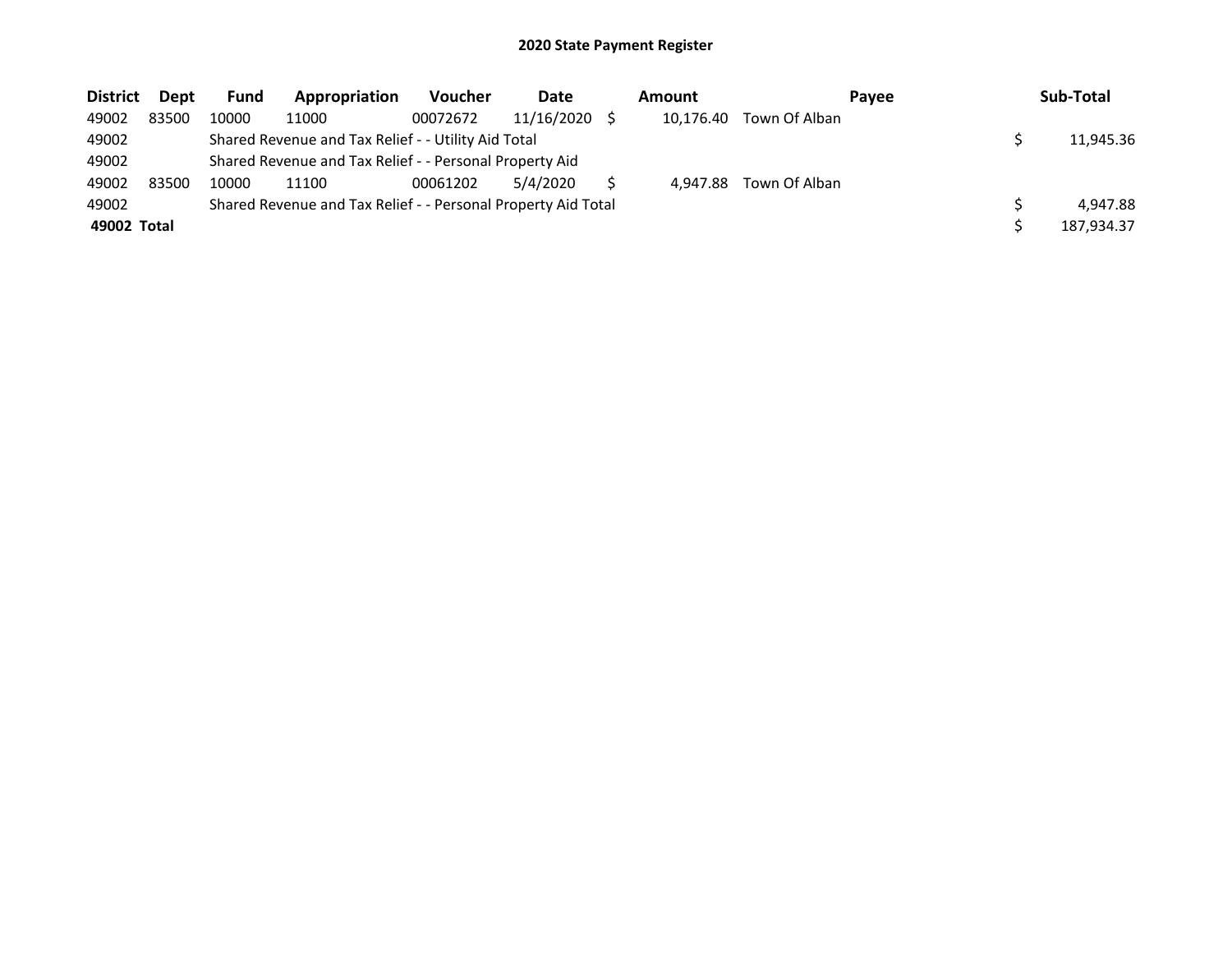# 2020 State Payment Register

| District | Dept | Fund | Appropriation | Voucher | Date | Amount | Payee | Sub-Total |
|---|---|---|---|---|---|---|---|---|
| 49002 | 83500 | 10000 | 11000 | 00072672 | 11/16/2020 | $ 10,176.40 | Town Of Alban | |
| 49002 | | Shared Revenue and Tax Relief - - Utility Aid Total | | | | | | $ 11,945.36 |
| 49002 | | Shared Revenue and Tax Relief - - Personal Property Aid | | | | | | |
| 49002 | 83500 | 10000 | 11100 | 00061202 | 5/4/2020 | $ 4,947.88 | Town Of Alban | |
| 49002 | | Shared Revenue and Tax Relief - - Personal Property Aid Total | | | | | | $ 4,947.88 |
| **49002 Total** | | | | | | | | $ 187,934.37 |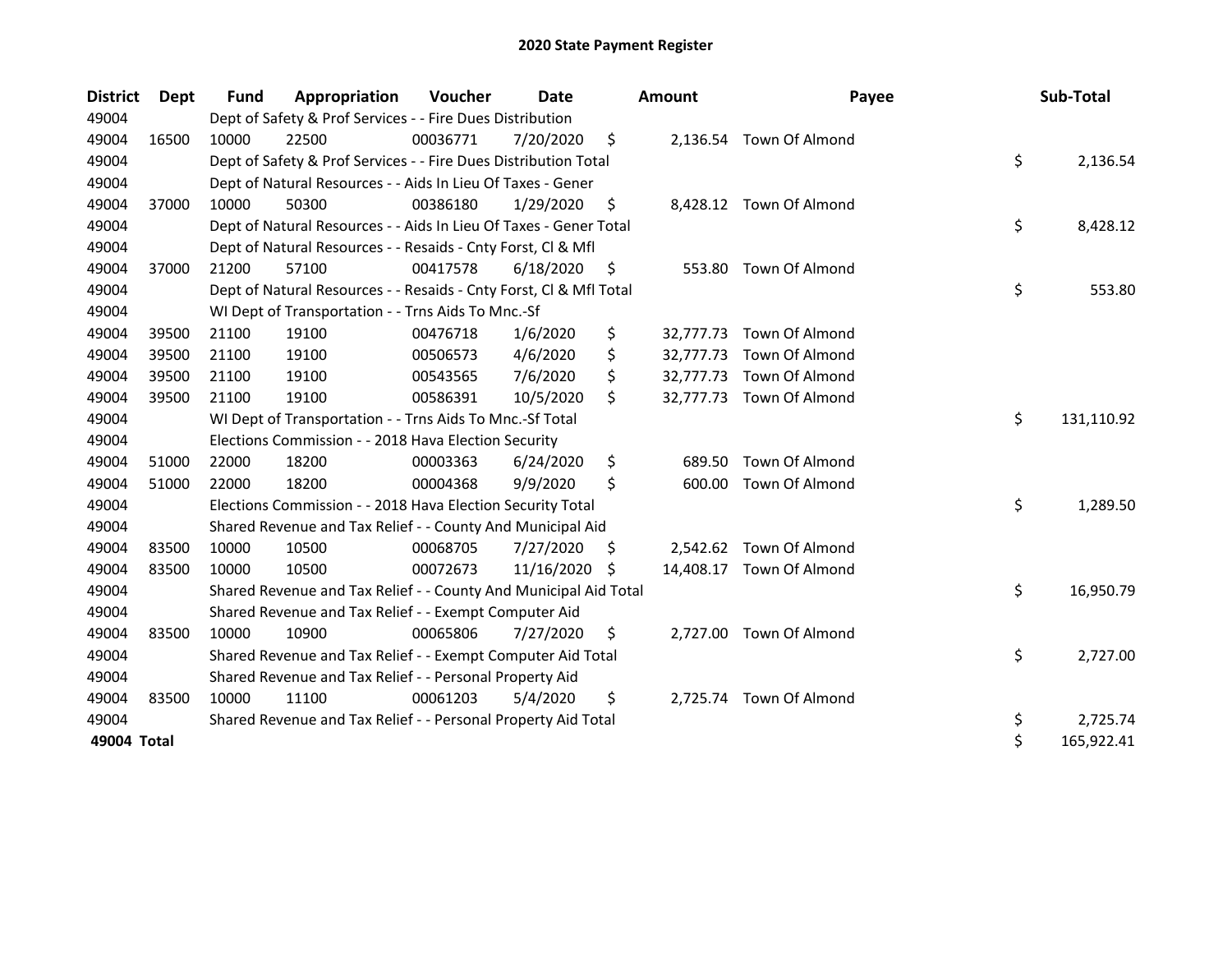# 2020 State Payment Register

| District | Dept | Fund | Appropriation | Voucher | Date | Amount | Payee | Sub-Total |
|---|---|---|---|---|---|---|---|---|
| 49004 | | Dept of Safety & Prof Services - - Fire Dues Distribution | | | | | | |
| 49004 | 16500 | 10000 | 22500 | 00036771 | 7/20/2020 | $ 2,136.54 | Town Of Almond | |
| 49004 | | Dept of Safety & Prof Services - - Fire Dues Distribution Total | | | | | | $ 2,136.54 |
| 49004 | | Dept of Natural Resources - - Aids In Lieu Of Taxes - Gener | | | | | | |
| 49004 | 37000 | 10000 | 50300 | 00386180 | 1/29/2020 | $ 8,428.12 | Town Of Almond | |
| 49004 | | Dept of Natural Resources - - Aids In Lieu Of Taxes - Gener Total | | | | | | $ 8,428.12 |
| 49004 | | Dept of Natural Resources - - Resaids - Cnty Forst, Cl & Mfl | | | | | | |
| 49004 | 37000 | 21200 | 57100 | 00417578 | 6/18/2020 | $ 553.80 | Town Of Almond | |
| 49004 | | Dept of Natural Resources - - Resaids - Cnty Forst, Cl & Mfl Total | | | | | | $ 553.80 |
| 49004 | | WI Dept of Transportation - - Trns Aids To Mnc.-Sf | | | | | | |
| 49004 | 39500 | 21100 | 19100 | 00476718 | 1/6/2020 | $ 32,777.73 | Town Of Almond | |
| 49004 | 39500 | 21100 | 19100 | 00506573 | 4/6/2020 | $ 32,777.73 | Town Of Almond | |
| 49004 | 39500 | 21100 | 19100 | 00543565 | 7/6/2020 | $ 32,777.73 | Town Of Almond | |
| 49004 | 39500 | 21100 | 19100 | 00586391 | 10/5/2020 | $ 32,777.73 | Town Of Almond | |
| 49004 | | WI Dept of Transportation - - Trns Aids To Mnc.-Sf Total | | | | | | $ 131,110.92 |
| 49004 | | Elections Commission - - 2018 Hava Election Security | | | | | | |
| 49004 | 51000 | 22000 | 18200 | 00003363 | 6/24/2020 | $ 689.50 | Town Of Almond | |
| 49004 | 51000 | 22000 | 18200 | 00004368 | 9/9/2020 | $ 600.00 | Town Of Almond | |
| 49004 | | Elections Commission - - 2018 Hava Election Security Total | | | | | | $ 1,289.50 |
| 49004 | | Shared Revenue and Tax Relief - - County And Municipal Aid | | | | | | |
| 49004 | 83500 | 10000 | 10500 | 00068705 | 7/27/2020 | $ 2,542.62 | Town Of Almond | |
| 49004 | 83500 | 10000 | 10500 | 00072673 | 11/16/2020 | $ 14,408.17 | Town Of Almond | |
| 49004 | | Shared Revenue and Tax Relief - - County And Municipal Aid Total | | | | | | $ 16,950.79 |
| 49004 | | Shared Revenue and Tax Relief - - Exempt Computer Aid | | | | | | |
| 49004 | 83500 | 10000 | 10900 | 00065806 | 7/27/2020 | $ 2,727.00 | Town Of Almond | |
| 49004 | | Shared Revenue and Tax Relief - - Exempt Computer Aid Total | | | | | | $ 2,727.00 |
| 49004 | | Shared Revenue and Tax Relief - - Personal Property Aid | | | | | | |
| 49004 | 83500 | 10000 | 11100 | 00061203 | 5/4/2020 | $ 2,725.74 | Town Of Almond | |
| 49004 | | Shared Revenue and Tax Relief - - Personal Property Aid Total | | | | | | $ 2,725.74 |
| **49004 Total** | | | | | | | | $ 165,922.41 |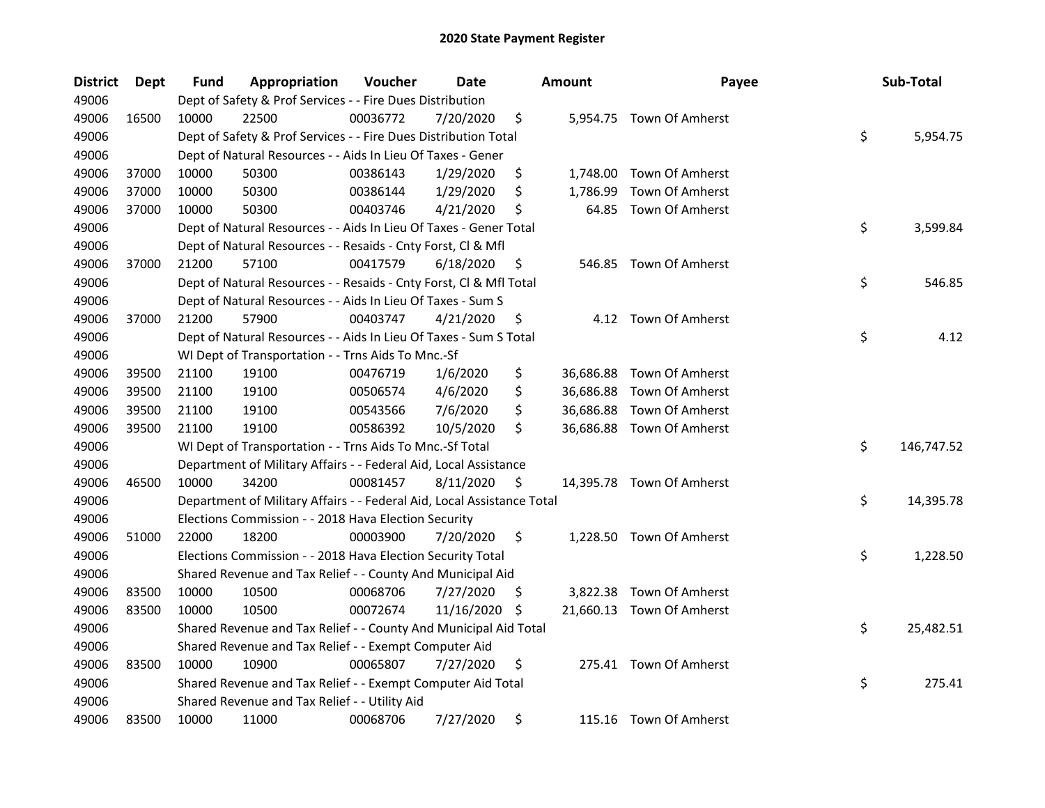# 2020 State Payment Register

| District | Dept | Fund | Appropriation | Voucher | Date | Amount | Payee | Sub-Total |
|---|---|---|---|---|---|---|---|---|
| 49006 | | Dept of Safety & Prof Services - - Fire Dues Distribution | | | | | | |
| 49006 | 16500 | 10000 | 22500 | 00036772 | 7/20/2020 | $ 5,954.75 | Town Of Amherst | |
| 49006 | | Dept of Safety & Prof Services - - Fire Dues Distribution Total | | | | | | $ 5,954.75 |
| 49006 | | Dept of Natural Resources - - Aids In Lieu Of Taxes - Gener | | | | | | |
| 49006 | 37000 | 10000 | 50300 | 00386143 | 1/29/2020 | $ 1,748.00 | Town Of Amherst | |
| 49006 | 37000 | 10000 | 50300 | 00386144 | 1/29/2020 | $ 1,786.99 | Town Of Amherst | |
| 49006 | 37000 | 10000 | 50300 | 00403746 | 4/21/2020 | $ 64.85 | Town Of Amherst | |
| 49006 | | Dept of Natural Resources - - Aids In Lieu Of Taxes - Gener Total | | | | | | $ 3,599.84 |
| 49006 | | Dept of Natural Resources - - Resaids - Cnty Forst, Cl & Mfl | | | | | | |
| 49006 | 37000 | 21200 | 57100 | 00417579 | 6/18/2020 | $ 546.85 | Town Of Amherst | |
| 49006 | | Dept of Natural Resources - - Resaids - Cnty Forst, Cl & Mfl Total | | | | | | $ 546.85 |
| 49006 | | Dept of Natural Resources - - Aids In Lieu Of Taxes - Sum S | | | | | | |
| 49006 | 37000 | 21200 | 57900 | 00403747 | 4/21/2020 | $ 4.12 | Town Of Amherst | |
| 49006 | | Dept of Natural Resources - - Aids In Lieu Of Taxes - Sum S Total | | | | | | $ 4.12 |
| 49006 | | WI Dept of Transportation - - Trns Aids To Mnc.-Sf | | | | | | |
| 49006 | 39500 | 21100 | 19100 | 00476719 | 1/6/2020 | $ 36,686.88 | Town Of Amherst | |
| 49006 | 39500 | 21100 | 19100 | 00506574 | 4/6/2020 | $ 36,686.88 | Town Of Amherst | |
| 49006 | 39500 | 21100 | 19100 | 00543566 | 7/6/2020 | $ 36,686.88 | Town Of Amherst | |
| 49006 | 39500 | 21100 | 19100 | 00586392 | 10/5/2020 | $ 36,686.88 | Town Of Amherst | |
| 49006 | | WI Dept of Transportation - - Trns Aids To Mnc.-Sf Total | | | | | | $ 146,747.52 |
| 49006 | | Department of Military Affairs - - Federal Aid, Local Assistance | | | | | | |
| 49006 | 46500 | 10000 | 34200 | 00081457 | 8/11/2020 | $ 14,395.78 | Town Of Amherst | |
| 49006 | | Department of Military Affairs - - Federal Aid, Local Assistance Total | | | | | | $ 14,395.78 |
| 49006 | | Elections Commission - - 2018 Hava Election Security | | | | | | |
| 49006 | 51000 | 22000 | 18200 | 00003900 | 7/20/2020 | $ 1,228.50 | Town Of Amherst | |
| 49006 | | Elections Commission - - 2018 Hava Election Security Total | | | | | | $ 1,228.50 |
| 49006 | | Shared Revenue and Tax Relief - - County And Municipal Aid | | | | | | |
| 49006 | 83500 | 10000 | 10500 | 00068706 | 7/27/2020 | $ 3,822.38 | Town Of Amherst | |
| 49006 | 83500 | 10000 | 10500 | 00072674 | 11/16/2020 | $ 21,660.13 | Town Of Amherst | |
| 49006 | | Shared Revenue and Tax Relief - - County And Municipal Aid Total | | | | | | $ 25,482.51 |
| 49006 | | Shared Revenue and Tax Relief - - Exempt Computer Aid | | | | | | |
| 49006 | 83500 | 10000 | 10900 | 00065807 | 7/27/2020 | $ 275.41 | Town Of Amherst | |
| 49006 | | Shared Revenue and Tax Relief - - Exempt Computer Aid Total | | | | | | $ 275.41 |
| 49006 | | Shared Revenue and Tax Relief - - Utility Aid | | | | | | |
| 49006 | 83500 | 10000 | 11000 | 00068706 | 7/27/2020 | $ 115.16 | Town Of Amherst | |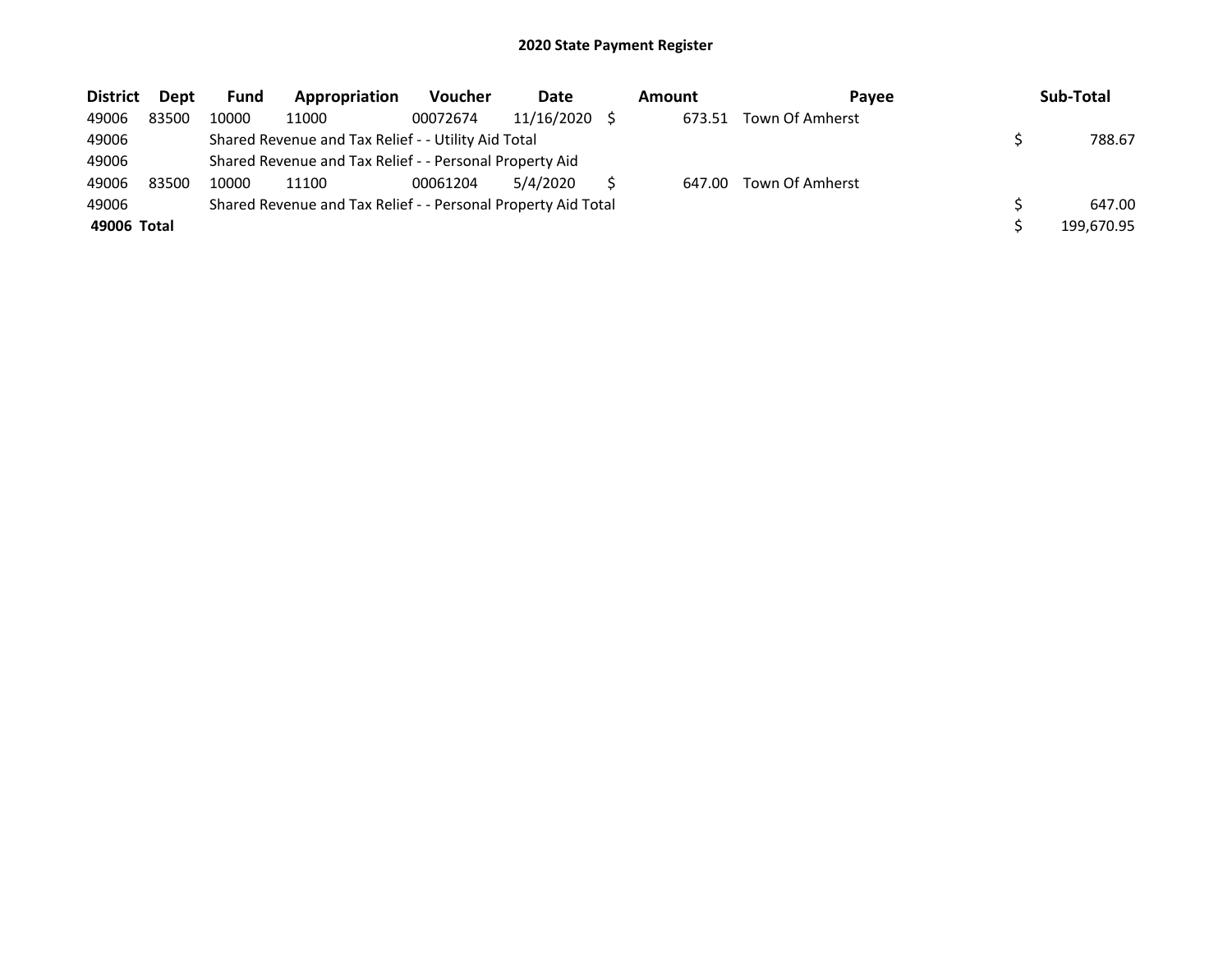# 2020 State Payment Register

| District | Dept | Fund | Appropriation | Voucher | Date | Amount | Payee | Sub-Total |
|---|---|---|---|---|---|---|---|---|
| 49006 | 83500 | 10000 | 11000 | 00072674 | 11/16/2020 | $ 673.51 | Town Of Amherst | |
| 49006 | | Shared Revenue and Tax Relief - - Utility Aid Total | | | | | | $ 788.67 |
| 49006 | | Shared Revenue and Tax Relief - - Personal Property Aid | | | | | | |
| 49006 | 83500 | 10000 | 11100 | 00061204 | 5/4/2020 | $ 647.00 | Town Of Amherst | |
| 49006 | | Shared Revenue and Tax Relief - - Personal Property Aid Total | | | | | | $ 647.00 |
| **49006 Total** | | | | | | | | $ 199,670.95 |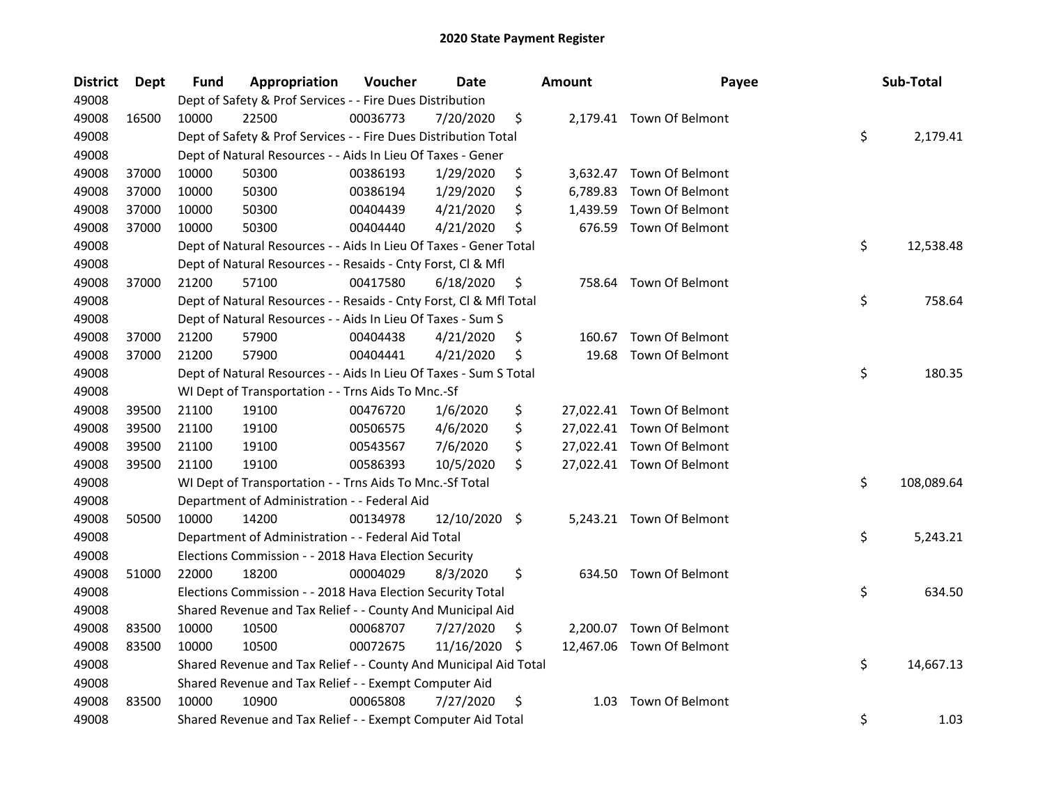# 2020 State Payment Register

| District | Dept | Fund | Appropriation | Voucher | Date | Amount | Payee | Sub-Total |
|---|---|---|---|---|---|---|---|---|
| 49008 | | Dept of Safety & Prof Services - - Fire Dues Distribution | | | | | | |
| 49008 | 16500 | 10000 | 22500 | 00036773 | 7/20/2020 | $ 2,179.41 | Town Of Belmont | |
| 49008 | | Dept of Safety & Prof Services - - Fire Dues Distribution Total | | | | | | $ 2,179.41 |
| 49008 | | Dept of Natural Resources - - Aids In Lieu Of Taxes - Gener | | | | | | |
| 49008 | 37000 | 10000 | 50300 | 00386193 | 1/29/2020 | $ 3,632.47 | Town Of Belmont | |
| 49008 | 37000 | 10000 | 50300 | 00386194 | 1/29/2020 | $ 6,789.83 | Town Of Belmont | |
| 49008 | 37000 | 10000 | 50300 | 00404439 | 4/21/2020 | $ 1,439.59 | Town Of Belmont | |
| 49008 | 37000 | 10000 | 50300 | 00404440 | 4/21/2020 | $ 676.59 | Town Of Belmont | |
| 49008 | | Dept of Natural Resources - - Aids In Lieu Of Taxes - Gener Total | | | | | | $ 12,538.48 |
| 49008 | | Dept of Natural Resources - - Resaids - Cnty Forst, Cl & Mfl | | | | | | |
| 49008 | 37000 | 21200 | 57100 | 00417580 | 6/18/2020 | $ 758.64 | Town Of Belmont | |
| 49008 | | Dept of Natural Resources - - Resaids - Cnty Forst, Cl & Mfl Total | | | | | | $ 758.64 |
| 49008 | | Dept of Natural Resources - - Aids In Lieu Of Taxes - Sum S | | | | | | |
| 49008 | 37000 | 21200 | 57900 | 00404438 | 4/21/2020 | $ 160.67 | Town Of Belmont | |
| 49008 | 37000 | 21200 | 57900 | 00404441 | 4/21/2020 | $ 19.68 | Town Of Belmont | |
| 49008 | | Dept of Natural Resources - - Aids In Lieu Of Taxes - Sum S Total | | | | | | $ 180.35 |
| 49008 | | WI Dept of Transportation - - Trns Aids To Mnc.-Sf | | | | | | |
| 49008 | 39500 | 21100 | 19100 | 00476720 | 1/6/2020 | $ 27,022.41 | Town Of Belmont | |
| 49008 | 39500 | 21100 | 19100 | 00506575 | 4/6/2020 | $ 27,022.41 | Town Of Belmont | |
| 49008 | 39500 | 21100 | 19100 | 00543567 | 7/6/2020 | $ 27,022.41 | Town Of Belmont | |
| 49008 | 39500 | 21100 | 19100 | 00586393 | 10/5/2020 | $ 27,022.41 | Town Of Belmont | |
| 49008 | | WI Dept of Transportation - - Trns Aids To Mnc.-Sf Total | | | | | | $ 108,089.64 |
| 49008 | | Department of Administration - - Federal Aid | | | | | | |
| 49008 | 50500 | 10000 | 14200 | 00134978 | 12/10/2020 | $ 5,243.21 | Town Of Belmont | |
| 49008 | | Department of Administration - - Federal Aid Total | | | | | | $ 5,243.21 |
| 49008 | | Elections Commission - - 2018 Hava Election Security | | | | | | |
| 49008 | 51000 | 22000 | 18200 | 00004029 | 8/3/2020 | $ 634.50 | Town Of Belmont | |
| 49008 | | Elections Commission - - 2018 Hava Election Security Total | | | | | | $ 634.50 |
| 49008 | | Shared Revenue and Tax Relief - - County And Municipal Aid | | | | | | |
| 49008 | 83500 | 10000 | 10500 | 00068707 | 7/27/2020 | $ 2,200.07 | Town Of Belmont | |
| 49008 | 83500 | 10000 | 10500 | 00072675 | 11/16/2020 | $ 12,467.06 | Town Of Belmont | |
| 49008 | | Shared Revenue and Tax Relief - - County And Municipal Aid Total | | | | | | $ 14,667.13 |
| 49008 | | Shared Revenue and Tax Relief - - Exempt Computer Aid | | | | | | |
| 49008 | 83500 | 10000 | 10900 | 00065808 | 7/27/2020 | $ 1.03 | Town Of Belmont | |
| 49008 | | Shared Revenue and Tax Relief - - Exempt Computer Aid Total | | | | | | $ 1.03 |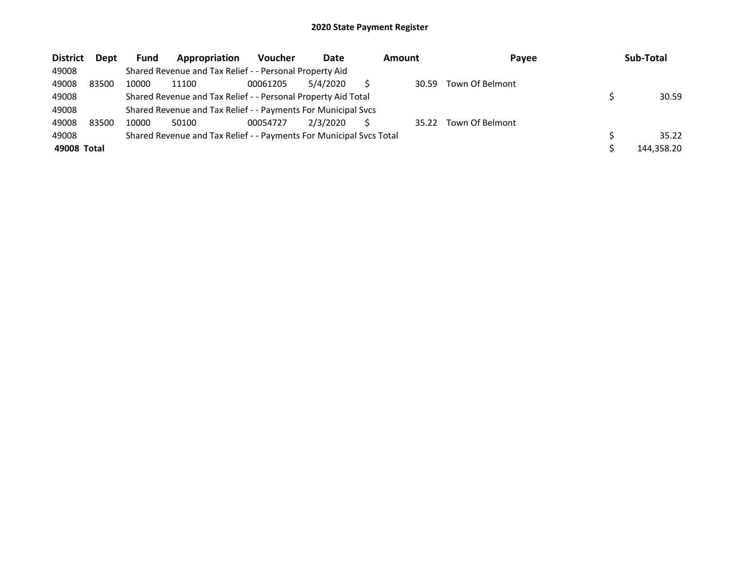# 2020 State Payment Register

| District | Dept | Fund | Appropriation | Voucher | Date | Amount | Payee | Sub-Total |
|---|---|---|---|---|---|---|---|---|
| 49008 | | Shared Revenue and Tax Relief - - Personal Property Aid | | | | | | |
| 49008 | 83500 | 10000 | 11100 | 00061205 | 5/4/2020 | $ 30.59 | Town Of Belmont | |
| 49008 | | Shared Revenue and Tax Relief - - Personal Property Aid Total | | | | | | $ 30.59 |
| 49008 | | Shared Revenue and Tax Relief - - Payments For Municipal Svcs | | | | | | |
| 49008 | 83500 | 10000 | 50100 | 00054727 | 2/3/2020 | $ 35.22 | Town Of Belmont | |
| 49008 | | Shared Revenue and Tax Relief - - Payments For Municipal Svcs Total | | | | | | $ 35.22 |
| **49008 Total** | | | | | | | | $ 144,358.20 |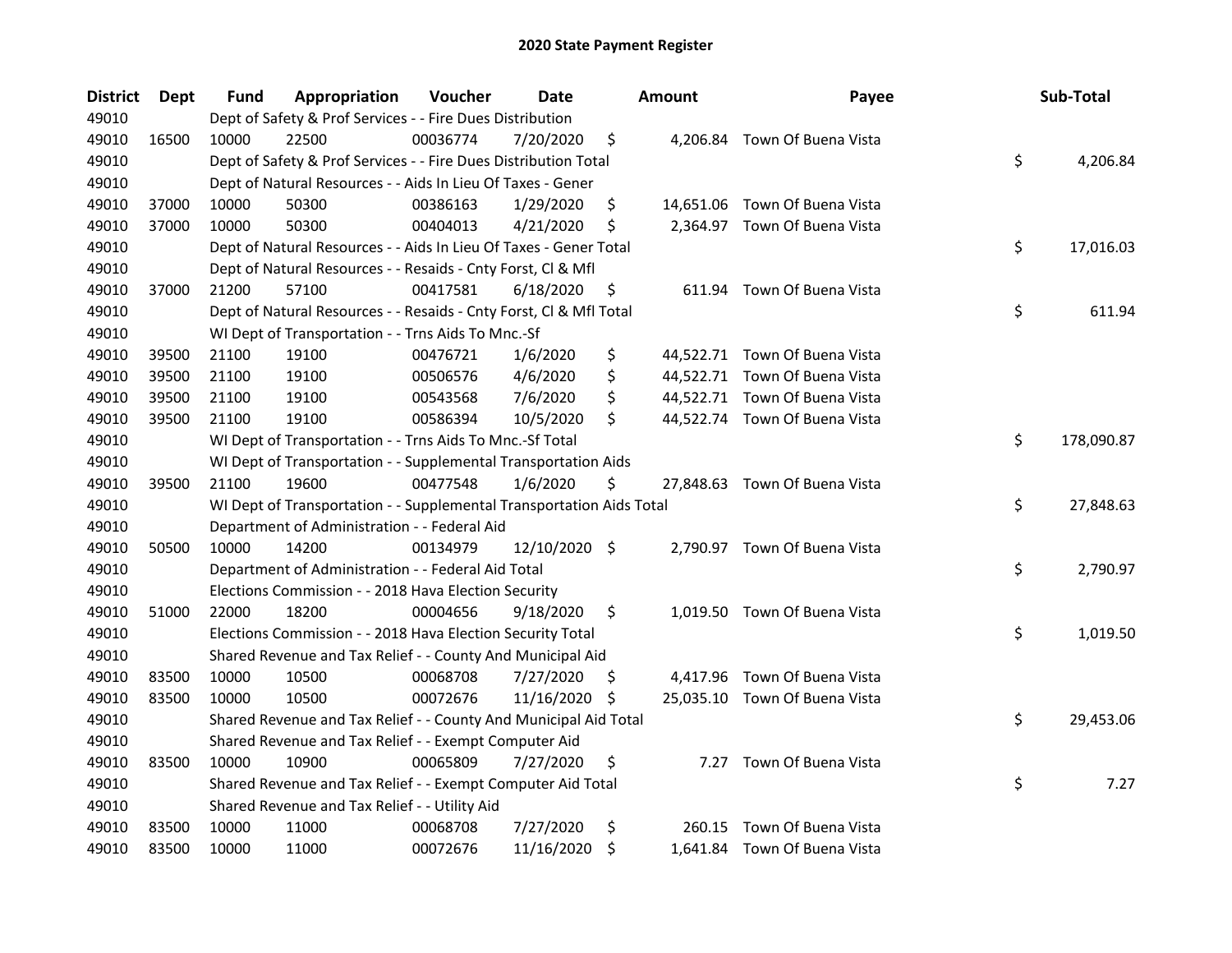# 2020 State Payment Register

| District | Dept | Fund | Appropriation | Voucher | Date | Amount | Payee | Sub-Total |
|---|---|---|---|---|---|---|---|---|
| 49010 | | Dept of Safety & Prof Services - - Fire Dues Distribution | | | | | | |
| 49010 | 16500 | 10000 | 22500 | 00036774 | 7/20/2020 | $ 4,206.84 | Town Of Buena Vista | |
| 49010 | | Dept of Safety & Prof Services - - Fire Dues Distribution Total | | | | | | $ 4,206.84 |
| 49010 | | Dept of Natural Resources - - Aids In Lieu Of Taxes - Gener | | | | | | |
| 49010 | 37000 | 10000 | 50300 | 00386163 | 1/29/2020 | $ 14,651.06 | Town Of Buena Vista | |
| 49010 | 37000 | 10000 | 50300 | 00404013 | 4/21/2020 | $ 2,364.97 | Town Of Buena Vista | |
| 49010 | | Dept of Natural Resources - - Aids In Lieu Of Taxes - Gener Total | | | | | | $ 17,016.03 |
| 49010 | | Dept of Natural Resources - - Resaids - Cnty Forst, Cl & Mfl | | | | | | |
| 49010 | 37000 | 21200 | 57100 | 00417581 | 6/18/2020 | $ 611.94 | Town Of Buena Vista | |
| 49010 | | Dept of Natural Resources - - Resaids - Cnty Forst, Cl & Mfl Total | | | | | | $ 611.94 |
| 49010 | | WI Dept of Transportation - - Trns Aids To Mnc.-Sf | | | | | | |
| 49010 | 39500 | 21100 | 19100 | 00476721 | 1/6/2020 | $ 44,522.71 | Town Of Buena Vista | |
| 49010 | 39500 | 21100 | 19100 | 00506576 | 4/6/2020 | $ 44,522.71 | Town Of Buena Vista | |
| 49010 | 39500 | 21100 | 19100 | 00543568 | 7/6/2020 | $ 44,522.71 | Town Of Buena Vista | |
| 49010 | 39500 | 21100 | 19100 | 00586394 | 10/5/2020 | $ 44,522.74 | Town Of Buena Vista | |
| 49010 | | WI Dept of Transportation - - Trns Aids To Mnc.-Sf Total | | | | | | $ 178,090.87 |
| 49010 | | WI Dept of Transportation - - Supplemental Transportation Aids | | | | | | |
| 49010 | 39500 | 21100 | 19600 | 00477548 | 1/6/2020 | $ 27,848.63 | Town Of Buena Vista | |
| 49010 | | WI Dept of Transportation - - Supplemental Transportation Aids Total | | | | | | $ 27,848.63 |
| 49010 | | Department of Administration - - Federal Aid | | | | | | |
| 49010 | 50500 | 10000 | 14200 | 00134979 | 12/10/2020 | $ 2,790.97 | Town Of Buena Vista | |
| 49010 | | Department of Administration - - Federal Aid Total | | | | | | $ 2,790.97 |
| 49010 | | Elections Commission - - 2018 Hava Election Security | | | | | | |
| 49010 | 51000 | 22000 | 18200 | 00004656 | 9/18/2020 | $ 1,019.50 | Town Of Buena Vista | |
| 49010 | | Elections Commission - - 2018 Hava Election Security Total | | | | | | $ 1,019.50 |
| 49010 | | Shared Revenue and Tax Relief - - County And Municipal Aid | | | | | | |
| 49010 | 83500 | 10000 | 10500 | 00068708 | 7/27/2020 | $ 4,417.96 | Town Of Buena Vista | |
| 49010 | 83500 | 10000 | 10500 | 00072676 | 11/16/2020 | $ 25,035.10 | Town Of Buena Vista | |
| 49010 | | Shared Revenue and Tax Relief - - County And Municipal Aid Total | | | | | | $ 29,453.06 |
| 49010 | | Shared Revenue and Tax Relief - - Exempt Computer Aid | | | | | | |
| 49010 | 83500 | 10000 | 10900 | 00065809 | 7/27/2020 | $ 7.27 | Town Of Buena Vista | |
| 49010 | | Shared Revenue and Tax Relief - - Exempt Computer Aid Total | | | | | | $ 7.27 |
| 49010 | | Shared Revenue and Tax Relief - - Utility Aid | | | | | | |
| 49010 | 83500 | 10000 | 11000 | 00068708 | 7/27/2020 | $ 260.15 | Town Of Buena Vista | |
| 49010 | 83500 | 10000 | 11000 | 00072676 | 11/16/2020 | $ 1,641.84 | Town Of Buena Vista | |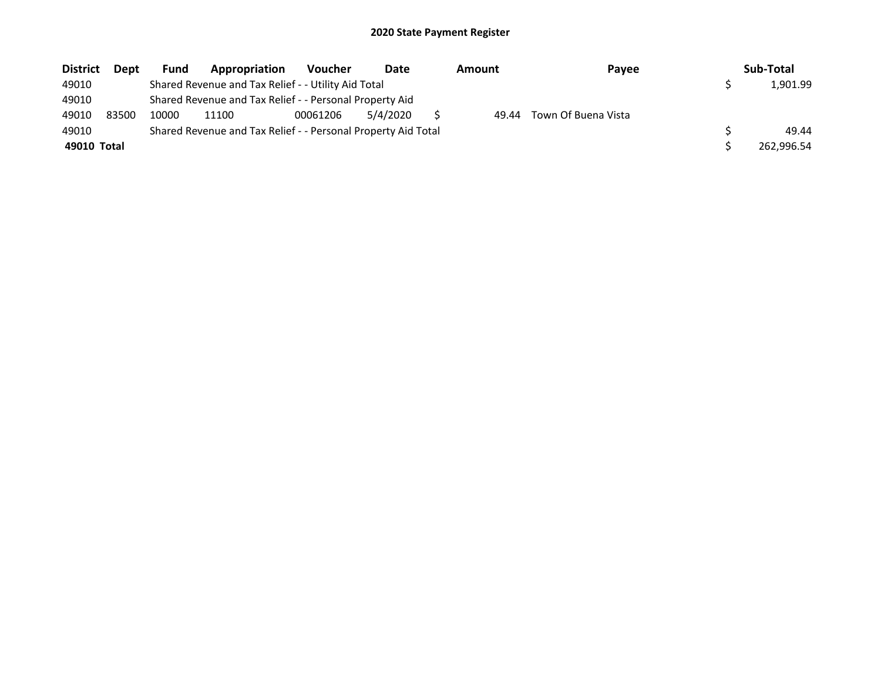# 2020 State Payment Register

| District | Dept | Fund | Appropriation | Voucher | Date | Amount | Payee | Sub-Total |
|---|---|---|---|---|---|---|---|---|
| 49010 | | Shared Revenue and Tax Relief - - Utility Aid Total | | | | | | $ 1,901.99 |
| 49010 | | Shared Revenue and Tax Relief - - Personal Property Aid | | | | | | |
| 49010 | 83500 | 10000 | 11100 | 00061206 | 5/4/2020 | $ 49.44 | Town Of Buena Vista | |
| 49010 | | Shared Revenue and Tax Relief - - Personal Property Aid Total | | | | | | $ 49.44 |
| **49010 Total** | | | | | | | | $ 262,996.54 |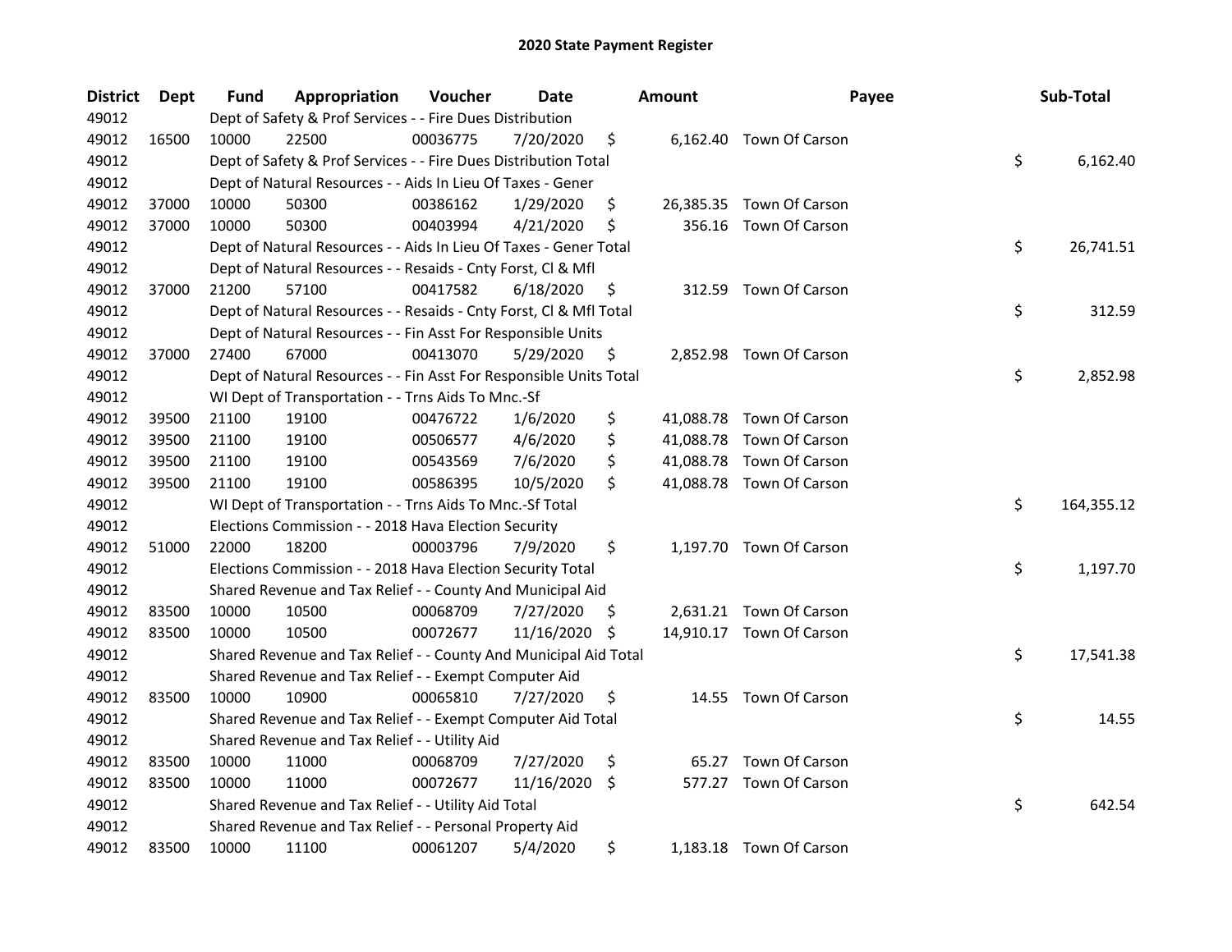# 2020 State Payment Register

| District | Dept | Fund | Appropriation | Voucher | Date | Amount | Payee | Sub-Total |
|---|---|---|---|---|---|---|---|---|
| 49012 | | Dept of Safety & Prof Services - - Fire Dues Distribution | | | | | | |
| 49012 | 16500 | 10000 | 22500 | 00036775 | 7/20/2020 | $ 6,162.40 | Town Of Carson | |
| 49012 | | Dept of Safety & Prof Services - - Fire Dues Distribution Total | | | | | | $ 6,162.40 |
| 49012 | | Dept of Natural Resources - - Aids In Lieu Of Taxes - Gener | | | | | | |
| 49012 | 37000 | 10000 | 50300 | 00386162 | 1/29/2020 | $ 26,385.35 | Town Of Carson | |
| 49012 | 37000 | 10000 | 50300 | 00403994 | 4/21/2020 | $ 356.16 | Town Of Carson | |
| 49012 | | Dept of Natural Resources - - Aids In Lieu Of Taxes - Gener Total | | | | | | $ 26,741.51 |
| 49012 | | Dept of Natural Resources - - Resaids - Cnty Forst, Cl & Mfl | | | | | | |
| 49012 | 37000 | 21200 | 57100 | 00417582 | 6/18/2020 | $ 312.59 | Town Of Carson | |
| 49012 | | Dept of Natural Resources - - Resaids - Cnty Forst, Cl & Mfl Total | | | | | | $ 312.59 |
| 49012 | | Dept of Natural Resources - - Fin Asst For Responsible Units | | | | | | |
| 49012 | 37000 | 27400 | 67000 | 00413070 | 5/29/2020 | $ 2,852.98 | Town Of Carson | |
| 49012 | | Dept of Natural Resources - - Fin Asst For Responsible Units Total | | | | | | $ 2,852.98 |
| 49012 | | WI Dept of Transportation - - Trns Aids To Mnc.-Sf | | | | | | |
| 49012 | 39500 | 21100 | 19100 | 00476722 | 1/6/2020 | $ 41,088.78 | Town Of Carson | |
| 49012 | 39500 | 21100 | 19100 | 00506577 | 4/6/2020 | $ 41,088.78 | Town Of Carson | |
| 49012 | 39500 | 21100 | 19100 | 00543569 | 7/6/2020 | $ 41,088.78 | Town Of Carson | |
| 49012 | 39500 | 21100 | 19100 | 00586395 | 10/5/2020 | $ 41,088.78 | Town Of Carson | |
| 49012 | | WI Dept of Transportation - - Trns Aids To Mnc.-Sf Total | | | | | | $ 164,355.12 |
| 49012 | | Elections Commission - - 2018 Hava Election Security | | | | | | |
| 49012 | 51000 | 22000 | 18200 | 00003796 | 7/9/2020 | $ 1,197.70 | Town Of Carson | |
| 49012 | | Elections Commission - - 2018 Hava Election Security Total | | | | | | $ 1,197.70 |
| 49012 | | Shared Revenue and Tax Relief - - County And Municipal Aid | | | | | | |
| 49012 | 83500 | 10000 | 10500 | 00068709 | 7/27/2020 | $ 2,631.21 | Town Of Carson | |
| 49012 | 83500 | 10000 | 10500 | 00072677 | 11/16/2020 | $ 14,910.17 | Town Of Carson | |
| 49012 | | Shared Revenue and Tax Relief - - County And Municipal Aid Total | | | | | | $ 17,541.38 |
| 49012 | | Shared Revenue and Tax Relief - - Exempt Computer Aid | | | | | | |
| 49012 | 83500 | 10000 | 10900 | 00065810 | 7/27/2020 | $ 14.55 | Town Of Carson | |
| 49012 | | Shared Revenue and Tax Relief - - Exempt Computer Aid Total | | | | | | $ 14.55 |
| 49012 | | Shared Revenue and Tax Relief - - Utility Aid | | | | | | |
| 49012 | 83500 | 10000 | 11000 | 00068709 | 7/27/2020 | $ 65.27 | Town Of Carson | |
| 49012 | 83500 | 10000 | 11000 | 00072677 | 11/16/2020 | $ 577.27 | Town Of Carson | |
| 49012 | | Shared Revenue and Tax Relief - - Utility Aid Total | | | | | | $ 642.54 |
| 49012 | | Shared Revenue and Tax Relief - - Personal Property Aid | | | | | | |
| 49012 | 83500 | 10000 | 11100 | 00061207 | 5/4/2020 | $ 1,183.18 | Town Of Carson | |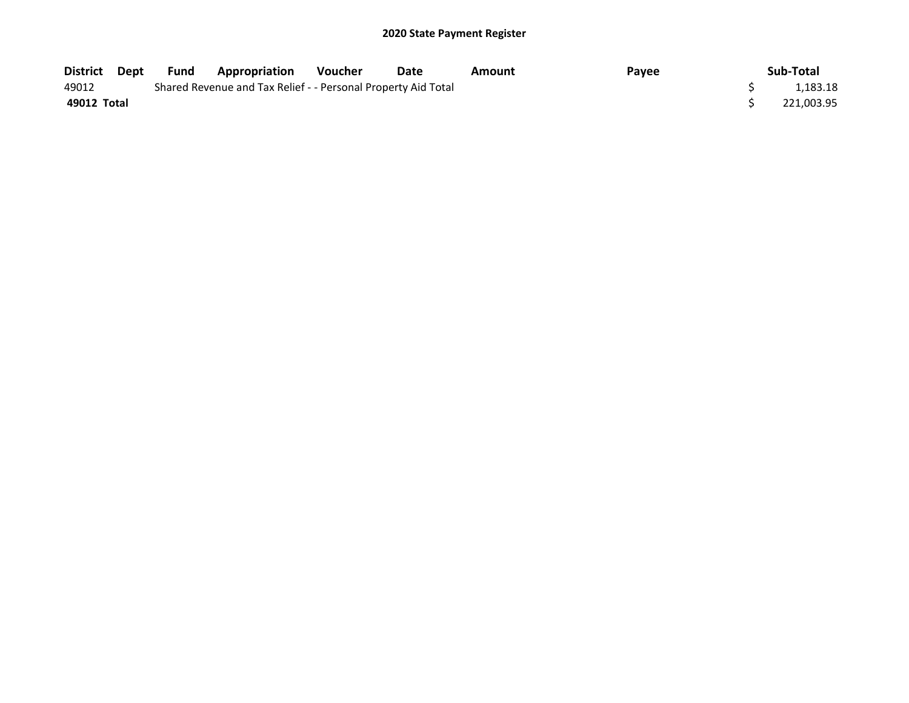## 2020 State Payment Register

| District | Dept | Fund | Appropriation | Voucher | Date | Amount | Payee | Sub-Total |
|---|---|---|---|---|---|---|---|---|
| 49012 | | Shared Revenue and Tax Relief - - Personal Property Aid Total | | | | | | $ 1,183.18 |
| **49012 Total** | | | | | | | | $ 221,003.95 |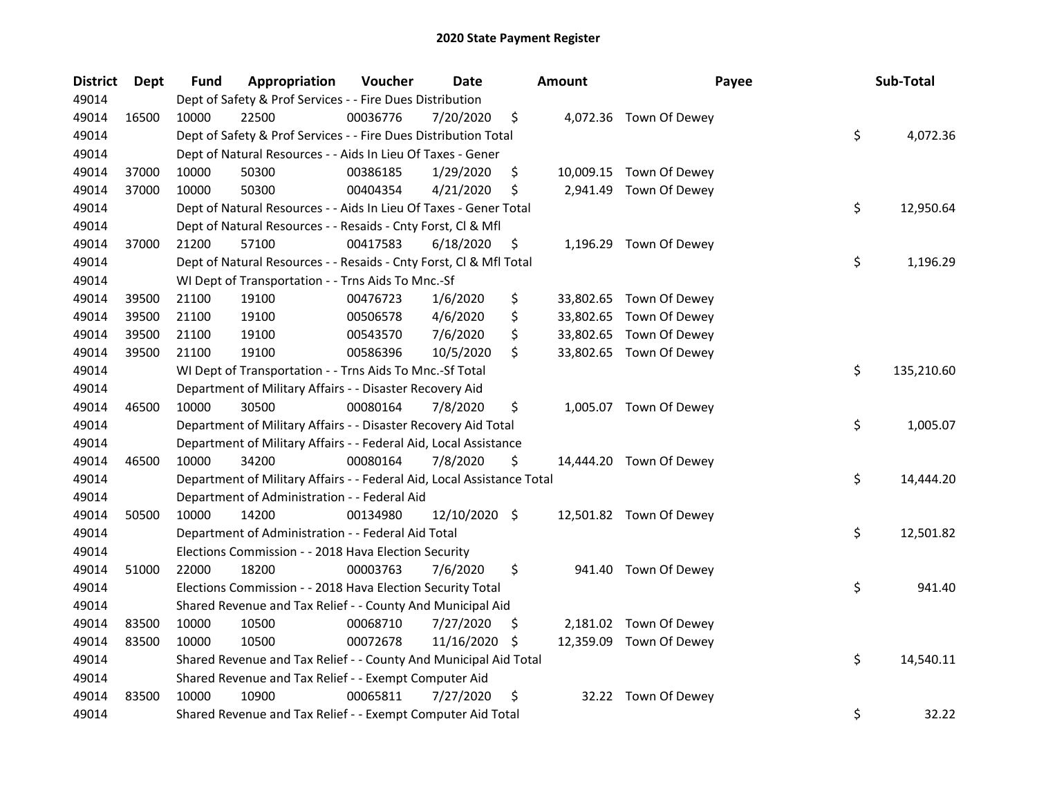# 2020 State Payment Register

| District | Dept | Fund | Appropriation | Voucher | Date | Amount | Payee | Sub-Total |
|---|---|---|---|---|---|---|---|---|
| 49014 | | Dept of Safety & Prof Services - - Fire Dues Distribution | | | | | | |
| 49014 | 16500 | 10000 | 22500 | 00036776 | 7/20/2020 | $ 4,072.36 | Town Of Dewey | |
| 49014 | | Dept of Safety & Prof Services - - Fire Dues Distribution Total | | | | | | $ 4,072.36 |
| 49014 | | Dept of Natural Resources - - Aids In Lieu Of Taxes - Gener | | | | | | |
| 49014 | 37000 | 10000 | 50300 | 00386185 | 1/29/2020 | $ 10,009.15 | Town Of Dewey | |
| 49014 | 37000 | 10000 | 50300 | 00404354 | 4/21/2020 | $ 2,941.49 | Town Of Dewey | |
| 49014 | | Dept of Natural Resources - - Aids In Lieu Of Taxes - Gener Total | | | | | | $ 12,950.64 |
| 49014 | | Dept of Natural Resources - - Resaids - Cnty Forst, Cl & Mfl | | | | | | |
| 49014 | 37000 | 21200 | 57100 | 00417583 | 6/18/2020 | $ 1,196.29 | Town Of Dewey | |
| 49014 | | Dept of Natural Resources - - Resaids - Cnty Forst, Cl & Mfl Total | | | | | | $ 1,196.29 |
| 49014 | | WI Dept of Transportation - - Trns Aids To Mnc.-Sf | | | | | | |
| 49014 | 39500 | 21100 | 19100 | 00476723 | 1/6/2020 | $ 33,802.65 | Town Of Dewey | |
| 49014 | 39500 | 21100 | 19100 | 00506578 | 4/6/2020 | $ 33,802.65 | Town Of Dewey | |
| 49014 | 39500 | 21100 | 19100 | 00543570 | 7/6/2020 | $ 33,802.65 | Town Of Dewey | |
| 49014 | 39500 | 21100 | 19100 | 00586396 | 10/5/2020 | $ 33,802.65 | Town Of Dewey | |
| 49014 | | WI Dept of Transportation - - Trns Aids To Mnc.-Sf Total | | | | | | $ 135,210.60 |
| 49014 | | Department of Military Affairs - - Disaster Recovery Aid | | | | | | |
| 49014 | 46500 | 10000 | 30500 | 00080164 | 7/8/2020 | $ 1,005.07 | Town Of Dewey | |
| 49014 | | Department of Military Affairs - - Disaster Recovery Aid Total | | | | | | $ 1,005.07 |
| 49014 | | Department of Military Affairs - - Federal Aid, Local Assistance | | | | | | |
| 49014 | 46500 | 10000 | 34200 | 00080164 | 7/8/2020 | $ 14,444.20 | Town Of Dewey | |
| 49014 | | Department of Military Affairs - - Federal Aid, Local Assistance Total | | | | | | $ 14,444.20 |
| 49014 | | Department of Administration - - Federal Aid | | | | | | |
| 49014 | 50500 | 10000 | 14200 | 00134980 | 12/10/2020 | $ 12,501.82 | Town Of Dewey | |
| 49014 | | Department of Administration - - Federal Aid Total | | | | | | $ 12,501.82 |
| 49014 | | Elections Commission - - 2018 Hava Election Security | | | | | | |
| 49014 | 51000 | 22000 | 18200 | 00003763 | 7/6/2020 | $ 941.40 | Town Of Dewey | |
| 49014 | | Elections Commission - - 2018 Hava Election Security Total | | | | | | $ 941.40 |
| 49014 | | Shared Revenue and Tax Relief - - County And Municipal Aid | | | | | | |
| 49014 | 83500 | 10000 | 10500 | 00068710 | 7/27/2020 | $ 2,181.02 | Town Of Dewey | |
| 49014 | 83500 | 10000 | 10500 | 00072678 | 11/16/2020 | $ 12,359.09 | Town Of Dewey | |
| 49014 | | Shared Revenue and Tax Relief - - County And Municipal Aid Total | | | | | | $ 14,540.11 |
| 49014 | | Shared Revenue and Tax Relief - - Exempt Computer Aid | | | | | | |
| 49014 | 83500 | 10000 | 10900 | 00065811 | 7/27/2020 | $ 32.22 | Town Of Dewey | |
| 49014 | | Shared Revenue and Tax Relief - - Exempt Computer Aid Total | | | | | | $ 32.22 |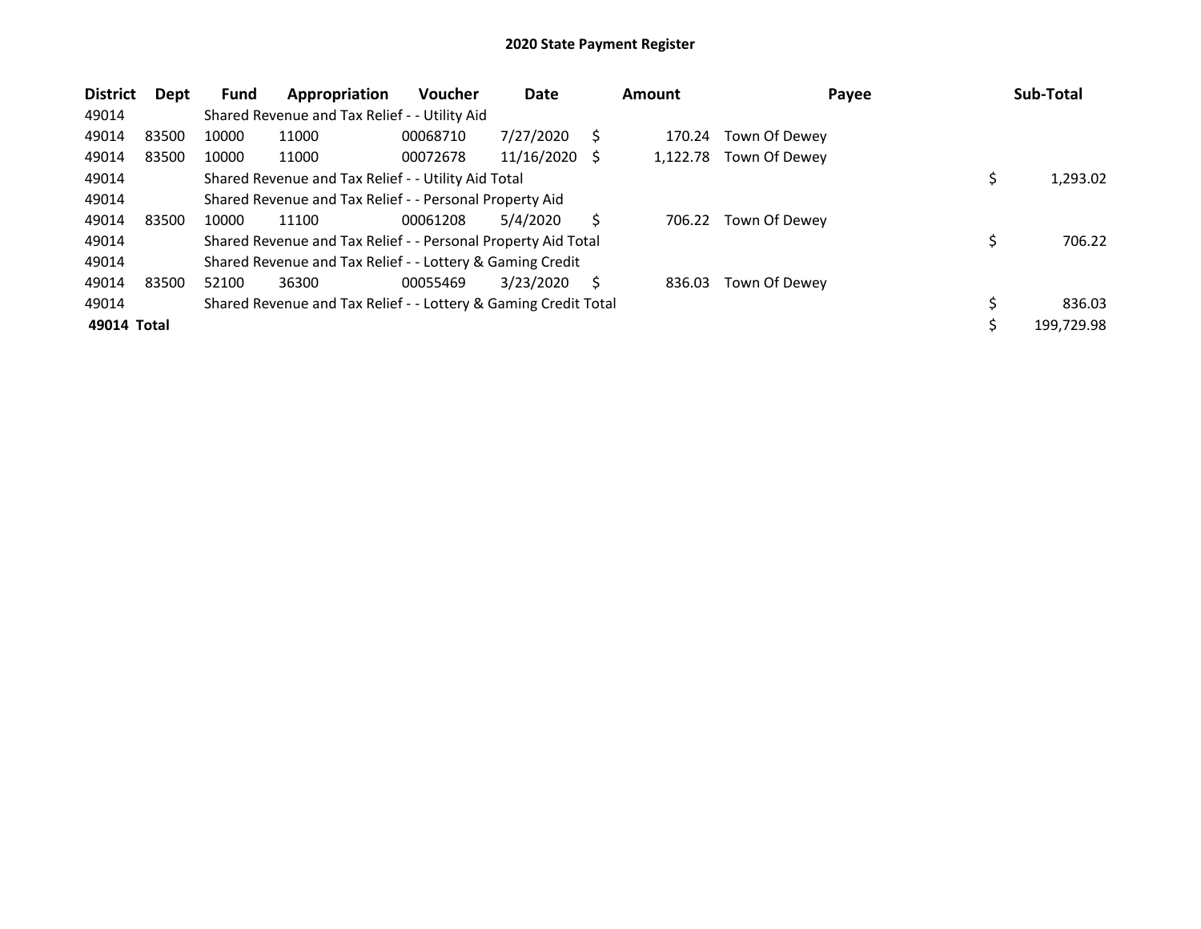# 2020 State Payment Register

| District | Dept | Fund | Appropriation | Voucher | Date | Amount | Payee | Sub-Total |
|---|---|---|---|---|---|---|---|---|
| 49014 | | Shared Revenue and Tax Relief - - Utility Aid | | | | | | |
| 49014 | 83500 | 10000 | 11000 | 00068710 | 7/27/2020 | $ 170.24 | Town Of Dewey | |
| 49014 | 83500 | 10000 | 11000 | 00072678 | 11/16/2020 | $ 1,122.78 | Town Of Dewey | |
| 49014 | | Shared Revenue and Tax Relief - - Utility Aid Total | | | | | | $ 1,293.02 |
| 49014 | | Shared Revenue and Tax Relief - - Personal Property Aid | | | | | | |
| 49014 | 83500 | 10000 | 11100 | 00061208 | 5/4/2020 | $ 706.22 | Town Of Dewey | |
| 49014 | | Shared Revenue and Tax Relief - - Personal Property Aid Total | | | | | | $ 706.22 |
| 49014 | | Shared Revenue and Tax Relief - - Lottery & Gaming Credit | | | | | | |
| 49014 | 83500 | 52100 | 36300 | 00055469 | 3/23/2020 | $ 836.03 | Town Of Dewey | |
| 49014 | | Shared Revenue and Tax Relief - - Lottery & Gaming Credit Total | | | | | | $ 836.03 |
| **49014 Total** | | | | | | | | $ 199,729.98 |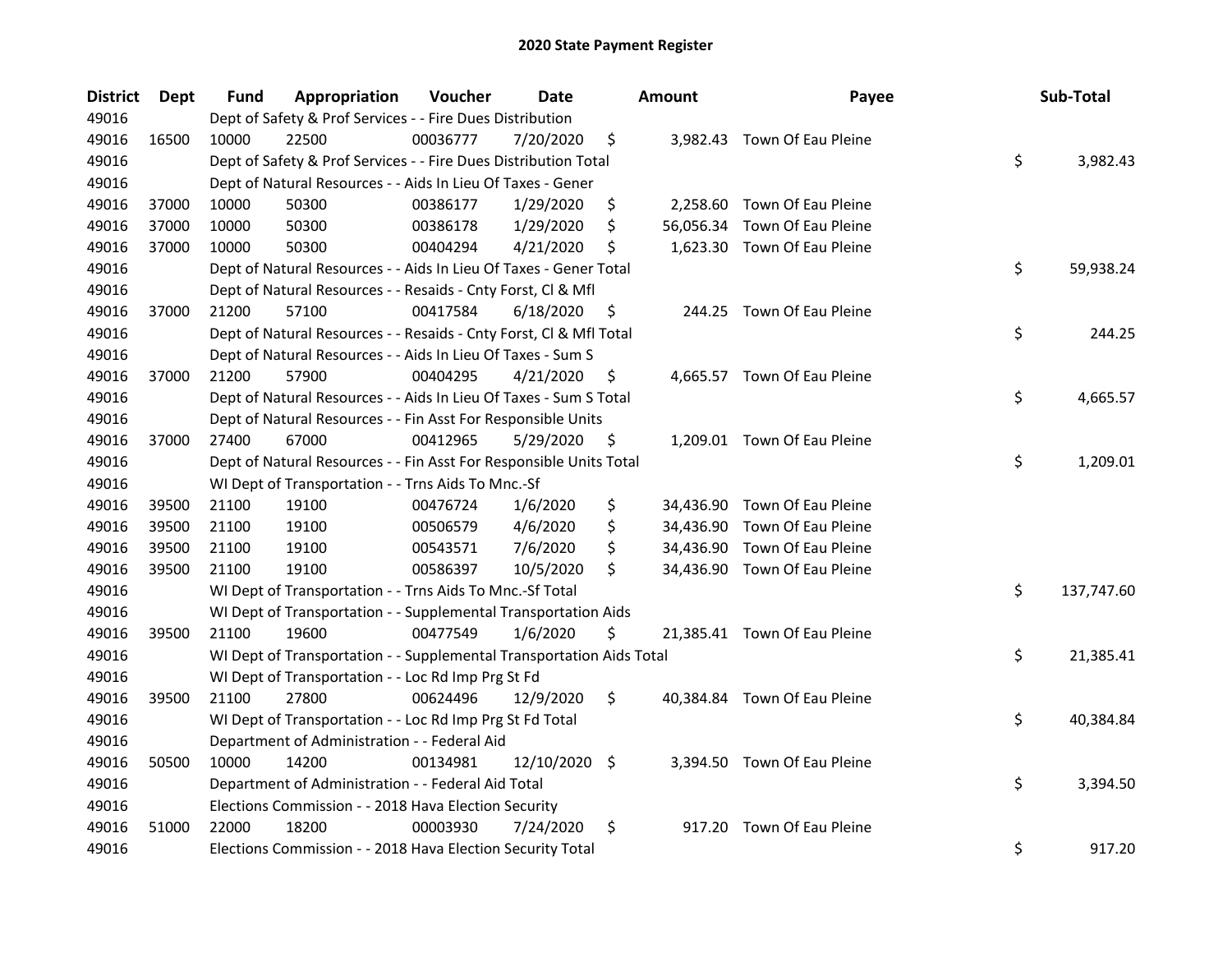# 2020 State Payment Register

| District | Dept | Fund | Appropriation | Voucher | Date | Amount | Payee | Sub-Total |
|---|---|---|---|---|---|---|---|---|
| 49016 | | Dept of Safety & Prof Services - - Fire Dues Distribution | | | | | | |
| 49016 | 16500 | 10000 | 22500 | 00036777 | 7/20/2020 | $ 3,982.43 | Town Of Eau Pleine | |
| 49016 | | Dept of Safety & Prof Services - - Fire Dues Distribution Total | | | | | | $ 3,982.43 |
| 49016 | | Dept of Natural Resources - - Aids In Lieu Of Taxes - Gener | | | | | | |
| 49016 | 37000 | 10000 | 50300 | 00386177 | 1/29/2020 | $ 2,258.60 | Town Of Eau Pleine | |
| 49016 | 37000 | 10000 | 50300 | 00386178 | 1/29/2020 | $ 56,056.34 | Town Of Eau Pleine | |
| 49016 | 37000 | 10000 | 50300 | 00404294 | 4/21/2020 | $ 1,623.30 | Town Of Eau Pleine | |
| 49016 | | Dept of Natural Resources - - Aids In Lieu Of Taxes - Gener Total | | | | | | $ 59,938.24 |
| 49016 | | Dept of Natural Resources - - Resaids - Cnty Forst, Cl & Mfl | | | | | | |
| 49016 | 37000 | 21200 | 57100 | 00417584 | 6/18/2020 | $ 244.25 | Town Of Eau Pleine | |
| 49016 | | Dept of Natural Resources - - Resaids - Cnty Forst, Cl & Mfl Total | | | | | | $ 244.25 |
| 49016 | | Dept of Natural Resources - - Aids In Lieu Of Taxes - Sum S | | | | | | |
| 49016 | 37000 | 21200 | 57900 | 00404295 | 4/21/2020 | $ 4,665.57 | Town Of Eau Pleine | |
| 49016 | | Dept of Natural Resources - - Aids In Lieu Of Taxes - Sum S Total | | | | | | $ 4,665.57 |
| 49016 | | Dept of Natural Resources - - Fin Asst For Responsible Units | | | | | | |
| 49016 | 37000 | 27400 | 67000 | 00412965 | 5/29/2020 | $ 1,209.01 | Town Of Eau Pleine | |
| 49016 | | Dept of Natural Resources - - Fin Asst For Responsible Units Total | | | | | | $ 1,209.01 |
| 49016 | | WI Dept of Transportation - - Trns Aids To Mnc.-Sf | | | | | | |
| 49016 | 39500 | 21100 | 19100 | 00476724 | 1/6/2020 | $ 34,436.90 | Town Of Eau Pleine | |
| 49016 | 39500 | 21100 | 19100 | 00506579 | 4/6/2020 | $ 34,436.90 | Town Of Eau Pleine | |
| 49016 | 39500 | 21100 | 19100 | 00543571 | 7/6/2020 | $ 34,436.90 | Town Of Eau Pleine | |
| 49016 | 39500 | 21100 | 19100 | 00586397 | 10/5/2020 | $ 34,436.90 | Town Of Eau Pleine | |
| 49016 | | WI Dept of Transportation - - Trns Aids To Mnc.-Sf Total | | | | | | $ 137,747.60 |
| 49016 | | WI Dept of Transportation - - Supplemental Transportation Aids | | | | | | |
| 49016 | 39500 | 21100 | 19600 | 00477549 | 1/6/2020 | $ 21,385.41 | Town Of Eau Pleine | |
| 49016 | | WI Dept of Transportation - - Supplemental Transportation Aids Total | | | | | | $ 21,385.41 |
| 49016 | | WI Dept of Transportation - - Loc Rd Imp Prg St Fd | | | | | | |
| 49016 | 39500 | 21100 | 27800 | 00624496 | 12/9/2020 | $ 40,384.84 | Town Of Eau Pleine | |
| 49016 | | WI Dept of Transportation - - Loc Rd Imp Prg St Fd Total | | | | | | $ 40,384.84 |
| 49016 | | Department of Administration - - Federal Aid | | | | | | |
| 49016 | 50500 | 10000 | 14200 | 00134981 | 12/10/2020 | $ 3,394.50 | Town Of Eau Pleine | |
| 49016 | | Department of Administration - - Federal Aid Total | | | | | | $ 3,394.50 |
| 49016 | | Elections Commission - - 2018 Hava Election Security | | | | | | |
| 49016 | 51000 | 22000 | 18200 | 00003930 | 7/24/2020 | $ 917.20 | Town Of Eau Pleine | |
| 49016 | | Elections Commission - - 2018 Hava Election Security Total | | | | | | $ 917.20 |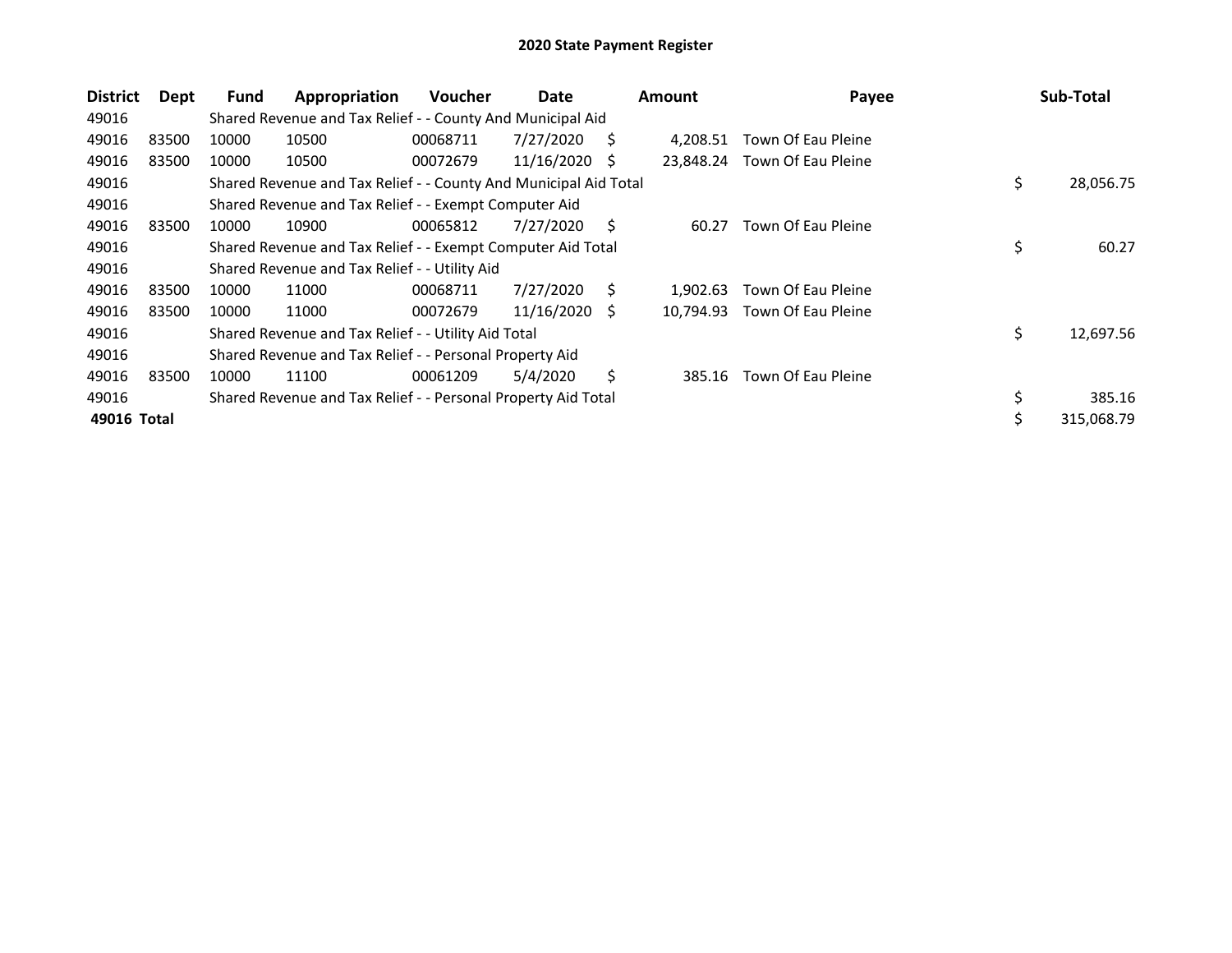# 2020 State Payment Register

| District | Dept | Fund | Appropriation | Voucher | Date | Amount | Payee | Sub-Total |
|---|---|---|---|---|---|---|---|---|
| 49016 | | Shared Revenue and Tax Relief - - County And Municipal Aid | | | | | | |
| 49016 | 83500 | 10000 | 10500 | 00068711 | 7/27/2020 | $ 4,208.51 | Town Of Eau Pleine | |
| 49016 | 83500 | 10000 | 10500 | 00072679 | 11/16/2020 | $ 23,848.24 | Town Of Eau Pleine | |
| 49016 | | Shared Revenue and Tax Relief - - County And Municipal Aid Total | | | | | | $ 28,056.75 |
| 49016 | | Shared Revenue and Tax Relief - - Exempt Computer Aid | | | | | | |
| 49016 | 83500 | 10000 | 10900 | 00065812 | 7/27/2020 | $ 60.27 | Town Of Eau Pleine | |
| 49016 | | Shared Revenue and Tax Relief - - Exempt Computer Aid Total | | | | | | $ 60.27 |
| 49016 | | Shared Revenue and Tax Relief - - Utility Aid | | | | | | |
| 49016 | 83500 | 10000 | 11000 | 00068711 | 7/27/2020 | $ 1,902.63 | Town Of Eau Pleine | |
| 49016 | 83500 | 10000 | 11000 | 00072679 | 11/16/2020 | $ 10,794.93 | Town Of Eau Pleine | |
| 49016 | | Shared Revenue and Tax Relief - - Utility Aid Total | | | | | | $ 12,697.56 |
| 49016 | | Shared Revenue and Tax Relief - - Personal Property Aid | | | | | | |
| 49016 | 83500 | 10000 | 11100 | 00061209 | 5/4/2020 | $ 385.16 | Town Of Eau Pleine | |
| 49016 | | Shared Revenue and Tax Relief - - Personal Property Aid Total | | | | | | $ 385.16 |
| **49016 Total** | | | | | | | | $ 315,068.79 |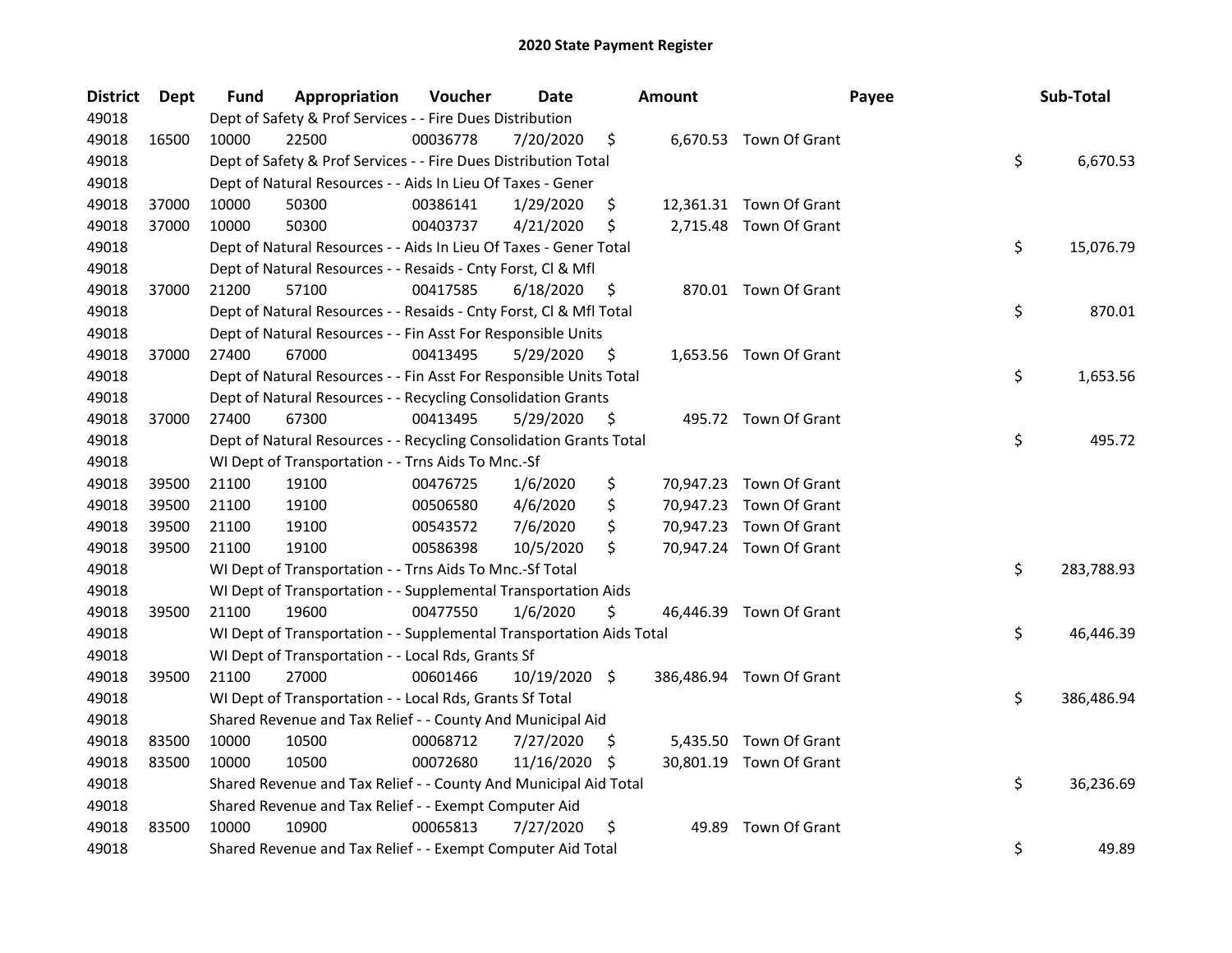# 2020 State Payment Register

| District | Dept | Fund | Appropriation | Voucher | Date | Amount | Payee | Sub-Total |
|---|---|---|---|---|---|---|---|---|
| 49018 | | Dept of Safety & Prof Services - - Fire Dues Distribution | | | | | | |
| 49018 | 16500 | 10000 | 22500 | 00036778 | 7/20/2020 | $ 6,670.53 | Town Of Grant | |
| 49018 | | Dept of Safety & Prof Services - - Fire Dues Distribution Total | | | | | | $ 6,670.53 |
| 49018 | | Dept of Natural Resources - - Aids In Lieu Of Taxes - Gener | | | | | | |
| 49018 | 37000 | 10000 | 50300 | 00386141 | 1/29/2020 | $ 12,361.31 | Town Of Grant | |
| 49018 | 37000 | 10000 | 50300 | 00403737 | 4/21/2020 | $ 2,715.48 | Town Of Grant | |
| 49018 | | Dept of Natural Resources - - Aids In Lieu Of Taxes - Gener Total | | | | | | $ 15,076.79 |
| 49018 | | Dept of Natural Resources - - Resaids - Cnty Forst, Cl & Mfl | | | | | | |
| 49018 | 37000 | 21200 | 57100 | 00417585 | 6/18/2020 | $ 870.01 | Town Of Grant | |
| 49018 | | Dept of Natural Resources - - Resaids - Cnty Forst, Cl & Mfl Total | | | | | | $ 870.01 |
| 49018 | | Dept of Natural Resources - - Fin Asst For Responsible Units | | | | | | |
| 49018 | 37000 | 27400 | 67000 | 00413495 | 5/29/2020 | $ 1,653.56 | Town Of Grant | |
| 49018 | | Dept of Natural Resources - - Fin Asst For Responsible Units Total | | | | | | $ 1,653.56 |
| 49018 | | Dept of Natural Resources - - Recycling Consolidation Grants | | | | | | |
| 49018 | 37000 | 27400 | 67300 | 00413495 | 5/29/2020 | $ 495.72 | Town Of Grant | |
| 49018 | | Dept of Natural Resources - - Recycling Consolidation Grants Total | | | | | | $ 495.72 |
| 49018 | | WI Dept of Transportation - - Trns Aids To Mnc.-Sf | | | | | | |
| 49018 | 39500 | 21100 | 19100 | 00476725 | 1/6/2020 | $ 70,947.23 | Town Of Grant | |
| 49018 | 39500 | 21100 | 19100 | 00506580 | 4/6/2020 | $ 70,947.23 | Town Of Grant | |
| 49018 | 39500 | 21100 | 19100 | 00543572 | 7/6/2020 | $ 70,947.23 | Town Of Grant | |
| 49018 | 39500 | 21100 | 19100 | 00586398 | 10/5/2020 | $ 70,947.24 | Town Of Grant | |
| 49018 | | WI Dept of Transportation - - Trns Aids To Mnc.-Sf Total | | | | | | $ 283,788.93 |
| 49018 | | WI Dept of Transportation - - Supplemental Transportation Aids | | | | | | |
| 49018 | 39500 | 21100 | 19600 | 00477550 | 1/6/2020 | $ 46,446.39 | Town Of Grant | |
| 49018 | | WI Dept of Transportation - - Supplemental Transportation Aids Total | | | | | | $ 46,446.39 |
| 49018 | | WI Dept of Transportation - - Local Rds, Grants Sf | | | | | | |
| 49018 | 39500 | 21100 | 27000 | 00601466 | 10/19/2020 | $ 386,486.94 | Town Of Grant | |
| 49018 | | WI Dept of Transportation - - Local Rds, Grants Sf Total | | | | | | $ 386,486.94 |
| 49018 | | Shared Revenue and Tax Relief - - County And Municipal Aid | | | | | | |
| 49018 | 83500 | 10000 | 10500 | 00068712 | 7/27/2020 | $ 5,435.50 | Town Of Grant | |
| 49018 | 83500 | 10000 | 10500 | 00072680 | 11/16/2020 | $ 30,801.19 | Town Of Grant | |
| 49018 | | Shared Revenue and Tax Relief - - County And Municipal Aid Total | | | | | | $ 36,236.69 |
| 49018 | | Shared Revenue and Tax Relief - - Exempt Computer Aid | | | | | | |
| 49018 | 83500 | 10000 | 10900 | 00065813 | 7/27/2020 | $ 49.89 | Town Of Grant | |
| 49018 | | Shared Revenue and Tax Relief - - Exempt Computer Aid Total | | | | | | $ 49.89 |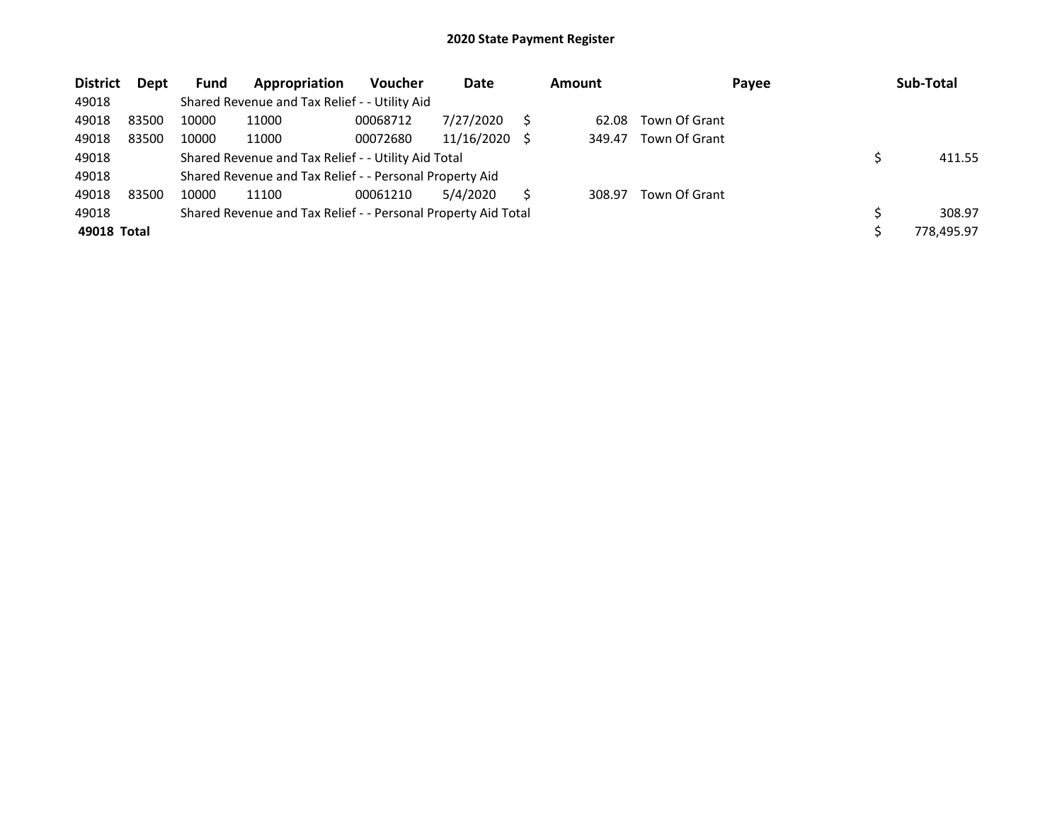# 2020 State Payment Register

| District | Dept | Fund | Appropriation | Voucher | Date | Amount | Payee | Sub-Total |
|---|---|---|---|---|---|---|---|---|
| 49018 | | Shared Revenue and Tax Relief - - Utility Aid | | | | | | |
| 49018 | 83500 | 10000 | 11000 | 00068712 | 7/27/2020 | $ 62.08 | Town Of Grant | |
| 49018 | 83500 | 10000 | 11000 | 00072680 | 11/16/2020 | $ 349.47 | Town Of Grant | |
| 49018 | | Shared Revenue and Tax Relief - - Utility Aid Total | | | | | | $ 411.55 |
| 49018 | | Shared Revenue and Tax Relief - - Personal Property Aid | | | | | | |
| 49018 | 83500 | 10000 | 11100 | 00061210 | 5/4/2020 | $ 308.97 | Town Of Grant | |
| 49018 | | Shared Revenue and Tax Relief - - Personal Property Aid Total | | | | | | $ 308.97 |
| **49018 Total** | | | | | | | | $ 778,495.97 |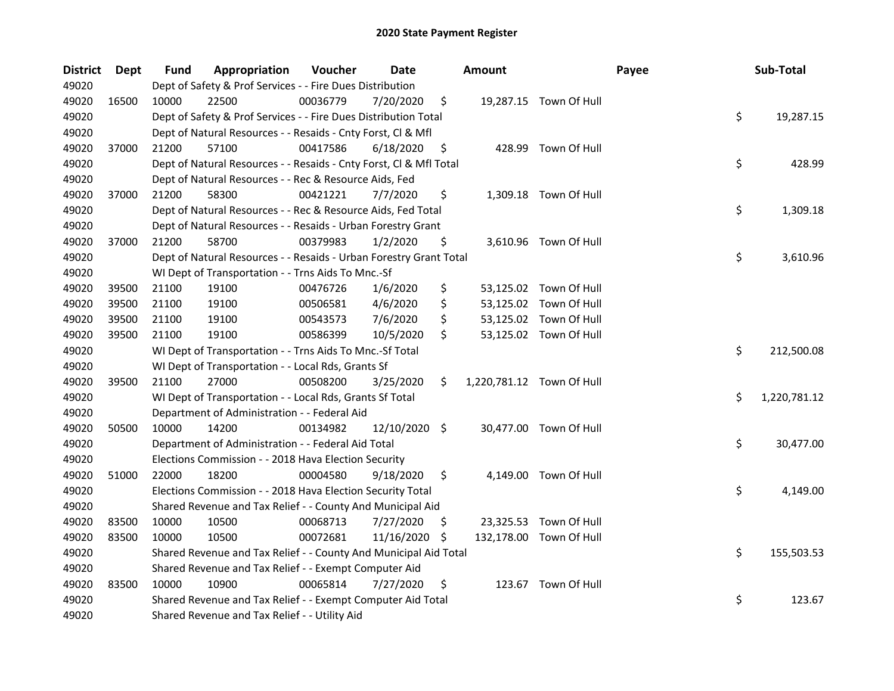## 2020 State Payment Register

| District | Dept | Fund | Appropriation | Voucher | Date | Amount | Payee | Sub-Total |
|---|---|---|---|---|---|---|---|---|
| 49020 | | Dept of Safety & Prof Services - - Fire Dues Distribution | | | | | | |
| 49020 | 16500 | 10000 | 22500 | 00036779 | 7/20/2020 | $ 19,287.15 | Town Of Hull | |
| 49020 | | Dept of Safety & Prof Services - - Fire Dues Distribution Total | | | | | | $ 19,287.15 |
| 49020 | | Dept of Natural Resources - - Resaids - Cnty Forst, Cl & Mfl | | | | | | |
| 49020 | 37000 | 21200 | 57100 | 00417586 | 6/18/2020 | $ 428.99 | Town Of Hull | |
| 49020 | | Dept of Natural Resources - - Resaids - Cnty Forst, Cl & Mfl Total | | | | | | $ 428.99 |
| 49020 | | Dept of Natural Resources - - Rec & Resource Aids, Fed | | | | | | |
| 49020 | 37000 | 21200 | 58300 | 00421221 | 7/7/2020 | $ 1,309.18 | Town Of Hull | |
| 49020 | | Dept of Natural Resources - - Rec & Resource Aids, Fed Total | | | | | | $ 1,309.18 |
| 49020 | | Dept of Natural Resources - - Resaids - Urban Forestry Grant | | | | | | |
| 49020 | 37000 | 21200 | 58700 | 00379983 | 1/2/2020 | $ 3,610.96 | Town Of Hull | |
| 49020 | | Dept of Natural Resources - - Resaids - Urban Forestry Grant Total | | | | | | $ 3,610.96 |
| 49020 | | WI Dept of Transportation - - Trns Aids To Mnc.-Sf | | | | | | |
| 49020 | 39500 | 21100 | 19100 | 00476726 | 1/6/2020 | $ 53,125.02 | Town Of Hull | |
| 49020 | 39500 | 21100 | 19100 | 00506581 | 4/6/2020 | $ 53,125.02 | Town Of Hull | |
| 49020 | 39500 | 21100 | 19100 | 00543573 | 7/6/2020 | $ 53,125.02 | Town Of Hull | |
| 49020 | 39500 | 21100 | 19100 | 00586399 | 10/5/2020 | $ 53,125.02 | Town Of Hull | |
| 49020 | | WI Dept of Transportation - - Trns Aids To Mnc.-Sf Total | | | | | | $ 212,500.08 |
| 49020 | | WI Dept of Transportation - - Local Rds, Grants Sf | | | | | | |
| 49020 | 39500 | 21100 | 27000 | 00508200 | 3/25/2020 | $ 1,220,781.12 | Town Of Hull | |
| 49020 | | WI Dept of Transportation - - Local Rds, Grants Sf Total | | | | | | $ 1,220,781.12 |
| 49020 | | Department of Administration - - Federal Aid | | | | | | |
| 49020 | 50500 | 10000 | 14200 | 00134982 | 12/10/2020 | $ 30,477.00 | Town Of Hull | |
| 49020 | | Department of Administration - - Federal Aid Total | | | | | | $ 30,477.00 |
| 49020 | | Elections Commission - - 2018 Hava Election Security | | | | | | |
| 49020 | 51000 | 22000 | 18200 | 00004580 | 9/18/2020 | $ 4,149.00 | Town Of Hull | |
| 49020 | | Elections Commission - - 2018 Hava Election Security Total | | | | | | $ 4,149.00 |
| 49020 | | Shared Revenue and Tax Relief - - County And Municipal Aid | | | | | | |
| 49020 | 83500 | 10000 | 10500 | 00068713 | 7/27/2020 | $ 23,325.53 | Town Of Hull | |
| 49020 | 83500 | 10000 | 10500 | 00072681 | 11/16/2020 | $ 132,178.00 | Town Of Hull | |
| 49020 | | Shared Revenue and Tax Relief - - County And Municipal Aid Total | | | | | | $ 155,503.53 |
| 49020 | | Shared Revenue and Tax Relief - - Exempt Computer Aid | | | | | | |
| 49020 | 83500 | 10000 | 10900 | 00065814 | 7/27/2020 | $ 123.67 | Town Of Hull | |
| 49020 | | Shared Revenue and Tax Relief - - Exempt Computer Aid Total | | | | | | $ 123.67 |
| 49020 | | Shared Revenue and Tax Relief - - Utility Aid | | | | | | |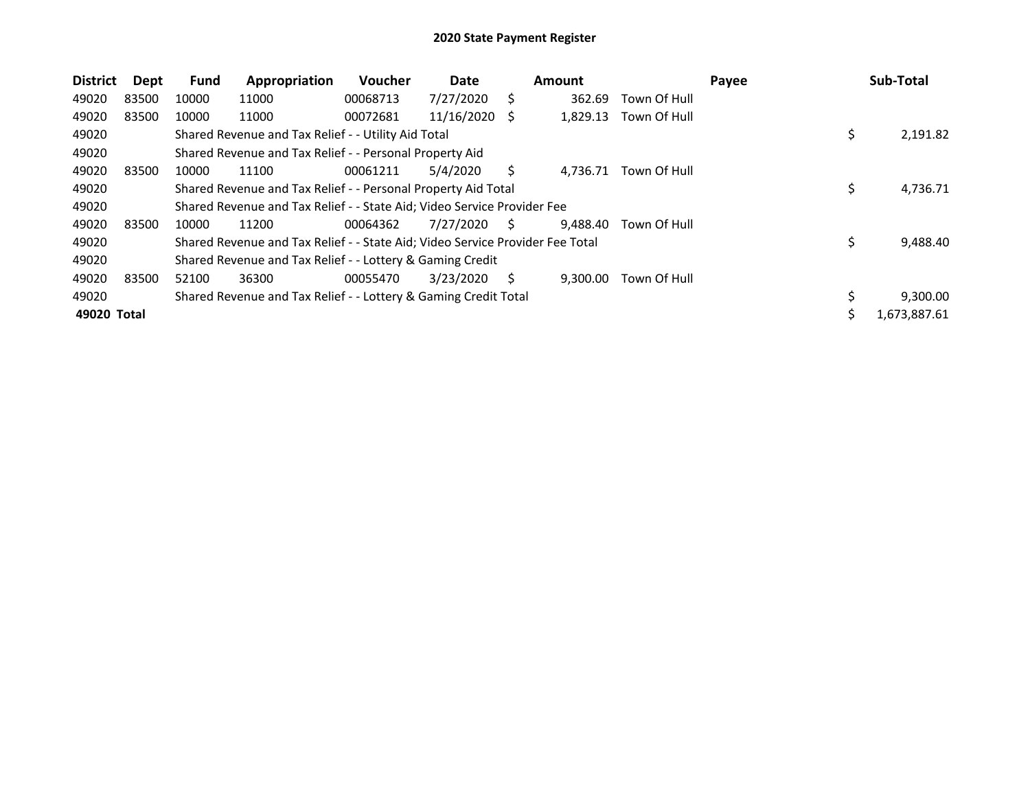# 2020 State Payment Register

| District | Dept | Fund | Appropriation | Voucher | Date | Amount | Payee | Sub-Total |
|---|---|---|---|---|---|---|---|---|
| 49020 | 83500 | 10000 | 11000 | 00068713 | 7/27/2020 | $ 362.69 | Town Of Hull | |
| 49020 | 83500 | 10000 | 11000 | 00072681 | 11/16/2020 | $ 1,829.13 | Town Of Hull | |
| 49020 | | Shared Revenue and Tax Relief - - Utility Aid Total | | | | | | $ 2,191.82 |
| 49020 | | Shared Revenue and Tax Relief - - Personal Property Aid | | | | | | |
| 49020 | 83500 | 10000 | 11100 | 00061211 | 5/4/2020 | $ 4,736.71 | Town Of Hull | |
| 49020 | | Shared Revenue and Tax Relief - - Personal Property Aid Total | | | | | | $ 4,736.71 |
| 49020 | | Shared Revenue and Tax Relief - - State Aid; Video Service Provider Fee | | | | | | |
| 49020 | 83500 | 10000 | 11200 | 00064362 | 7/27/2020 | $ 9,488.40 | Town Of Hull | |
| 49020 | | Shared Revenue and Tax Relief - - State Aid; Video Service Provider Fee Total | | | | | | $ 9,488.40 |
| 49020 | | Shared Revenue and Tax Relief - - Lottery & Gaming Credit | | | | | | |
| 49020 | 83500 | 52100 | 36300 | 00055470 | 3/23/2020 | $ 9,300.00 | Town Of Hull | |
| 49020 | | Shared Revenue and Tax Relief - - Lottery & Gaming Credit Total | | | | | | $ 9,300.00 |
| **49020 Total** | | | | | | | | $ 1,673,887.61 |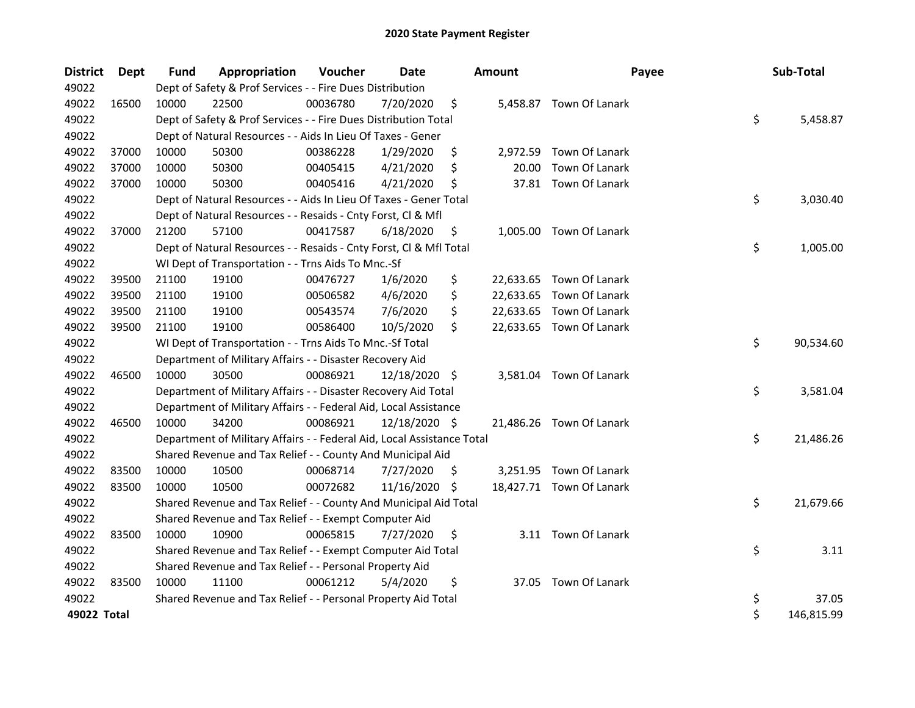# 2020 State Payment Register

| District | Dept | Fund | Appropriation | Voucher | Date | Amount | Payee | Sub-Total |
|---|---|---|---|---|---|---|---|---|
| 49022 | | Dept of Safety & Prof Services - - Fire Dues Distribution | | | | | | |
| 49022 | 16500 | 10000 | 22500 | 00036780 | 7/20/2020 | $ 5,458.87 | Town Of Lanark | |
| 49022 | | Dept of Safety & Prof Services - - Fire Dues Distribution Total | | | | | | $ 5,458.87 |
| 49022 | | Dept of Natural Resources - - Aids In Lieu Of Taxes - Gener | | | | | | |
| 49022 | 37000 | 10000 | 50300 | 00386228 | 1/29/2020 | $ 2,972.59 | Town Of Lanark | |
| 49022 | 37000 | 10000 | 50300 | 00405415 | 4/21/2020 | $ 20.00 | Town Of Lanark | |
| 49022 | 37000 | 10000 | 50300 | 00405416 | 4/21/2020 | $ 37.81 | Town Of Lanark | |
| 49022 | | Dept of Natural Resources - - Aids In Lieu Of Taxes - Gener Total | | | | | | $ 3,030.40 |
| 49022 | | Dept of Natural Resources - - Resaids - Cnty Forst, Cl & Mfl | | | | | | |
| 49022 | 37000 | 21200 | 57100 | 00417587 | 6/18/2020 | $ 1,005.00 | Town Of Lanark | |
| 49022 | | Dept of Natural Resources - - Resaids - Cnty Forst, Cl & Mfl Total | | | | | | $ 1,005.00 |
| 49022 | | WI Dept of Transportation - - Trns Aids To Mnc.-Sf | | | | | | |
| 49022 | 39500 | 21100 | 19100 | 00476727 | 1/6/2020 | $ 22,633.65 | Town Of Lanark | |
| 49022 | 39500 | 21100 | 19100 | 00506582 | 4/6/2020 | $ 22,633.65 | Town Of Lanark | |
| 49022 | 39500 | 21100 | 19100 | 00543574 | 7/6/2020 | $ 22,633.65 | Town Of Lanark | |
| 49022 | 39500 | 21100 | 19100 | 00586400 | 10/5/2020 | $ 22,633.65 | Town Of Lanark | |
| 49022 | | WI Dept of Transportation - - Trns Aids To Mnc.-Sf Total | | | | | | $ 90,534.60 |
| 49022 | | Department of Military Affairs - - Disaster Recovery Aid | | | | | | |
| 49022 | 46500 | 10000 | 30500 | 00086921 | 12/18/2020 | $ 3,581.04 | Town Of Lanark | |
| 49022 | | Department of Military Affairs - - Disaster Recovery Aid Total | | | | | | $ 3,581.04 |
| 49022 | | Department of Military Affairs - - Federal Aid, Local Assistance | | | | | | |
| 49022 | 46500 | 10000 | 34200 | 00086921 | 12/18/2020 | $ 21,486.26 | Town Of Lanark | |
| 49022 | | Department of Military Affairs - - Federal Aid, Local Assistance Total | | | | | | $ 21,486.26 |
| 49022 | | Shared Revenue and Tax Relief - - County And Municipal Aid | | | | | | |
| 49022 | 83500 | 10000 | 10500 | 00068714 | 7/27/2020 | $ 3,251.95 | Town Of Lanark | |
| 49022 | 83500 | 10000 | 10500 | 00072682 | 11/16/2020 | $ 18,427.71 | Town Of Lanark | |
| 49022 | | Shared Revenue and Tax Relief - - County And Municipal Aid Total | | | | | | $ 21,679.66 |
| 49022 | | Shared Revenue and Tax Relief - - Exempt Computer Aid | | | | | | |
| 49022 | 83500 | 10000 | 10900 | 00065815 | 7/27/2020 | $ 3.11 | Town Of Lanark | |
| 49022 | | Shared Revenue and Tax Relief - - Exempt Computer Aid Total | | | | | | $ 3.11 |
| 49022 | | Shared Revenue and Tax Relief - - Personal Property Aid | | | | | | |
| 49022 | 83500 | 10000 | 11100 | 00061212 | 5/4/2020 | $ 37.05 | Town Of Lanark | |
| 49022 | | Shared Revenue and Tax Relief - - Personal Property Aid Total | | | | | | $ 37.05 |
| **49022 Total** | | | | | | | | $ 146,815.99 |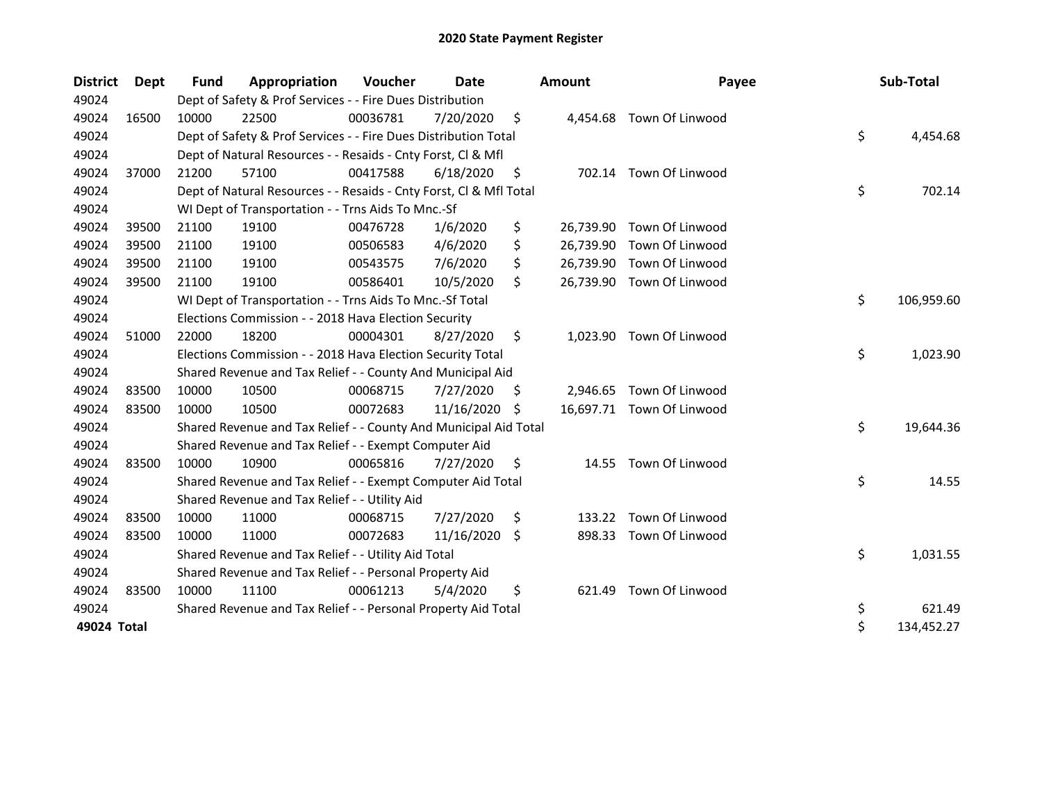# 2020 State Payment Register

| District | Dept | Fund | Appropriation | Voucher | Date | Amount | Payee | Sub-Total |
|---|---|---|---|---|---|---|---|---|
| 49024 | | Dept of Safety & Prof Services - - Fire Dues Distribution | | | | | | |
| 49024 | 16500 | 10000 | 22500 | 00036781 | 7/20/2020 | $ 4,454.68 | Town Of Linwood | |
| 49024 | | Dept of Safety & Prof Services - - Fire Dues Distribution Total | | | | | | $ 4,454.68 |
| 49024 | | Dept of Natural Resources - - Resaids - Cnty Forst, Cl & Mfl | | | | | | |
| 49024 | 37000 | 21200 | 57100 | 00417588 | 6/18/2020 | $ 702.14 | Town Of Linwood | |
| 49024 | | Dept of Natural Resources - - Resaids - Cnty Forst, Cl & Mfl Total | | | | | | $ 702.14 |
| 49024 | | WI Dept of Transportation - - Trns Aids To Mnc.-Sf | | | | | | |
| 49024 | 39500 | 21100 | 19100 | 00476728 | 1/6/2020 | $ 26,739.90 | Town Of Linwood | |
| 49024 | 39500 | 21100 | 19100 | 00506583 | 4/6/2020 | $ 26,739.90 | Town Of Linwood | |
| 49024 | 39500 | 21100 | 19100 | 00543575 | 7/6/2020 | $ 26,739.90 | Town Of Linwood | |
| 49024 | 39500 | 21100 | 19100 | 00586401 | 10/5/2020 | $ 26,739.90 | Town Of Linwood | |
| 49024 | | WI Dept of Transportation - - Trns Aids To Mnc.-Sf Total | | | | | | $ 106,959.60 |
| 49024 | | Elections Commission - - 2018 Hava Election Security | | | | | | |
| 49024 | 51000 | 22000 | 18200 | 00004301 | 8/27/2020 | $ 1,023.90 | Town Of Linwood | |
| 49024 | | Elections Commission - - 2018 Hava Election Security Total | | | | | | $ 1,023.90 |
| 49024 | | Shared Revenue and Tax Relief - - County And Municipal Aid | | | | | | |
| 49024 | 83500 | 10000 | 10500 | 00068715 | 7/27/2020 | $ 2,946.65 | Town Of Linwood | |
| 49024 | 83500 | 10000 | 10500 | 00072683 | 11/16/2020 | $ 16,697.71 | Town Of Linwood | |
| 49024 | | Shared Revenue and Tax Relief - - County And Municipal Aid Total | | | | | | $ 19,644.36 |
| 49024 | | Shared Revenue and Tax Relief - - Exempt Computer Aid | | | | | | |
| 49024 | 83500 | 10000 | 10900 | 00065816 | 7/27/2020 | $ 14.55 | Town Of Linwood | |
| 49024 | | Shared Revenue and Tax Relief - - Exempt Computer Aid Total | | | | | | $ 14.55 |
| 49024 | | Shared Revenue and Tax Relief - - Utility Aid | | | | | | |
| 49024 | 83500 | 10000 | 11000 | 00068715 | 7/27/2020 | $ 133.22 | Town Of Linwood | |
| 49024 | 83500 | 10000 | 11000 | 00072683 | 11/16/2020 | $ 898.33 | Town Of Linwood | |
| 49024 | | Shared Revenue and Tax Relief - - Utility Aid Total | | | | | | $ 1,031.55 |
| 49024 | | Shared Revenue and Tax Relief - - Personal Property Aid | | | | | | |
| 49024 | 83500 | 10000 | 11100 | 00061213 | 5/4/2020 | $ 621.49 | Town Of Linwood | |
| 49024 | | Shared Revenue and Tax Relief - - Personal Property Aid Total | | | | | | $ 621.49 |
| **49024 Total** | | | | | | | | $ 134,452.27 |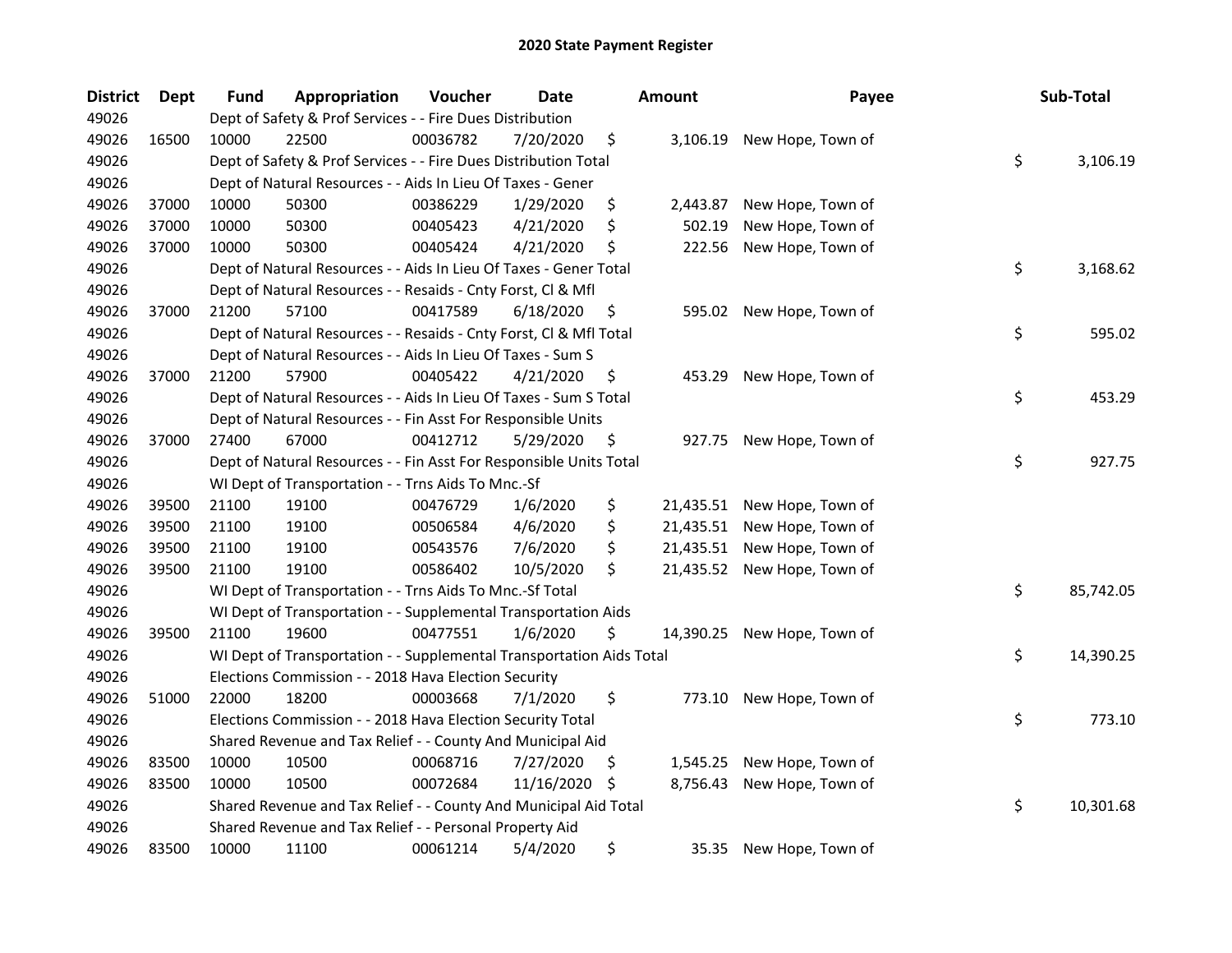# 2020 State Payment Register

| District | Dept | Fund | Appropriation | Voucher | Date | Amount | Payee | Sub-Total |
|---|---|---|---|---|---|---|---|---|
| 49026 | | Dept of Safety & Prof Services - - Fire Dues Distribution | | | | | | |
| 49026 | 16500 | 10000 | 22500 | 00036782 | 7/20/2020 | $ 3,106.19 | New Hope, Town of | |
| 49026 | | Dept of Safety & Prof Services - - Fire Dues Distribution Total | | | | | | $ 3,106.19 |
| 49026 | | Dept of Natural Resources - - Aids In Lieu Of Taxes - Gener | | | | | | |
| 49026 | 37000 | 10000 | 50300 | 00386229 | 1/29/2020 | $ 2,443.87 | New Hope, Town of | |
| 49026 | 37000 | 10000 | 50300 | 00405423 | 4/21/2020 | $ 502.19 | New Hope, Town of | |
| 49026 | 37000 | 10000 | 50300 | 00405424 | 4/21/2020 | $ 222.56 | New Hope, Town of | |
| 49026 | | Dept of Natural Resources - - Aids In Lieu Of Taxes - Gener Total | | | | | | $ 3,168.62 |
| 49026 | | Dept of Natural Resources - - Resaids - Cnty Forst, Cl & Mfl | | | | | | |
| 49026 | 37000 | 21200 | 57100 | 00417589 | 6/18/2020 | $ 595.02 | New Hope, Town of | |
| 49026 | | Dept of Natural Resources - - Resaids - Cnty Forst, Cl & Mfl Total | | | | | | $ 595.02 |
| 49026 | | Dept of Natural Resources - - Aids In Lieu Of Taxes - Sum S | | | | | | |
| 49026 | 37000 | 21200 | 57900 | 00405422 | 4/21/2020 | $ 453.29 | New Hope, Town of | |
| 49026 | | Dept of Natural Resources - - Aids In Lieu Of Taxes - Sum S Total | | | | | | $ 453.29 |
| 49026 | | Dept of Natural Resources - - Fin Asst For Responsible Units | | | | | | |
| 49026 | 37000 | 27400 | 67000 | 00412712 | 5/29/2020 | $ 927.75 | New Hope, Town of | |
| 49026 | | Dept of Natural Resources - - Fin Asst For Responsible Units Total | | | | | | $ 927.75 |
| 49026 | | WI Dept of Transportation - - Trns Aids To Mnc.-Sf | | | | | | |
| 49026 | 39500 | 21100 | 19100 | 00476729 | 1/6/2020 | $ 21,435.51 | New Hope, Town of | |
| 49026 | 39500 | 21100 | 19100 | 00506584 | 4/6/2020 | $ 21,435.51 | New Hope, Town of | |
| 49026 | 39500 | 21100 | 19100 | 00543576 | 7/6/2020 | $ 21,435.51 | New Hope, Town of | |
| 49026 | 39500 | 21100 | 19100 | 00586402 | 10/5/2020 | $ 21,435.52 | New Hope, Town of | |
| 49026 | | WI Dept of Transportation - - Trns Aids To Mnc.-Sf Total | | | | | | $ 85,742.05 |
| 49026 | | WI Dept of Transportation - - Supplemental Transportation Aids | | | | | | |
| 49026 | 39500 | 21100 | 19600 | 00477551 | 1/6/2020 | $ 14,390.25 | New Hope, Town of | |
| 49026 | | WI Dept of Transportation - - Supplemental Transportation Aids Total | | | | | | $ 14,390.25 |
| 49026 | | Elections Commission - - 2018 Hava Election Security | | | | | | |
| 49026 | 51000 | 22000 | 18200 | 00003668 | 7/1/2020 | $ 773.10 | New Hope, Town of | |
| 49026 | | Elections Commission - - 2018 Hava Election Security Total | | | | | | $ 773.10 |
| 49026 | | Shared Revenue and Tax Relief - - County And Municipal Aid | | | | | | |
| 49026 | 83500 | 10000 | 10500 | 00068716 | 7/27/2020 | $ 1,545.25 | New Hope, Town of | |
| 49026 | 83500 | 10000 | 10500 | 00072684 | 11/16/2020 | $ 8,756.43 | New Hope, Town of | |
| 49026 | | Shared Revenue and Tax Relief - - County And Municipal Aid Total | | | | | | $ 10,301.68 |
| 49026 | | Shared Revenue and Tax Relief - - Personal Property Aid | | | | | | |
| 49026 | 83500 | 10000 | 11100 | 00061214 | 5/4/2020 | $ 35.35 | New Hope, Town of | |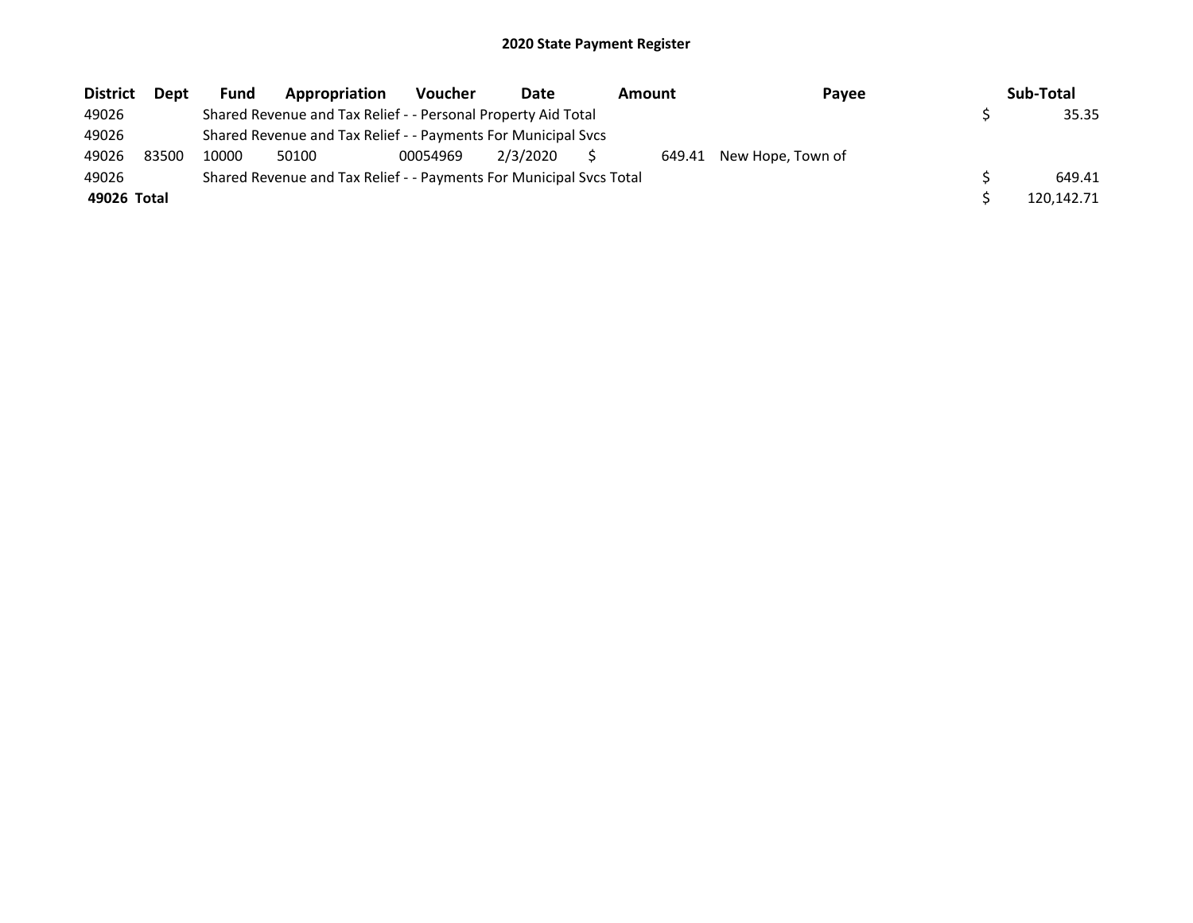# 2020 State Payment Register

| District | Dept | Fund | Appropriation | Voucher | Date | Amount | Payee | Sub-Total |
|---|---|---|---|---|---|---|---|---|
| 49026 | | Shared Revenue and Tax Relief - - Personal Property Aid Total | | | | | | $ 35.35 |
| 49026 | | Shared Revenue and Tax Relief - - Payments For Municipal Svcs | | | | | | |
| 49026 | 83500 | 10000 | 50100 | 00054969 | 2/3/2020 | $ 649.41 | New Hope, Town of | |
| 49026 | | Shared Revenue and Tax Relief - - Payments For Municipal Svcs Total | | | | | | $ 649.41 |
| **49026 Total** | | | | | | | | $ 120,142.71 |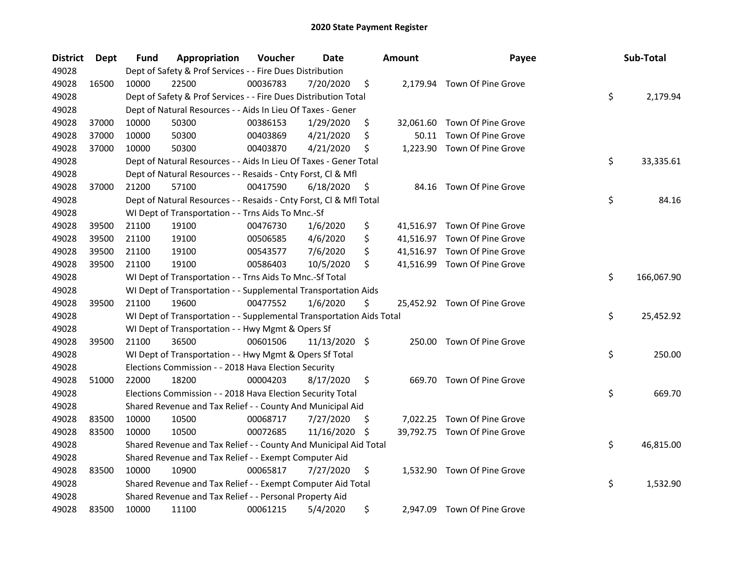# 2020 State Payment Register

| District | Dept | Fund | Appropriation | Voucher | Date | Amount | Payee | Sub-Total |
|---|---|---|---|---|---|---|---|---|
| 49028 | | Dept of Safety & Prof Services - - Fire Dues Distribution | | | | | | |
| 49028 | 16500 | 10000 | 22500 | 00036783 | 7/20/2020 | $ 2,179.94 | Town Of Pine Grove | |
| 49028 | | Dept of Safety & Prof Services - - Fire Dues Distribution Total | | | | | | $ 2,179.94 |
| 49028 | | Dept of Natural Resources - - Aids In Lieu Of Taxes - Gener | | | | | | |
| 49028 | 37000 | 10000 | 50300 | 00386153 | 1/29/2020 | $ 32,061.60 | Town Of Pine Grove | |
| 49028 | 37000 | 10000 | 50300 | 00403869 | 4/21/2020 | $ 50.11 | Town Of Pine Grove | |
| 49028 | 37000 | 10000 | 50300 | 00403870 | 4/21/2020 | $ 1,223.90 | Town Of Pine Grove | |
| 49028 | | Dept of Natural Resources - - Aids In Lieu Of Taxes - Gener Total | | | | | | $ 33,335.61 |
| 49028 | | Dept of Natural Resources - - Resaids - Cnty Forst, Cl & Mfl | | | | | | |
| 49028 | 37000 | 21200 | 57100 | 00417590 | 6/18/2020 | $ 84.16 | Town Of Pine Grove | |
| 49028 | | Dept of Natural Resources - - Resaids - Cnty Forst, Cl & Mfl Total | | | | | | $ 84.16 |
| 49028 | | WI Dept of Transportation - - Trns Aids To Mnc.-Sf | | | | | | |
| 49028 | 39500 | 21100 | 19100 | 00476730 | 1/6/2020 | $ 41,516.97 | Town Of Pine Grove | |
| 49028 | 39500 | 21100 | 19100 | 00506585 | 4/6/2020 | $ 41,516.97 | Town Of Pine Grove | |
| 49028 | 39500 | 21100 | 19100 | 00543577 | 7/6/2020 | $ 41,516.97 | Town Of Pine Grove | |
| 49028 | 39500 | 21100 | 19100 | 00586403 | 10/5/2020 | $ 41,516.99 | Town Of Pine Grove | |
| 49028 | | WI Dept of Transportation - - Trns Aids To Mnc.-Sf Total | | | | | | $ 166,067.90 |
| 49028 | | WI Dept of Transportation - - Supplemental Transportation Aids | | | | | | |
| 49028 | 39500 | 21100 | 19600 | 00477552 | 1/6/2020 | $ 25,452.92 | Town Of Pine Grove | |
| 49028 | | WI Dept of Transportation - - Supplemental Transportation Aids Total | | | | | | $ 25,452.92 |
| 49028 | | WI Dept of Transportation - - Hwy Mgmt & Opers Sf | | | | | | |
| 49028 | 39500 | 21100 | 36500 | 00601506 | 11/13/2020 | $ 250.00 | Town Of Pine Grove | |
| 49028 | | WI Dept of Transportation - - Hwy Mgmt & Opers Sf Total | | | | | | $ 250.00 |
| 49028 | | Elections Commission - - 2018 Hava Election Security | | | | | | |
| 49028 | 51000 | 22000 | 18200 | 00004203 | 8/17/2020 | $ 669.70 | Town Of Pine Grove | |
| 49028 | | Elections Commission - - 2018 Hava Election Security Total | | | | | | $ 669.70 |
| 49028 | | Shared Revenue and Tax Relief - - County And Municipal Aid | | | | | | |
| 49028 | 83500 | 10000 | 10500 | 00068717 | 7/27/2020 | $ 7,022.25 | Town Of Pine Grove | |
| 49028 | 83500 | 10000 | 10500 | 00072685 | 11/16/2020 | $ 39,792.75 | Town Of Pine Grove | |
| 49028 | | Shared Revenue and Tax Relief - - County And Municipal Aid Total | | | | | | $ 46,815.00 |
| 49028 | | Shared Revenue and Tax Relief - - Exempt Computer Aid | | | | | | |
| 49028 | 83500 | 10000 | 10900 | 00065817 | 7/27/2020 | $ 1,532.90 | Town Of Pine Grove | |
| 49028 | | Shared Revenue and Tax Relief - - Exempt Computer Aid Total | | | | | | $ 1,532.90 |
| 49028 | | Shared Revenue and Tax Relief - - Personal Property Aid | | | | | | |
| 49028 | 83500 | 10000 | 11100 | 00061215 | 5/4/2020 | $ 2,947.09 | Town Of Pine Grove | |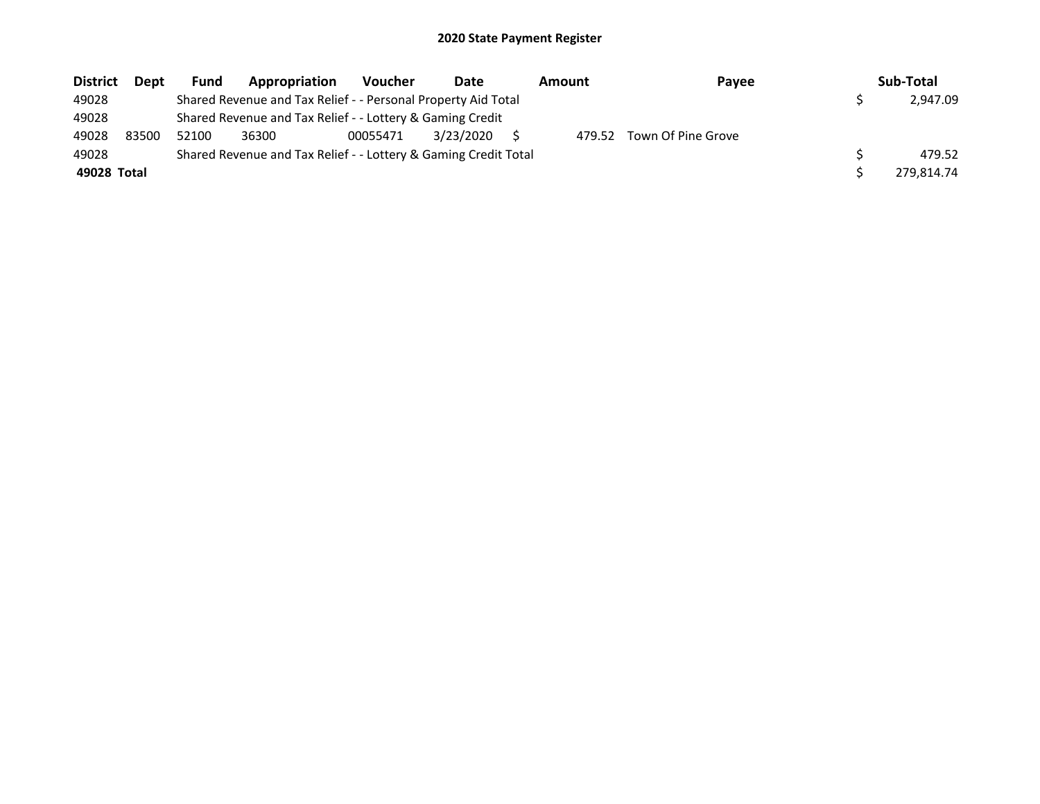# 2020 State Payment Register

| District | Dept | Fund | Appropriation | Voucher | Date | Amount | Payee | Sub-Total |
|---|---|---|---|---|---|---|---|---|
| 49028 | | Shared Revenue and Tax Relief - - Personal Property Aid Total | | | | | | $ 2,947.09 |
| 49028 | | Shared Revenue and Tax Relief - - Lottery & Gaming Credit | | | | | | |
| 49028 | 83500 | 52100 | 36300 | 00055471 | 3/23/2020 | $ 479.52 | Town Of Pine Grove | |
| 49028 | | Shared Revenue and Tax Relief - - Lottery & Gaming Credit Total | | | | | | $ 479.52 |
| **49028 Total** | | | | | | | | $ 279,814.74 |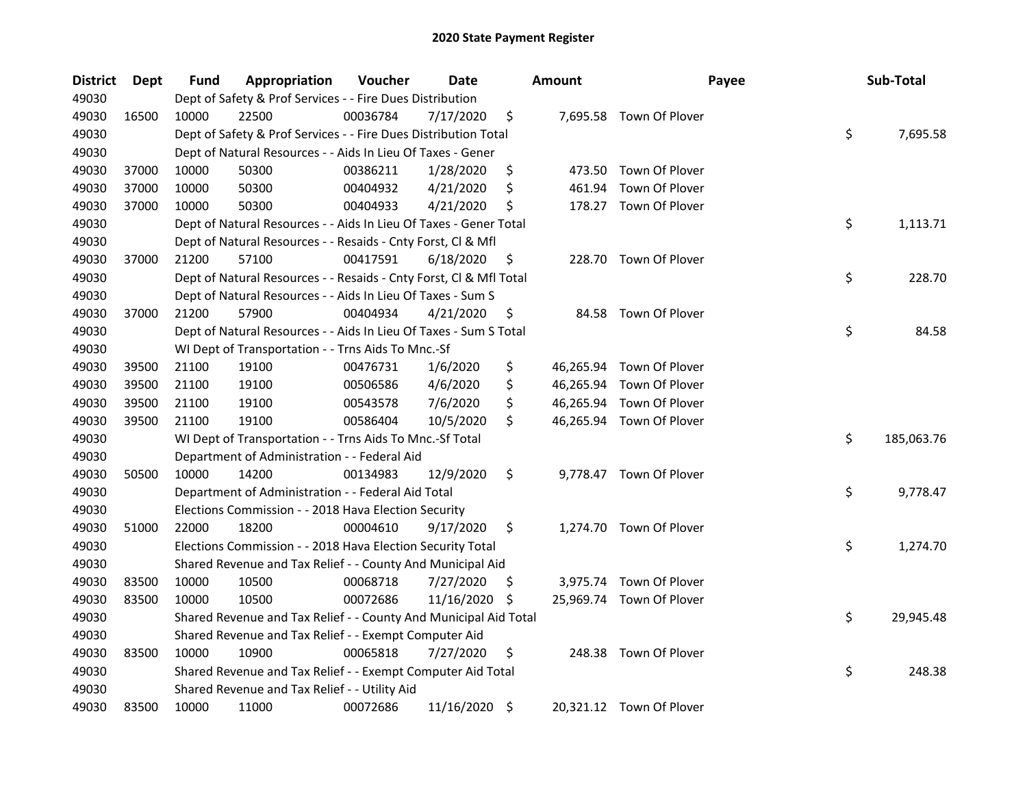# 2020 State Payment Register

| District | Dept | Fund | Appropriation | Voucher | Date | Amount | Payee | Sub-Total |
|---|---|---|---|---|---|---|---|---|
| 49030 | | Dept of Safety & Prof Services - - Fire Dues Distribution | | | | | | |
| 49030 | 16500 | 10000 | 22500 | 00036784 | 7/17/2020 | $ 7,695.58 | Town Of Plover | |
| 49030 | | Dept of Safety & Prof Services - - Fire Dues Distribution Total | | | | | | $ 7,695.58 |
| 49030 | | Dept of Natural Resources - - Aids In Lieu Of Taxes - Gener | | | | | | |
| 49030 | 37000 | 10000 | 50300 | 00386211 | 1/28/2020 | $ 473.50 | Town Of Plover | |
| 49030 | 37000 | 10000 | 50300 | 00404932 | 4/21/2020 | $ 461.94 | Town Of Plover | |
| 49030 | 37000 | 10000 | 50300 | 00404933 | 4/21/2020 | $ 178.27 | Town Of Plover | |
| 49030 | | Dept of Natural Resources - - Aids In Lieu Of Taxes - Gener Total | | | | | | $ 1,113.71 |
| 49030 | | Dept of Natural Resources - - Resaids - Cnty Forst, Cl & Mfl | | | | | | |
| 49030 | 37000 | 21200 | 57100 | 00417591 | 6/18/2020 | $ 228.70 | Town Of Plover | |
| 49030 | | Dept of Natural Resources - - Resaids - Cnty Forst, Cl & Mfl Total | | | | | | $ 228.70 |
| 49030 | | Dept of Natural Resources - - Aids In Lieu Of Taxes - Sum S | | | | | | |
| 49030 | 37000 | 21200 | 57900 | 00404934 | 4/21/2020 | $ 84.58 | Town Of Plover | |
| 49030 | | Dept of Natural Resources - - Aids In Lieu Of Taxes - Sum S Total | | | | | | $ 84.58 |
| 49030 | | WI Dept of Transportation - - Trns Aids To Mnc.-Sf | | | | | | |
| 49030 | 39500 | 21100 | 19100 | 00476731 | 1/6/2020 | $ 46,265.94 | Town Of Plover | |
| 49030 | 39500 | 21100 | 19100 | 00506586 | 4/6/2020 | $ 46,265.94 | Town Of Plover | |
| 49030 | 39500 | 21100 | 19100 | 00543578 | 7/6/2020 | $ 46,265.94 | Town Of Plover | |
| 49030 | 39500 | 21100 | 19100 | 00586404 | 10/5/2020 | $ 46,265.94 | Town Of Plover | |
| 49030 | | WI Dept of Transportation - - Trns Aids To Mnc.-Sf Total | | | | | | $ 185,063.76 |
| 49030 | | Department of Administration - - Federal Aid | | | | | | |
| 49030 | 50500 | 10000 | 14200 | 00134983 | 12/9/2020 | $ 9,778.47 | Town Of Plover | |
| 49030 | | Department of Administration - - Federal Aid Total | | | | | | $ 9,778.47 |
| 49030 | | Elections Commission - - 2018 Hava Election Security | | | | | | |
| 49030 | 51000 | 22000 | 18200 | 00004610 | 9/17/2020 | $ 1,274.70 | Town Of Plover | |
| 49030 | | Elections Commission - - 2018 Hava Election Security Total | | | | | | $ 1,274.70 |
| 49030 | | Shared Revenue and Tax Relief - - County And Municipal Aid | | | | | | |
| 49030 | 83500 | 10000 | 10500 | 00068718 | 7/27/2020 | $ 3,975.74 | Town Of Plover | |
| 49030 | 83500 | 10000 | 10500 | 00072686 | 11/16/2020 | $ 25,969.74 | Town Of Plover | |
| 49030 | | Shared Revenue and Tax Relief - - County And Municipal Aid Total | | | | | | $ 29,945.48 |
| 49030 | | Shared Revenue and Tax Relief - - Exempt Computer Aid | | | | | | |
| 49030 | 83500 | 10000 | 10900 | 00065818 | 7/27/2020 | $ 248.38 | Town Of Plover | |
| 49030 | | Shared Revenue and Tax Relief - - Exempt Computer Aid Total | | | | | | $ 248.38 |
| 49030 | | Shared Revenue and Tax Relief - - Utility Aid | | | | | | |
| 49030 | 83500 | 10000 | 11000 | 00072686 | 11/16/2020 | $ 20,321.12 | Town Of Plover | |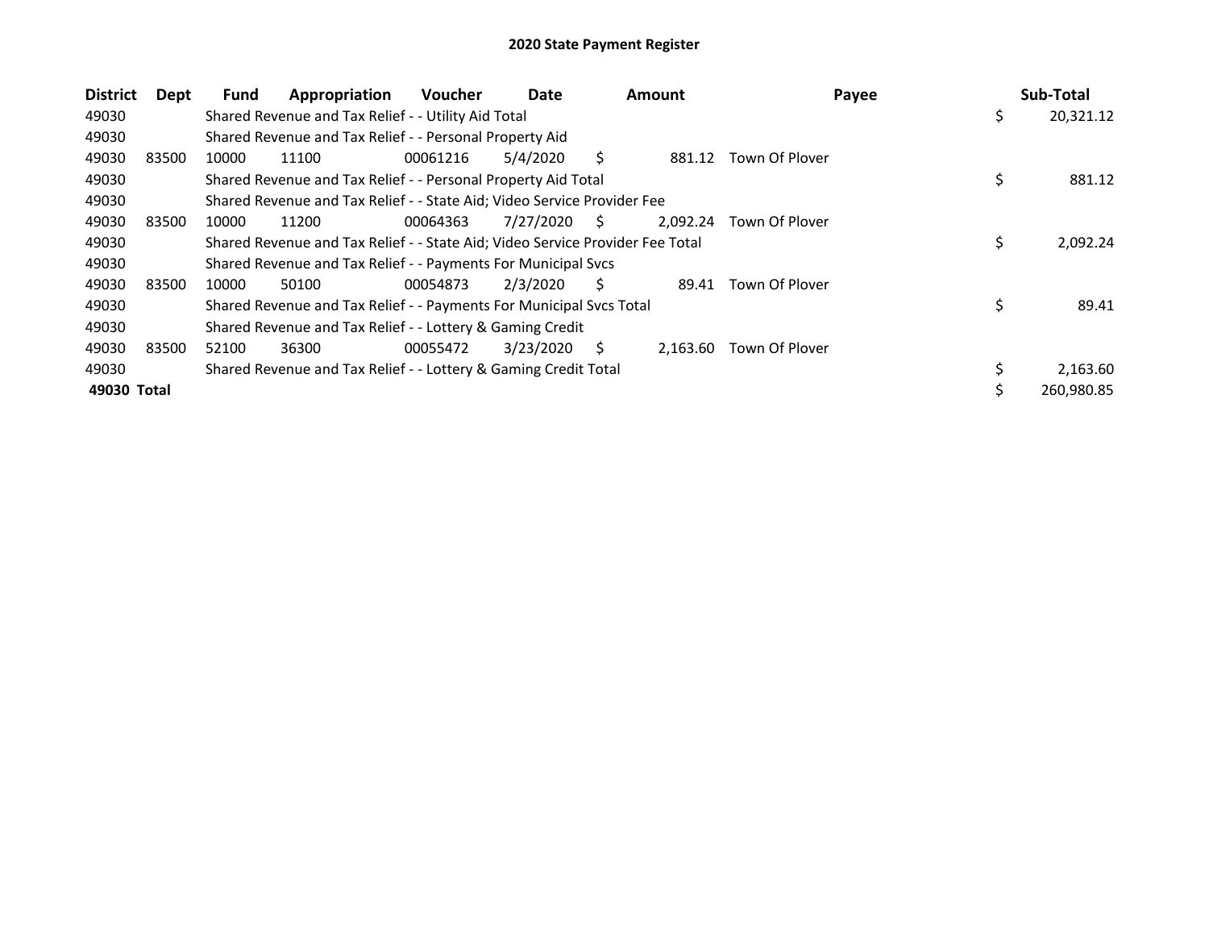# 2020 State Payment Register

| District | Dept | Fund | Appropriation | Voucher | Date | Amount | Payee | Sub-Total |
|---|---|---|---|---|---|---|---|---|
| 49030 | | Shared Revenue and Tax Relief - - Utility Aid Total | | | | | | $ 20,321.12 |
| 49030 | | Shared Revenue and Tax Relief - - Personal Property Aid | | | | | | |
| 49030 | 83500 | 10000 | 11100 | 00061216 | 5/4/2020 | $ 881.12 | Town Of Plover | |
| 49030 | | Shared Revenue and Tax Relief - - Personal Property Aid Total | | | | | | $ 881.12 |
| 49030 | | Shared Revenue and Tax Relief - - State Aid; Video Service Provider Fee | | | | | | |
| 49030 | 83500 | 10000 | 11200 | 00064363 | 7/27/2020 | $ 2,092.24 | Town Of Plover | |
| 49030 | | Shared Revenue and Tax Relief - - State Aid; Video Service Provider Fee Total | | | | | | $ 2,092.24 |
| 49030 | | Shared Revenue and Tax Relief - - Payments For Municipal Svcs | | | | | | |
| 49030 | 83500 | 10000 | 50100 | 00054873 | 2/3/2020 | $ 89.41 | Town Of Plover | |
| 49030 | | Shared Revenue and Tax Relief - - Payments For Municipal Svcs Total | | | | | | $ 89.41 |
| 49030 | | Shared Revenue and Tax Relief - - Lottery & Gaming Credit | | | | | | |
| 49030 | 83500 | 52100 | 36300 | 00055472 | 3/23/2020 | $ 2,163.60 | Town Of Plover | |
| 49030 | | Shared Revenue and Tax Relief - - Lottery & Gaming Credit Total | | | | | | $ 2,163.60 |
| **49030 Total** | | | | | | | | $ 260,980.85 |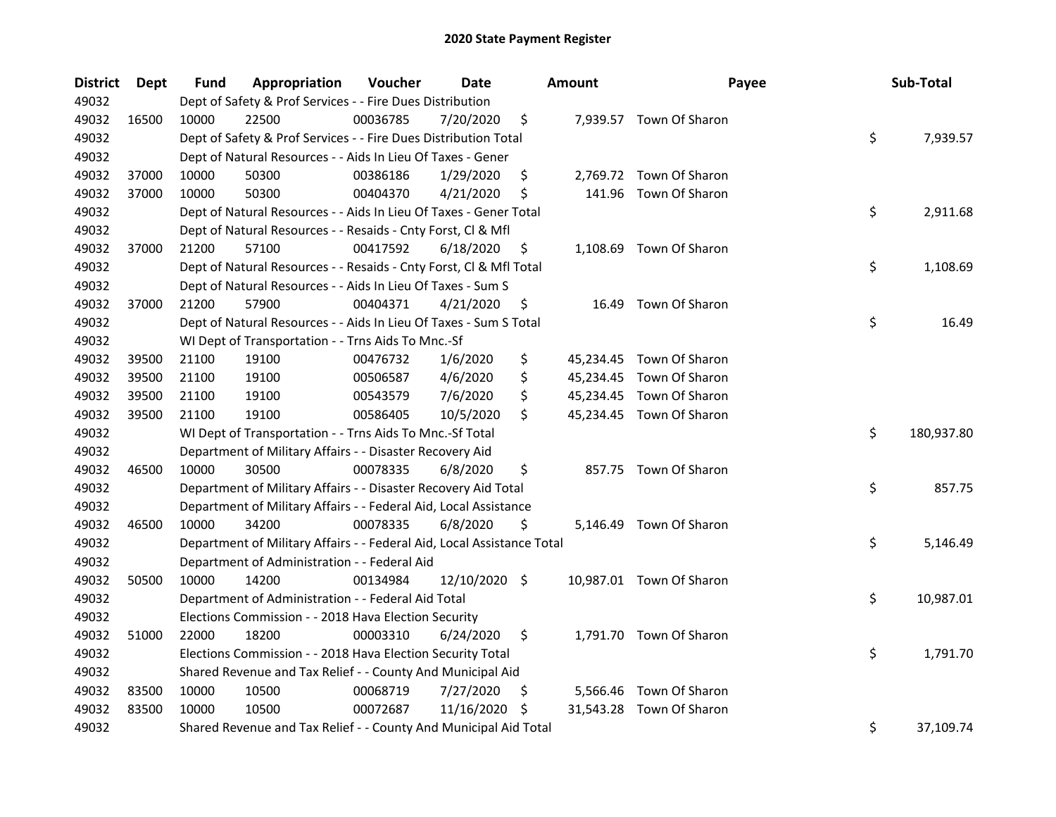# 2020 State Payment Register

| District | Dept | Fund | Appropriation | Voucher | Date | Amount | Payee | Sub-Total |
|---|---|---|---|---|---|---|---|---|
| 49032 | | Dept of Safety & Prof Services - - Fire Dues Distribution | | | | | | |
| 49032 | 16500 | 10000 | 22500 | 00036785 | 7/20/2020 | $ 7,939.57 | Town Of Sharon | |
| 49032 | | Dept of Safety & Prof Services - - Fire Dues Distribution Total | | | | | | $ 7,939.57 |
| 49032 | | Dept of Natural Resources - - Aids In Lieu Of Taxes - Gener | | | | | | |
| 49032 | 37000 | 10000 | 50300 | 00386186 | 1/29/2020 | $ 2,769.72 | Town Of Sharon | |
| 49032 | 37000 | 10000 | 50300 | 00404370 | 4/21/2020 | $ 141.96 | Town Of Sharon | |
| 49032 | | Dept of Natural Resources - - Aids In Lieu Of Taxes - Gener Total | | | | | | $ 2,911.68 |
| 49032 | | Dept of Natural Resources - - Resaids - Cnty Forst, Cl & Mfl | | | | | | |
| 49032 | 37000 | 21200 | 57100 | 00417592 | 6/18/2020 | $ 1,108.69 | Town Of Sharon | |
| 49032 | | Dept of Natural Resources - - Resaids - Cnty Forst, Cl & Mfl Total | | | | | | $ 1,108.69 |
| 49032 | | Dept of Natural Resources - - Aids In Lieu Of Taxes - Sum S | | | | | | |
| 49032 | 37000 | 21200 | 57900 | 00404371 | 4/21/2020 | $ 16.49 | Town Of Sharon | |
| 49032 | | Dept of Natural Resources - - Aids In Lieu Of Taxes - Sum S Total | | | | | | $ 16.49 |
| 49032 | | WI Dept of Transportation - - Trns Aids To Mnc.-Sf | | | | | | |
| 49032 | 39500 | 21100 | 19100 | 00476732 | 1/6/2020 | $ 45,234.45 | Town Of Sharon | |
| 49032 | 39500 | 21100 | 19100 | 00506587 | 4/6/2020 | $ 45,234.45 | Town Of Sharon | |
| 49032 | 39500 | 21100 | 19100 | 00543579 | 7/6/2020 | $ 45,234.45 | Town Of Sharon | |
| 49032 | 39500 | 21100 | 19100 | 00586405 | 10/5/2020 | $ 45,234.45 | Town Of Sharon | |
| 49032 | | WI Dept of Transportation - - Trns Aids To Mnc.-Sf Total | | | | | | $ 180,937.80 |
| 49032 | | Department of Military Affairs - - Disaster Recovery Aid | | | | | | |
| 49032 | 46500 | 10000 | 30500 | 00078335 | 6/8/2020 | $ 857.75 | Town Of Sharon | |
| 49032 | | Department of Military Affairs - - Disaster Recovery Aid Total | | | | | | $ 857.75 |
| 49032 | | Department of Military Affairs - - Federal Aid, Local Assistance | | | | | | |
| 49032 | 46500 | 10000 | 34200 | 00078335 | 6/8/2020 | $ 5,146.49 | Town Of Sharon | |
| 49032 | | Department of Military Affairs - - Federal Aid, Local Assistance Total | | | | | | $ 5,146.49 |
| 49032 | | Department of Administration - - Federal Aid | | | | | | |
| 49032 | 50500 | 10000 | 14200 | 00134984 | 12/10/2020 | $ 10,987.01 | Town Of Sharon | |
| 49032 | | Department of Administration - - Federal Aid Total | | | | | | $ 10,987.01 |
| 49032 | | Elections Commission - - 2018 Hava Election Security | | | | | | |
| 49032 | 51000 | 22000 | 18200 | 00003310 | 6/24/2020 | $ 1,791.70 | Town Of Sharon | |
| 49032 | | Elections Commission - - 2018 Hava Election Security Total | | | | | | $ 1,791.70 |
| 49032 | | Shared Revenue and Tax Relief - - County And Municipal Aid | | | | | | |
| 49032 | 83500 | 10000 | 10500 | 00068719 | 7/27/2020 | $ 5,566.46 | Town Of Sharon | |
| 49032 | 83500 | 10000 | 10500 | 00072687 | 11/16/2020 | $ 31,543.28 | Town Of Sharon | |
| 49032 | | Shared Revenue and Tax Relief - - County And Municipal Aid Total | | | | | | $ 37,109.74 |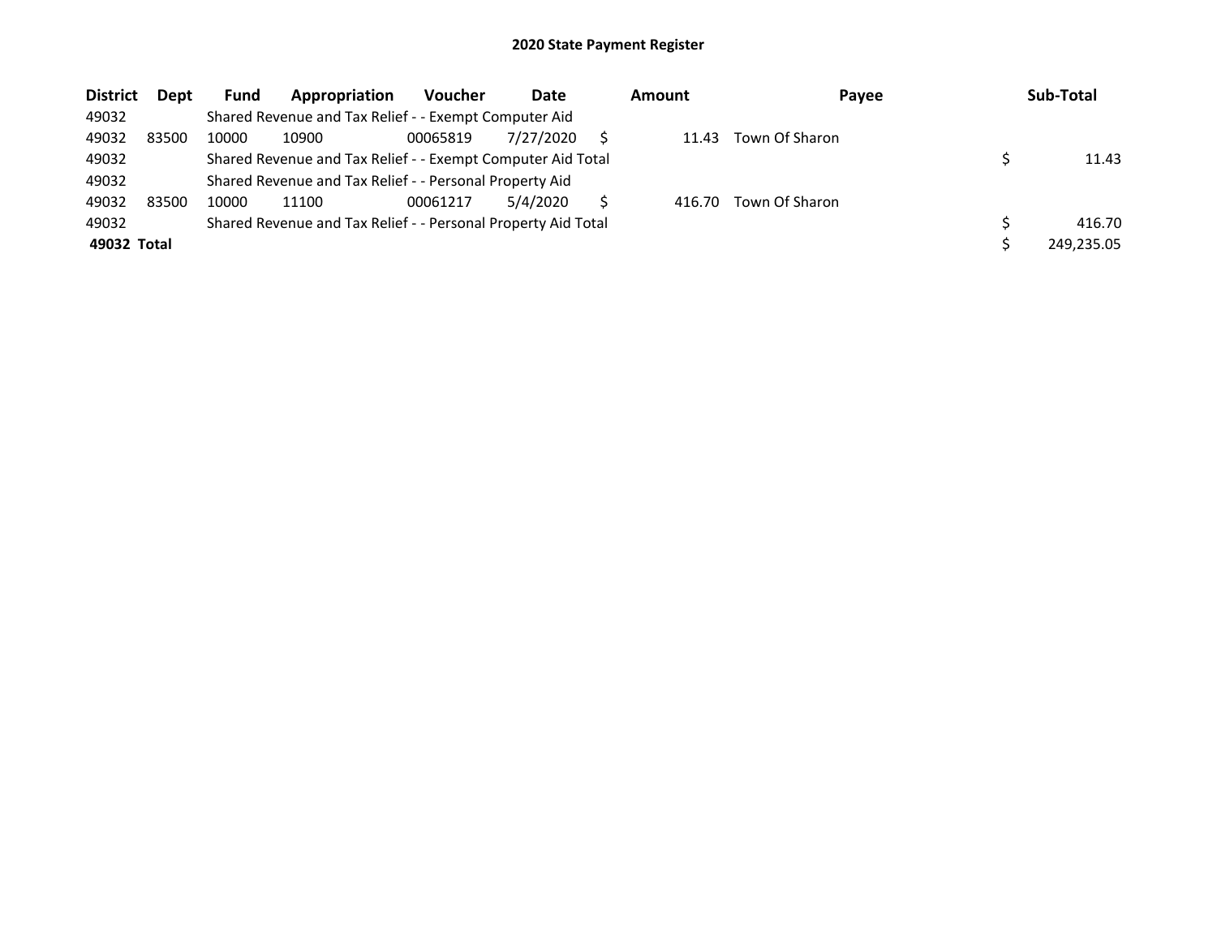# 2020 State Payment Register

| District | Dept | Fund | Appropriation | Voucher | Date | Amount | Payee | Sub-Total |
|---|---|---|---|---|---|---|---|---|
| 49032 | | Shared Revenue and Tax Relief - - Exempt Computer Aid | | | | | | |
| 49032 | 83500 | 10000 | 10900 | 00065819 | 7/27/2020 | $ 11.43 | Town Of Sharon | |
| 49032 | | Shared Revenue and Tax Relief - - Exempt Computer Aid Total | | | | | | $ 11.43 |
| 49032 | | Shared Revenue and Tax Relief - - Personal Property Aid | | | | | | |
| 49032 | 83500 | 10000 | 11100 | 00061217 | 5/4/2020 | $ 416.70 | Town Of Sharon | |
| 49032 | | Shared Revenue and Tax Relief - - Personal Property Aid Total | | | | | | $ 416.70 |
| **49032 Total** | | | | | | | | $ 249,235.05 |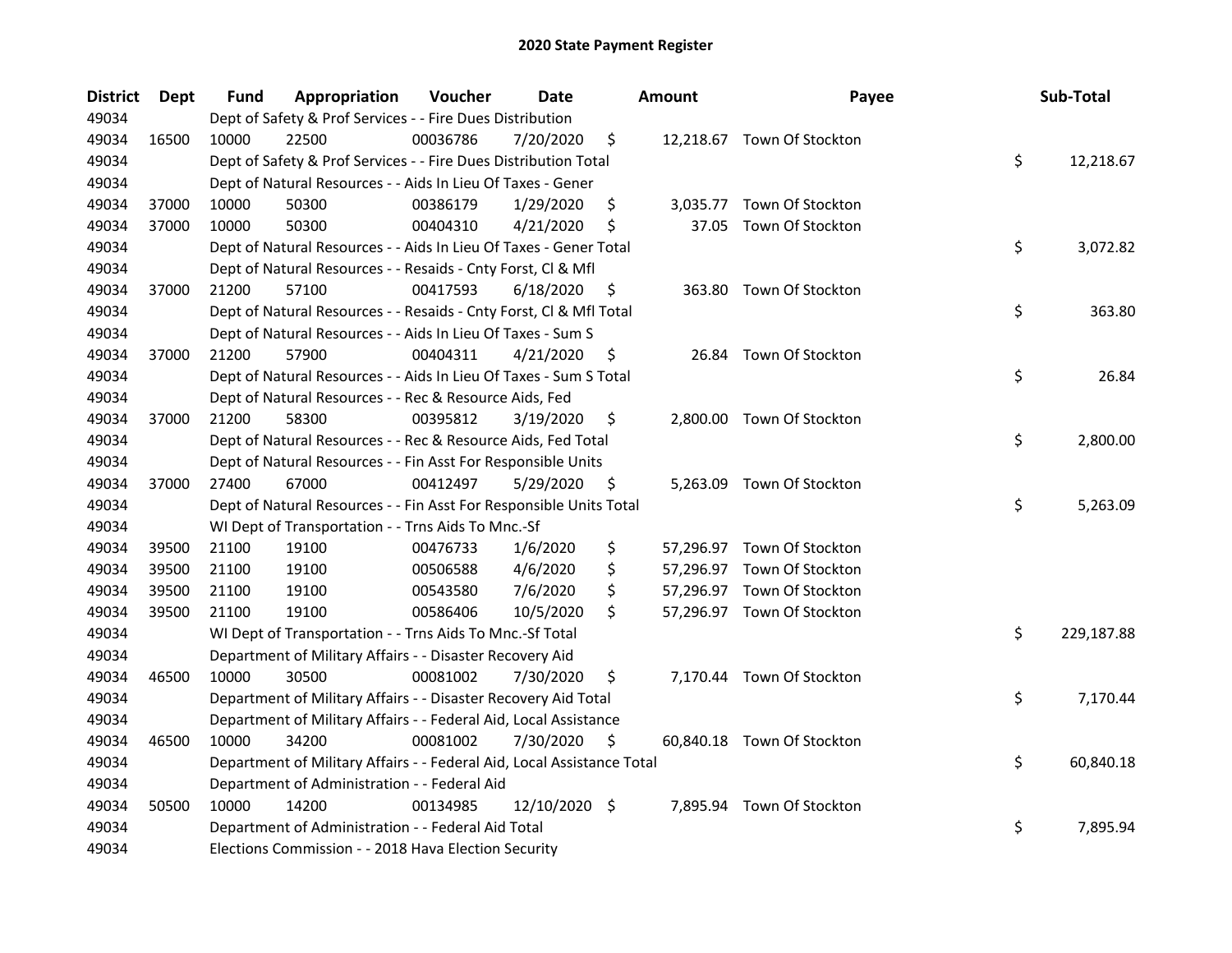## 2020 State Payment Register

| District | Dept | Fund | Appropriation | Voucher | Date | Amount | Payee | Sub-Total |
|---|---|---|---|---|---|---|---|---|
| 49034 | | Dept of Safety & Prof Services - - Fire Dues Distribution | | | | | | |
| 49034 | 16500 | 10000 | 22500 | 00036786 | 7/20/2020 | $ 12,218.67 | Town Of Stockton | |
| 49034 | | Dept of Safety & Prof Services - - Fire Dues Distribution Total | | | | | | $ 12,218.67 |
| 49034 | | Dept of Natural Resources - - Aids In Lieu Of Taxes - Gener | | | | | | |
| 49034 | 37000 | 10000 | 50300 | 00386179 | 1/29/2020 | $ 3,035.77 | Town Of Stockton | |
| 49034 | 37000 | 10000 | 50300 | 00404310 | 4/21/2020 | $ 37.05 | Town Of Stockton | |
| 49034 | | Dept of Natural Resources - - Aids In Lieu Of Taxes - Gener Total | | | | | | $ 3,072.82 |
| 49034 | | Dept of Natural Resources - - Resaids - Cnty Forst, Cl & Mfl | | | | | | |
| 49034 | 37000 | 21200 | 57100 | 00417593 | 6/18/2020 | $ 363.80 | Town Of Stockton | |
| 49034 | | Dept of Natural Resources - - Resaids - Cnty Forst, Cl & Mfl Total | | | | | | $ 363.80 |
| 49034 | | Dept of Natural Resources - - Aids In Lieu Of Taxes - Sum S | | | | | | |
| 49034 | 37000 | 21200 | 57900 | 00404311 | 4/21/2020 | $ 26.84 | Town Of Stockton | |
| 49034 | | Dept of Natural Resources - - Aids In Lieu Of Taxes - Sum S Total | | | | | | $ 26.84 |
| 49034 | | Dept of Natural Resources - - Rec & Resource Aids, Fed | | | | | | |
| 49034 | 37000 | 21200 | 58300 | 00395812 | 3/19/2020 | $ 2,800.00 | Town Of Stockton | |
| 49034 | | Dept of Natural Resources - - Rec & Resource Aids, Fed Total | | | | | | $ 2,800.00 |
| 49034 | | Dept of Natural Resources - - Fin Asst For Responsible Units | | | | | | |
| 49034 | 37000 | 27400 | 67000 | 00412497 | 5/29/2020 | $ 5,263.09 | Town Of Stockton | |
| 49034 | | Dept of Natural Resources - - Fin Asst For Responsible Units Total | | | | | | $ 5,263.09 |
| 49034 | | WI Dept of Transportation - - Trns Aids To Mnc.-Sf | | | | | | |
| 49034 | 39500 | 21100 | 19100 | 00476733 | 1/6/2020 | $ 57,296.97 | Town Of Stockton | |
| 49034 | 39500 | 21100 | 19100 | 00506588 | 4/6/2020 | $ 57,296.97 | Town Of Stockton | |
| 49034 | 39500 | 21100 | 19100 | 00543580 | 7/6/2020 | $ 57,296.97 | Town Of Stockton | |
| 49034 | 39500 | 21100 | 19100 | 00586406 | 10/5/2020 | $ 57,296.97 | Town Of Stockton | |
| 49034 | | WI Dept of Transportation - - Trns Aids To Mnc.-Sf Total | | | | | | $ 229,187.88 |
| 49034 | | Department of Military Affairs - - Disaster Recovery Aid | | | | | | |
| 49034 | 46500 | 10000 | 30500 | 00081002 | 7/30/2020 | $ 7,170.44 | Town Of Stockton | |
| 49034 | | Department of Military Affairs - - Disaster Recovery Aid Total | | | | | | $ 7,170.44 |
| 49034 | | Department of Military Affairs - - Federal Aid, Local Assistance | | | | | | |
| 49034 | 46500 | 10000 | 34200 | 00081002 | 7/30/2020 | $ 60,840.18 | Town Of Stockton | |
| 49034 | | Department of Military Affairs - - Federal Aid, Local Assistance Total | | | | | | $ 60,840.18 |
| 49034 | | Department of Administration - - Federal Aid | | | | | | |
| 49034 | 50500 | 10000 | 14200 | 00134985 | 12/10/2020 | $ 7,895.94 | Town Of Stockton | |
| 49034 | | Department of Administration - - Federal Aid Total | | | | | | $ 7,895.94 |
| 49034 | | Elections Commission - - 2018 Hava Election Security | | | | | | |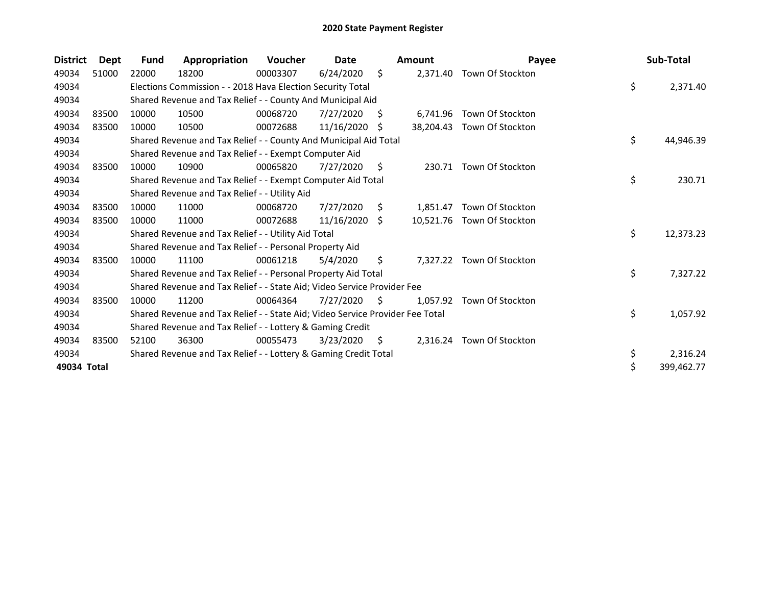# 2020 State Payment Register

| District | Dept | Fund | Appropriation | Voucher | Date | Amount | Payee | Sub-Total |
|---|---|---|---|---|---|---|---|---|
| 49034 | 51000 | 22000 | 18200 | 00003307 | 6/24/2020 | $ 2,371.40 | Town Of Stockton | |
| 49034 | | Elections Commission - - 2018 Hava Election Security Total | | | | | | $ 2,371.40 |
| 49034 | | Shared Revenue and Tax Relief - - County And Municipal Aid | | | | | | |
| 49034 | 83500 | 10000 | 10500 | 00068720 | 7/27/2020 | $ 6,741.96 | Town Of Stockton | |
| 49034 | 83500 | 10000 | 10500 | 00072688 | 11/16/2020 | $ 38,204.43 | Town Of Stockton | |
| 49034 | | Shared Revenue and Tax Relief - - County And Municipal Aid Total | | | | | | $ 44,946.39 |
| 49034 | | Shared Revenue and Tax Relief - - Exempt Computer Aid | | | | | | |
| 49034 | 83500 | 10000 | 10900 | 00065820 | 7/27/2020 | $ 230.71 | Town Of Stockton | |
| 49034 | | Shared Revenue and Tax Relief - - Exempt Computer Aid Total | | | | | | $ 230.71 |
| 49034 | | Shared Revenue and Tax Relief - - Utility Aid | | | | | | |
| 49034 | 83500 | 10000 | 11000 | 00068720 | 7/27/2020 | $ 1,851.47 | Town Of Stockton | |
| 49034 | 83500 | 10000 | 11000 | 00072688 | 11/16/2020 | $ 10,521.76 | Town Of Stockton | |
| 49034 | | Shared Revenue and Tax Relief - - Utility Aid Total | | | | | | $ 12,373.23 |
| 49034 | | Shared Revenue and Tax Relief - - Personal Property Aid | | | | | | |
| 49034 | 83500 | 10000 | 11100 | 00061218 | 5/4/2020 | $ 7,327.22 | Town Of Stockton | |
| 49034 | | Shared Revenue and Tax Relief - - Personal Property Aid Total | | | | | | $ 7,327.22 |
| 49034 | | Shared Revenue and Tax Relief - - State Aid; Video Service Provider Fee | | | | | | |
| 49034 | 83500 | 10000 | 11200 | 00064364 | 7/27/2020 | $ 1,057.92 | Town Of Stockton | |
| 49034 | | Shared Revenue and Tax Relief - - State Aid; Video Service Provider Fee Total | | | | | | $ 1,057.92 |
| 49034 | | Shared Revenue and Tax Relief - - Lottery & Gaming Credit | | | | | | |
| 49034 | 83500 | 52100 | 36300 | 00055473 | 3/23/2020 | $ 2,316.24 | Town Of Stockton | |
| 49034 | | Shared Revenue and Tax Relief - - Lottery & Gaming Credit Total | | | | | | $ 2,316.24 |
| **49034 Total** | | | | | | | | $ 399,462.77 |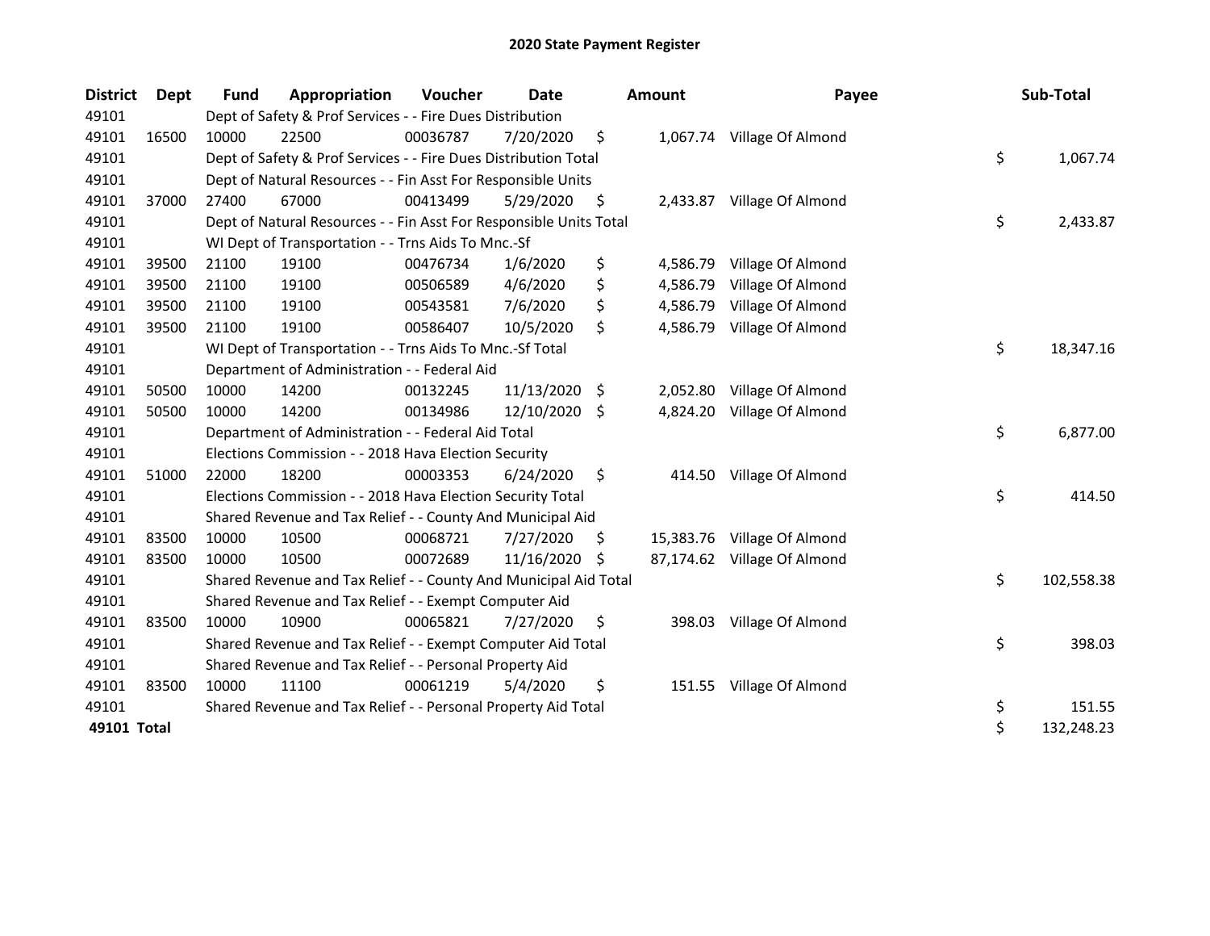# 2020 State Payment Register

| District | Dept | Fund | Appropriation | Voucher | Date | Amount | Payee | Sub-Total |
|---|---|---|---|---|---|---|---|---|
| 49101 | | Dept of Safety & Prof Services - - Fire Dues Distribution | | | | | | |
| 49101 | 16500 | 10000 | 22500 | 00036787 | 7/20/2020 | $ 1,067.74 | Village Of Almond | |
| 49101 | | Dept of Safety & Prof Services - - Fire Dues Distribution Total | | | | | | $ 1,067.74 |
| 49101 | | Dept of Natural Resources - - Fin Asst For Responsible Units | | | | | | |
| 49101 | 37000 | 27400 | 67000 | 00413499 | 5/29/2020 | $ 2,433.87 | Village Of Almond | |
| 49101 | | Dept of Natural Resources - - Fin Asst For Responsible Units Total | | | | | | $ 2,433.87 |
| 49101 | | WI Dept of Transportation - - Trns Aids To Mnc.-Sf | | | | | | |
| 49101 | 39500 | 21100 | 19100 | 00476734 | 1/6/2020 | $ 4,586.79 | Village Of Almond | |
| 49101 | 39500 | 21100 | 19100 | 00506589 | 4/6/2020 | $ 4,586.79 | Village Of Almond | |
| 49101 | 39500 | 21100 | 19100 | 00543581 | 7/6/2020 | $ 4,586.79 | Village Of Almond | |
| 49101 | 39500 | 21100 | 19100 | 00586407 | 10/5/2020 | $ 4,586.79 | Village Of Almond | |
| 49101 | | WI Dept of Transportation - - Trns Aids To Mnc.-Sf Total | | | | | | $ 18,347.16 |
| 49101 | | Department of Administration - - Federal Aid | | | | | | |
| 49101 | 50500 | 10000 | 14200 | 00132245 | 11/13/2020 | $ 2,052.80 | Village Of Almond | |
| 49101 | 50500 | 10000 | 14200 | 00134986 | 12/10/2020 | $ 4,824.20 | Village Of Almond | |
| 49101 | | Department of Administration - - Federal Aid Total | | | | | | $ 6,877.00 |
| 49101 | | Elections Commission - - 2018 Hava Election Security | | | | | | |
| 49101 | 51000 | 22000 | 18200 | 00003353 | 6/24/2020 | $ 414.50 | Village Of Almond | |
| 49101 | | Elections Commission - - 2018 Hava Election Security Total | | | | | | $ 414.50 |
| 49101 | | Shared Revenue and Tax Relief - - County And Municipal Aid | | | | | | |
| 49101 | 83500 | 10000 | 10500 | 00068721 | 7/27/2020 | $ 15,383.76 | Village Of Almond | |
| 49101 | 83500 | 10000 | 10500 | 00072689 | 11/16/2020 | $ 87,174.62 | Village Of Almond | |
| 49101 | | Shared Revenue and Tax Relief - - County And Municipal Aid Total | | | | | | $ 102,558.38 |
| 49101 | | Shared Revenue and Tax Relief - - Exempt Computer Aid | | | | | | |
| 49101 | 83500 | 10000 | 10900 | 00065821 | 7/27/2020 | $ 398.03 | Village Of Almond | |
| 49101 | | Shared Revenue and Tax Relief - - Exempt Computer Aid Total | | | | | | $ 398.03 |
| 49101 | | Shared Revenue and Tax Relief - - Personal Property Aid | | | | | | |
| 49101 | 83500 | 10000 | 11100 | 00061219 | 5/4/2020 | $ 151.55 | Village Of Almond | |
| 49101 | | Shared Revenue and Tax Relief - - Personal Property Aid Total | | | | | | $ 151.55 |
| **49101 Total** | | | | | | | | $ 132,248.23 |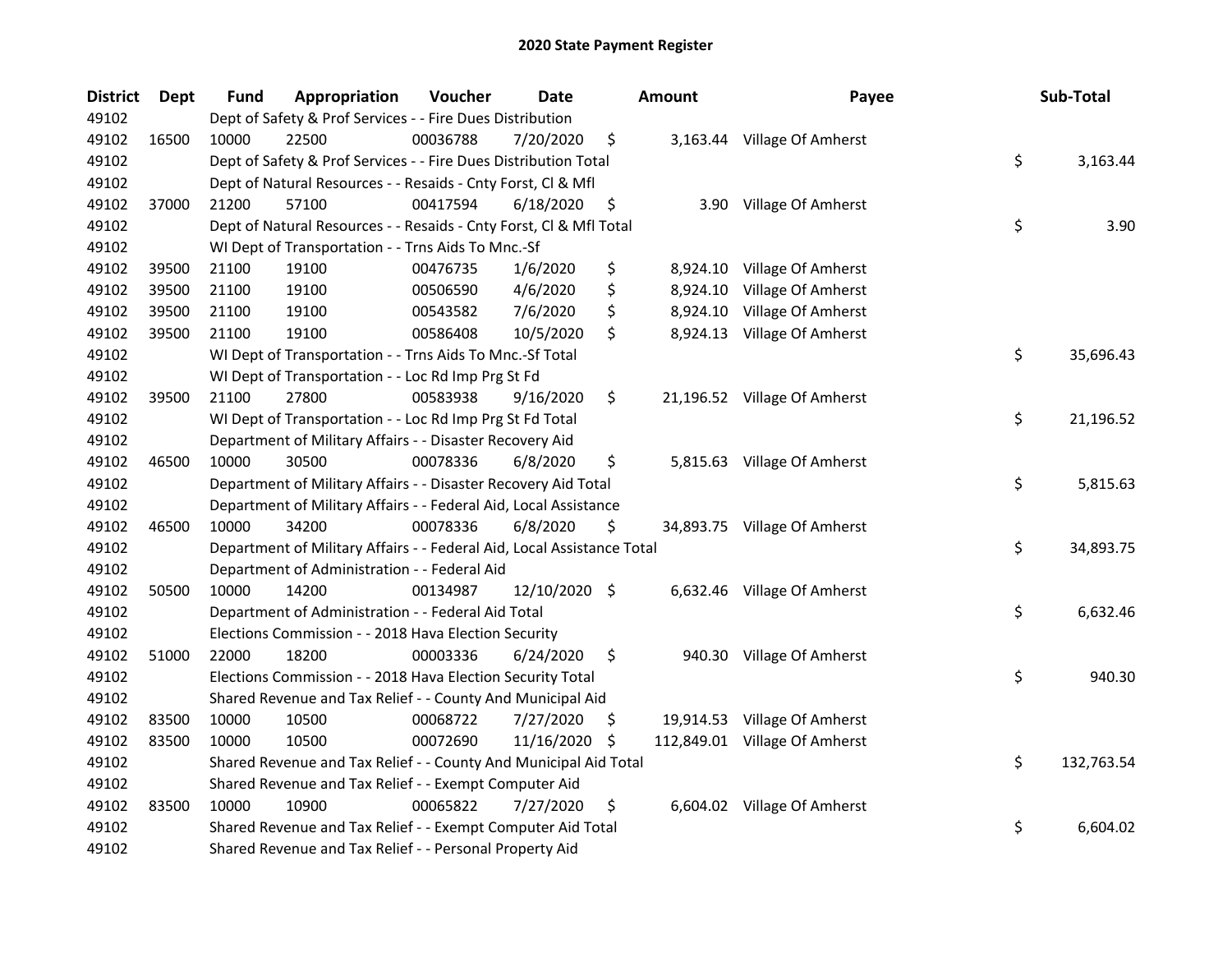# 2020 State Payment Register

| District | Dept | Fund | Appropriation | Voucher | Date | Amount | Payee | Sub-Total |
|---|---|---|---|---|---|---|---|---|
| 49102 | | Dept of Safety & Prof Services - - Fire Dues Distribution | | | | | | |
| 49102 | 16500 | 10000 | 22500 | 00036788 | 7/20/2020 | $ 3,163.44 | Village Of Amherst | |
| 49102 | | Dept of Safety & Prof Services - - Fire Dues Distribution Total | | | | | | $ 3,163.44 |
| 49102 | | Dept of Natural Resources - - Resaids - Cnty Forst, Cl & Mfl | | | | | | |
| 49102 | 37000 | 21200 | 57100 | 00417594 | 6/18/2020 | $ 3.90 | Village Of Amherst | |
| 49102 | | Dept of Natural Resources - - Resaids - Cnty Forst, Cl & Mfl Total | | | | | | $ 3.90 |
| 49102 | | WI Dept of Transportation - - Trns Aids To Mnc.-Sf | | | | | | |
| 49102 | 39500 | 21100 | 19100 | 00476735 | 1/6/2020 | $ 8,924.10 | Village Of Amherst | |
| 49102 | 39500 | 21100 | 19100 | 00506590 | 4/6/2020 | $ 8,924.10 | Village Of Amherst | |
| 49102 | 39500 | 21100 | 19100 | 00543582 | 7/6/2020 | $ 8,924.10 | Village Of Amherst | |
| 49102 | 39500 | 21100 | 19100 | 00586408 | 10/5/2020 | $ 8,924.13 | Village Of Amherst | |
| 49102 | | WI Dept of Transportation - - Trns Aids To Mnc.-Sf Total | | | | | | $ 35,696.43 |
| 49102 | | WI Dept of Transportation - - Loc Rd Imp Prg St Fd | | | | | | |
| 49102 | 39500 | 21100 | 27800 | 00583938 | 9/16/2020 | $ 21,196.52 | Village Of Amherst | |
| 49102 | | WI Dept of Transportation - - Loc Rd Imp Prg St Fd Total | | | | | | $ 21,196.52 |
| 49102 | | Department of Military Affairs - - Disaster Recovery Aid | | | | | | |
| 49102 | 46500 | 10000 | 30500 | 00078336 | 6/8/2020 | $ 5,815.63 | Village Of Amherst | |
| 49102 | | Department of Military Affairs - - Disaster Recovery Aid Total | | | | | | $ 5,815.63 |
| 49102 | | Department of Military Affairs - - Federal Aid, Local Assistance | | | | | | |
| 49102 | 46500 | 10000 | 34200 | 00078336 | 6/8/2020 | $ 34,893.75 | Village Of Amherst | |
| 49102 | | Department of Military Affairs - - Federal Aid, Local Assistance Total | | | | | | $ 34,893.75 |
| 49102 | | Department of Administration - - Federal Aid | | | | | | |
| 49102 | 50500 | 10000 | 14200 | 00134987 | 12/10/2020 | $ 6,632.46 | Village Of Amherst | |
| 49102 | | Department of Administration - - Federal Aid Total | | | | | | $ 6,632.46 |
| 49102 | | Elections Commission - - 2018 Hava Election Security | | | | | | |
| 49102 | 51000 | 22000 | 18200 | 00003336 | 6/24/2020 | $ 940.30 | Village Of Amherst | |
| 49102 | | Elections Commission - - 2018 Hava Election Security Total | | | | | | $ 940.30 |
| 49102 | | Shared Revenue and Tax Relief - - County And Municipal Aid | | | | | | |
| 49102 | 83500 | 10000 | 10500 | 00068722 | 7/27/2020 | $ 19,914.53 | Village Of Amherst | |
| 49102 | 83500 | 10000 | 10500 | 00072690 | 11/16/2020 | $ 112,849.01 | Village Of Amherst | |
| 49102 | | Shared Revenue and Tax Relief - - County And Municipal Aid Total | | | | | | $ 132,763.54 |
| 49102 | | Shared Revenue and Tax Relief - - Exempt Computer Aid | | | | | | |
| 49102 | 83500 | 10000 | 10900 | 00065822 | 7/27/2020 | $ 6,604.02 | Village Of Amherst | |
| 49102 | | Shared Revenue and Tax Relief - - Exempt Computer Aid Total | | | | | | $ 6,604.02 |
| 49102 | | Shared Revenue and Tax Relief - - Personal Property Aid | | | | | | |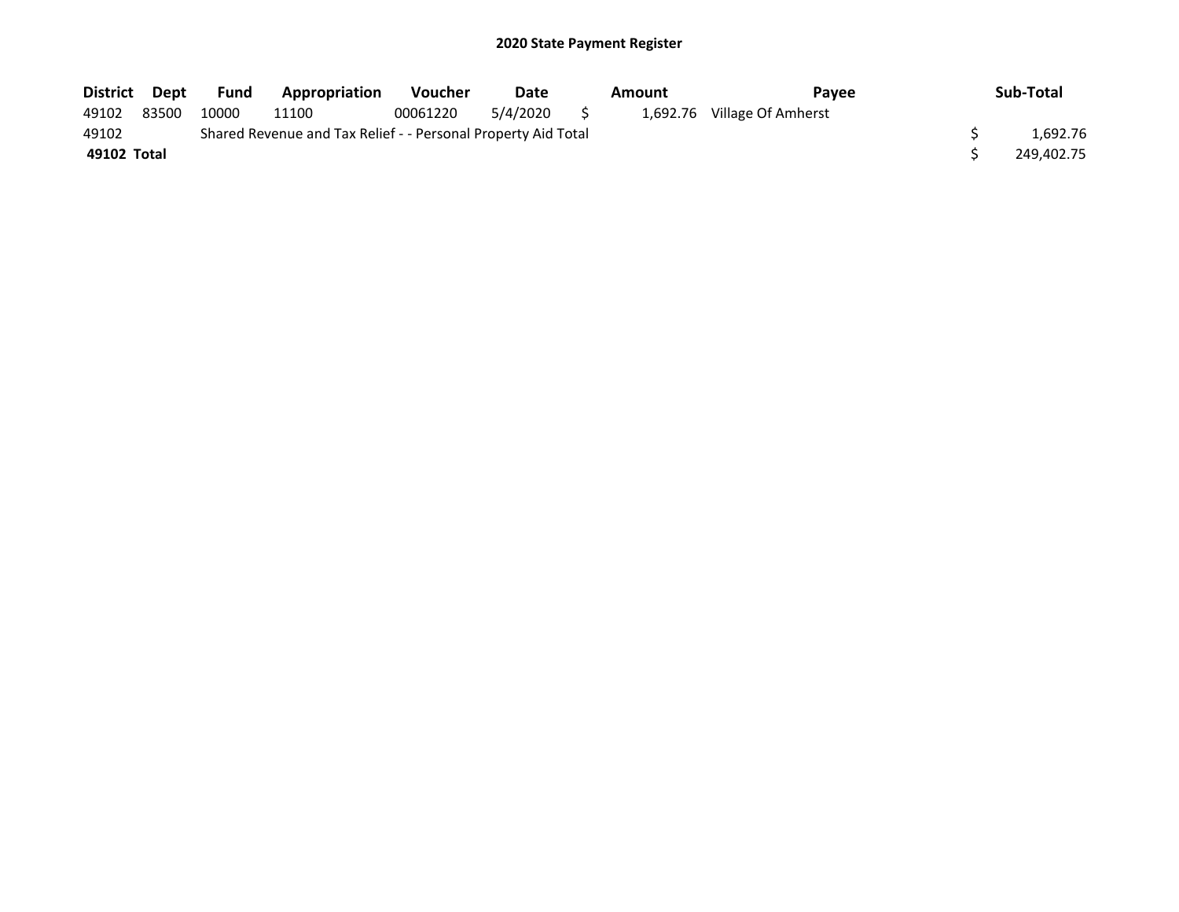## 2020 State Payment Register

| District | Dept | Fund | Appropriation | Voucher | Date | Amount | Payee | Sub-Total |
|---|---|---|---|---|---|---|---|---|
| 49102 | 83500 | 10000 | 11100 | 00061220 | 5/4/2020 | $ 1,692.76 | Village Of Amherst | |
| 49102 | | Shared Revenue and Tax Relief - - Personal Property Aid Total | | | | | | $ 1,692.76 |
| **49102 Total** | | | | | | | | $ 249,402.75 |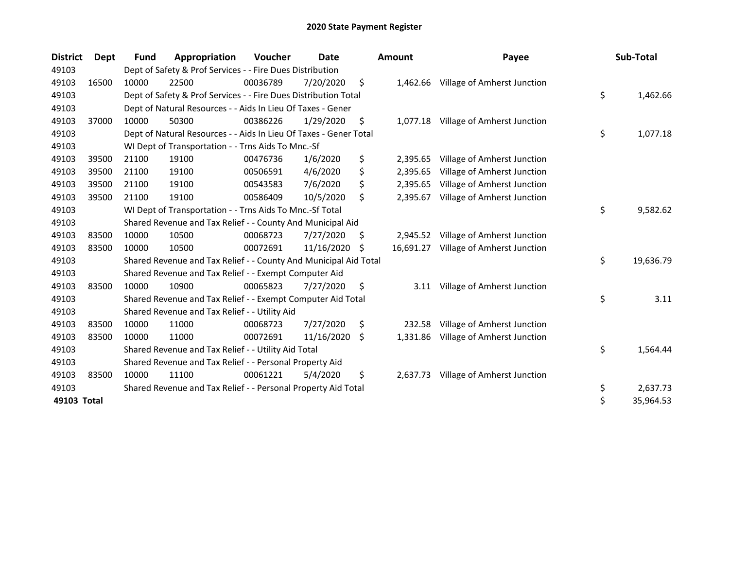# 2020 State Payment Register

| District | Dept | Fund | Appropriation | Voucher | Date | Amount | Payee | Sub-Total |
|---|---|---|---|---|---|---|---|---|
| 49103 | | Dept of Safety & Prof Services - - Fire Dues Distribution | | | | | | |
| 49103 | 16500 | 10000 | 22500 | 00036789 | 7/20/2020 | $ 1,462.66 | Village of Amherst Junction | |
| 49103 | | Dept of Safety & Prof Services - - Fire Dues Distribution Total | | | | | | $ 1,462.66 |
| 49103 | | Dept of Natural Resources - - Aids In Lieu Of Taxes - Gener | | | | | | |
| 49103 | 37000 | 10000 | 50300 | 00386226 | 1/29/2020 | $ 1,077.18 | Village of Amherst Junction | |
| 49103 | | Dept of Natural Resources - - Aids In Lieu Of Taxes - Gener Total | | | | | | $ 1,077.18 |
| 49103 | | WI Dept of Transportation - - Trns Aids To Mnc.-Sf | | | | | | |
| 49103 | 39500 | 21100 | 19100 | 00476736 | 1/6/2020 | $ 2,395.65 | Village of Amherst Junction | |
| 49103 | 39500 | 21100 | 19100 | 00506591 | 4/6/2020 | $ 2,395.65 | Village of Amherst Junction | |
| 49103 | 39500 | 21100 | 19100 | 00543583 | 7/6/2020 | $ 2,395.65 | Village of Amherst Junction | |
| 49103 | 39500 | 21100 | 19100 | 00586409 | 10/5/2020 | $ 2,395.67 | Village of Amherst Junction | |
| 49103 | | WI Dept of Transportation - - Trns Aids To Mnc.-Sf Total | | | | | | $ 9,582.62 |
| 49103 | | Shared Revenue and Tax Relief - - County And Municipal Aid | | | | | | |
| 49103 | 83500 | 10000 | 10500 | 00068723 | 7/27/2020 | $ 2,945.52 | Village of Amherst Junction | |
| 49103 | 83500 | 10000 | 10500 | 00072691 | 11/16/2020 | $ 16,691.27 | Village of Amherst Junction | |
| 49103 | | Shared Revenue and Tax Relief - - County And Municipal Aid Total | | | | | | $ 19,636.79 |
| 49103 | | Shared Revenue and Tax Relief - - Exempt Computer Aid | | | | | | |
| 49103 | 83500 | 10000 | 10900 | 00065823 | 7/27/2020 | $ 3.11 | Village of Amherst Junction | |
| 49103 | | Shared Revenue and Tax Relief - - Exempt Computer Aid Total | | | | | | $ 3.11 |
| 49103 | | Shared Revenue and Tax Relief - - Utility Aid | | | | | | |
| 49103 | 83500 | 10000 | 11000 | 00068723 | 7/27/2020 | $ 232.58 | Village of Amherst Junction | |
| 49103 | 83500 | 10000 | 11000 | 00072691 | 11/16/2020 | $ 1,331.86 | Village of Amherst Junction | |
| 49103 | | Shared Revenue and Tax Relief - - Utility Aid Total | | | | | | $ 1,564.44 |
| 49103 | | Shared Revenue and Tax Relief - - Personal Property Aid | | | | | | |
| 49103 | 83500 | 10000 | 11100 | 00061221 | 5/4/2020 | $ 2,637.73 | Village of Amherst Junction | |
| 49103 | | Shared Revenue and Tax Relief - - Personal Property Aid Total | | | | | | $ 2,637.73 |
| **49103 Total** | | | | | | | | $ 35,964.53 |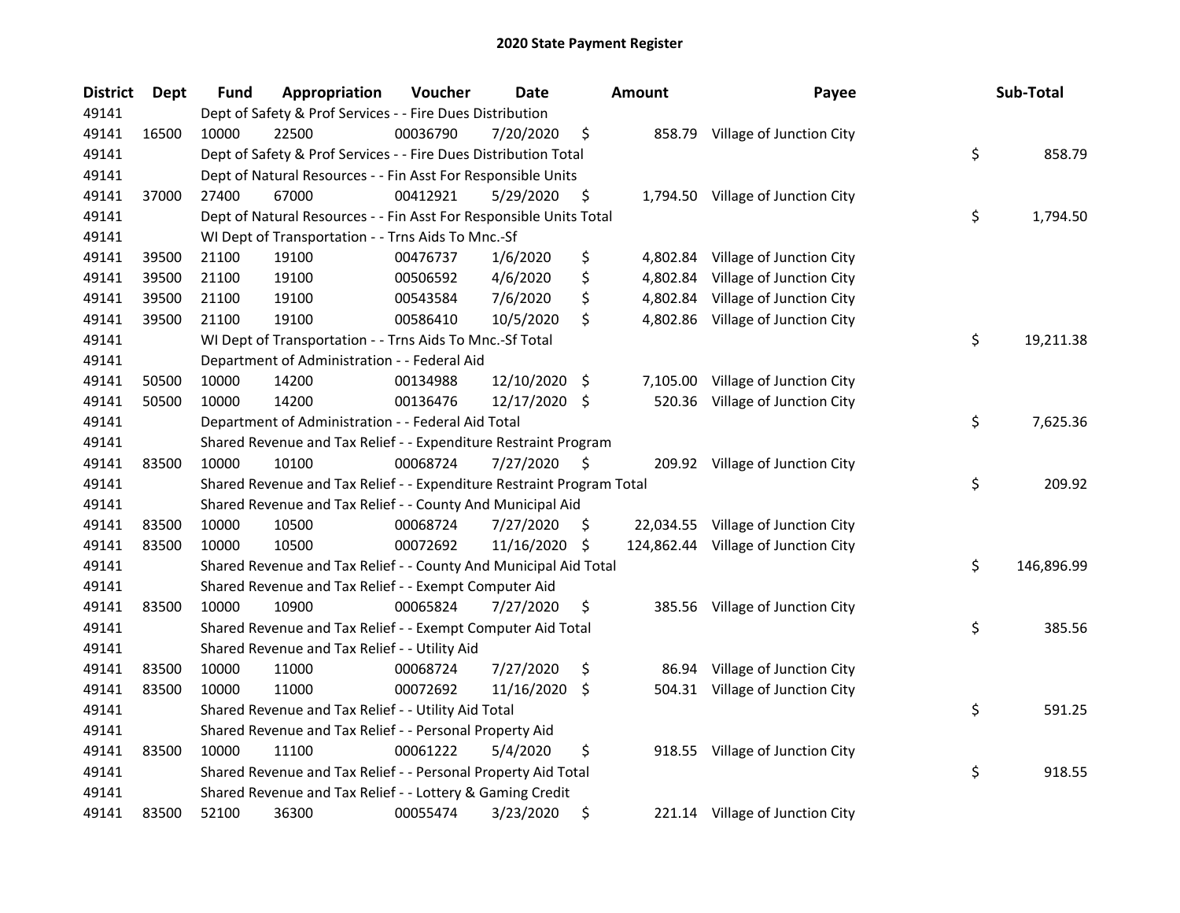# 2020 State Payment Register

| District | Dept | Fund | Appropriation | Voucher | Date | Amount | Payee | Sub-Total |
|---|---|---|---|---|---|---|---|---|
| 49141 | | Dept of Safety & Prof Services - - Fire Dues Distribution | | | | | | |
| 49141 | 16500 | 10000 | 22500 | 00036790 | 7/20/2020 | $ 858.79 | Village of Junction City | |
| 49141 | | Dept of Safety & Prof Services - - Fire Dues Distribution Total | | | | | | $ 858.79 |
| 49141 | | Dept of Natural Resources - - Fin Asst For Responsible Units | | | | | | |
| 49141 | 37000 | 27400 | 67000 | 00412921 | 5/29/2020 | $ 1,794.50 | Village of Junction City | |
| 49141 | | Dept of Natural Resources - - Fin Asst For Responsible Units Total | | | | | | $ 1,794.50 |
| 49141 | | WI Dept of Transportation - - Trns Aids To Mnc.-Sf | | | | | | |
| 49141 | 39500 | 21100 | 19100 | 00476737 | 1/6/2020 | $ 4,802.84 | Village of Junction City | |
| 49141 | 39500 | 21100 | 19100 | 00506592 | 4/6/2020 | $ 4,802.84 | Village of Junction City | |
| 49141 | 39500 | 21100 | 19100 | 00543584 | 7/6/2020 | $ 4,802.84 | Village of Junction City | |
| 49141 | 39500 | 21100 | 19100 | 00586410 | 10/5/2020 | $ 4,802.86 | Village of Junction City | |
| 49141 | | WI Dept of Transportation - - Trns Aids To Mnc.-Sf Total | | | | | | $ 19,211.38 |
| 49141 | | Department of Administration - - Federal Aid | | | | | | |
| 49141 | 50500 | 10000 | 14200 | 00134988 | 12/10/2020 | $ 7,105.00 | Village of Junction City | |
| 49141 | 50500 | 10000 | 14200 | 00136476 | 12/17/2020 | $ 520.36 | Village of Junction City | |
| 49141 | | Department of Administration - - Federal Aid Total | | | | | | $ 7,625.36 |
| 49141 | | Shared Revenue and Tax Relief - - Expenditure Restraint Program | | | | | | |
| 49141 | 83500 | 10000 | 10100 | 00068724 | 7/27/2020 | $ 209.92 | Village of Junction City | |
| 49141 | | Shared Revenue and Tax Relief - - Expenditure Restraint Program Total | | | | | | $ 209.92 |
| 49141 | | Shared Revenue and Tax Relief - - County And Municipal Aid | | | | | | |
| 49141 | 83500 | 10000 | 10500 | 00068724 | 7/27/2020 | $ 22,034.55 | Village of Junction City | |
| 49141 | 83500 | 10000 | 10500 | 00072692 | 11/16/2020 | $ 124,862.44 | Village of Junction City | |
| 49141 | | Shared Revenue and Tax Relief - - County And Municipal Aid Total | | | | | | $ 146,896.99 |
| 49141 | | Shared Revenue and Tax Relief - - Exempt Computer Aid | | | | | | |
| 49141 | 83500 | 10000 | 10900 | 00065824 | 7/27/2020 | $ 385.56 | Village of Junction City | |
| 49141 | | Shared Revenue and Tax Relief - - Exempt Computer Aid Total | | | | | | $ 385.56 |
| 49141 | | Shared Revenue and Tax Relief - - Utility Aid | | | | | | |
| 49141 | 83500 | 10000 | 11000 | 00068724 | 7/27/2020 | $ 86.94 | Village of Junction City | |
| 49141 | 83500 | 10000 | 11000 | 00072692 | 11/16/2020 | $ 504.31 | Village of Junction City | |
| 49141 | | Shared Revenue and Tax Relief - - Utility Aid Total | | | | | | $ 591.25 |
| 49141 | | Shared Revenue and Tax Relief - - Personal Property Aid | | | | | | |
| 49141 | 83500 | 10000 | 11100 | 00061222 | 5/4/2020 | $ 918.55 | Village of Junction City | |
| 49141 | | Shared Revenue and Tax Relief - - Personal Property Aid Total | | | | | | $ 918.55 |
| 49141 | | Shared Revenue and Tax Relief - - Lottery & Gaming Credit | | | | | | |
| 49141 | 83500 | 52100 | 36300 | 00055474 | 3/23/2020 | $ 221.14 | Village of Junction City | |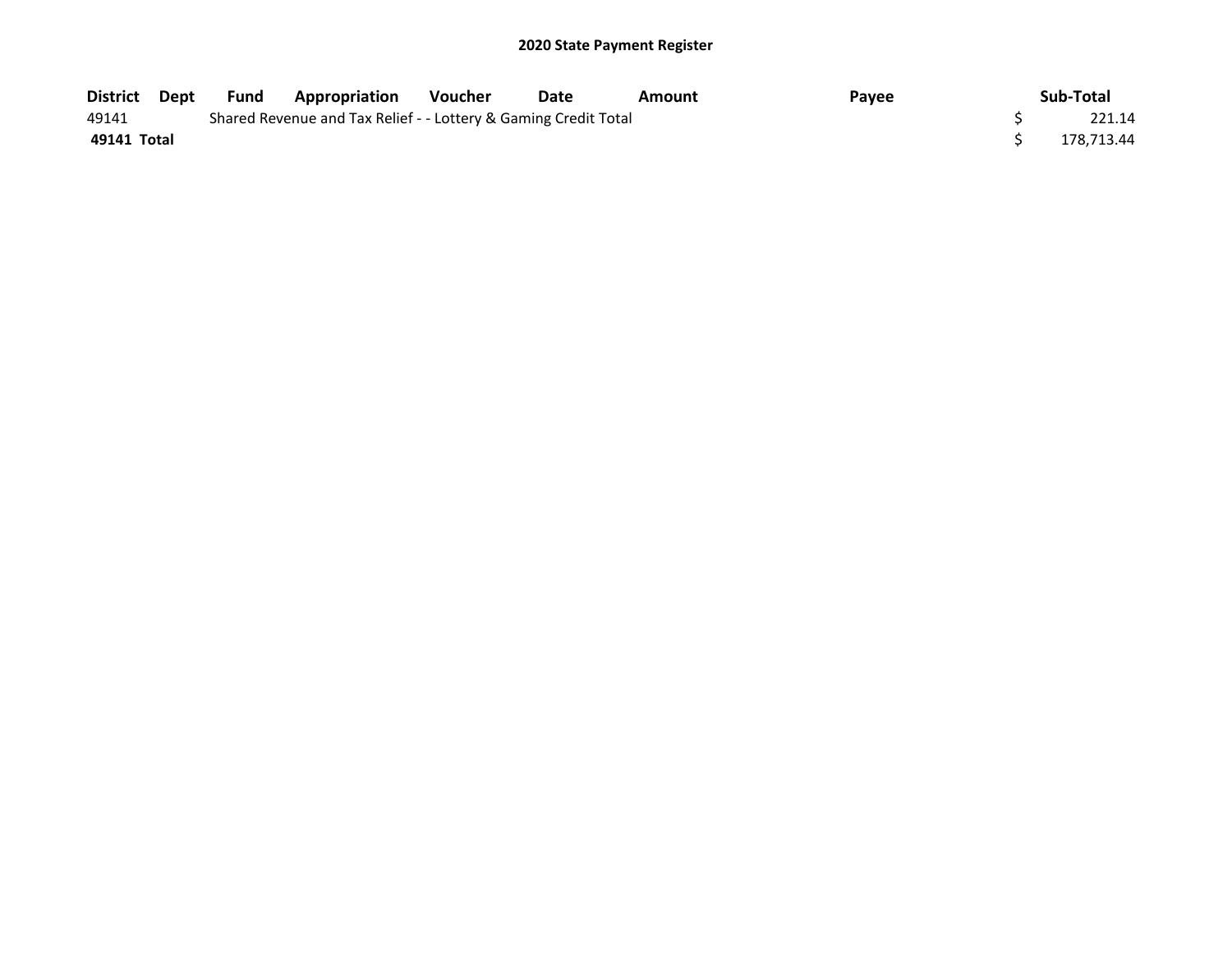# 2020 State Payment Register

| District | Dept | Fund | Appropriation | Voucher | Date | Amount | Payee | Sub-Total |
|---|---|---|---|---|---|---|---|---|
| 49141 | | Shared Revenue and Tax Relief - - Lottery & Gaming Credit Total | | | | | | $ 221.14 |
| **49141 Total** | | | | | | | | $ 178,713.44 |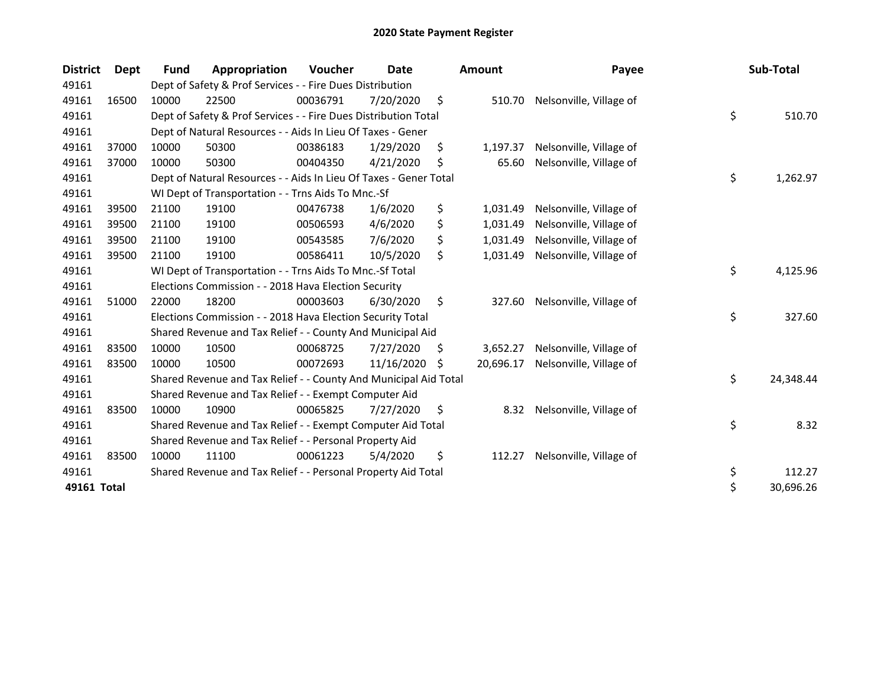# 2020 State Payment Register

| District | Dept | Fund | Appropriation | Voucher | Date | Amount | Payee | Sub-Total |
|---|---|---|---|---|---|---|---|---|
| 49161 | | Dept of Safety & Prof Services - - Fire Dues Distribution | | | | | | |
| 49161 | 16500 | 10000 | 22500 | 00036791 | 7/20/2020 | $ 510.70 | Nelsonville, Village of | |
| 49161 | | Dept of Safety & Prof Services - - Fire Dues Distribution Total | | | | | | $ 510.70 |
| 49161 | | Dept of Natural Resources - - Aids In Lieu Of Taxes - Gener | | | | | | |
| 49161 | 37000 | 10000 | 50300 | 00386183 | 1/29/2020 | $ 1,197.37 | Nelsonville, Village of | |
| 49161 | 37000 | 10000 | 50300 | 00404350 | 4/21/2020 | $ 65.60 | Nelsonville, Village of | |
| 49161 | | Dept of Natural Resources - - Aids In Lieu Of Taxes - Gener Total | | | | | | $ 1,262.97 |
| 49161 | | WI Dept of Transportation - - Trns Aids To Mnc.-Sf | | | | | | |
| 49161 | 39500 | 21100 | 19100 | 00476738 | 1/6/2020 | $ 1,031.49 | Nelsonville, Village of | |
| 49161 | 39500 | 21100 | 19100 | 00506593 | 4/6/2020 | $ 1,031.49 | Nelsonville, Village of | |
| 49161 | 39500 | 21100 | 19100 | 00543585 | 7/6/2020 | $ 1,031.49 | Nelsonville, Village of | |
| 49161 | 39500 | 21100 | 19100 | 00586411 | 10/5/2020 | $ 1,031.49 | Nelsonville, Village of | |
| 49161 | | WI Dept of Transportation - - Trns Aids To Mnc.-Sf Total | | | | | | $ 4,125.96 |
| 49161 | | Elections Commission - - 2018 Hava Election Security | | | | | | |
| 49161 | 51000 | 22000 | 18200 | 00003603 | 6/30/2020 | $ 327.60 | Nelsonville, Village of | |
| 49161 | | Elections Commission - - 2018 Hava Election Security Total | | | | | | $ 327.60 |
| 49161 | | Shared Revenue and Tax Relief - - County And Municipal Aid | | | | | | |
| 49161 | 83500 | 10000 | 10500 | 00068725 | 7/27/2020 | $ 3,652.27 | Nelsonville, Village of | |
| 49161 | 83500 | 10000 | 10500 | 00072693 | 11/16/2020 | $ 20,696.17 | Nelsonville, Village of | |
| 49161 | | Shared Revenue and Tax Relief - - County And Municipal Aid Total | | | | | | $ 24,348.44 |
| 49161 | | Shared Revenue and Tax Relief - - Exempt Computer Aid | | | | | | |
| 49161 | 83500 | 10000 | 10900 | 00065825 | 7/27/2020 | $ 8.32 | Nelsonville, Village of | |
| 49161 | | Shared Revenue and Tax Relief - - Exempt Computer Aid Total | | | | | | $ 8.32 |
| 49161 | | Shared Revenue and Tax Relief - - Personal Property Aid | | | | | | |
| 49161 | 83500 | 10000 | 11100 | 00061223 | 5/4/2020 | $ 112.27 | Nelsonville, Village of | |
| 49161 | | Shared Revenue and Tax Relief - - Personal Property Aid Total | | | | | | $ 112.27 |
| **49161 Total** | | | | | | | | $ 30,696.26 |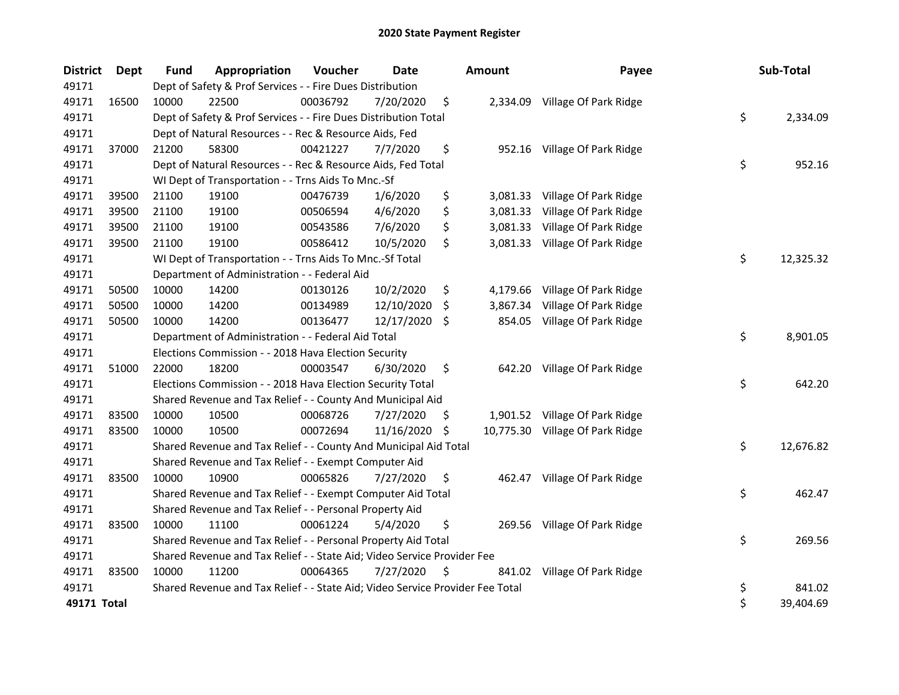# 2020 State Payment Register

| District | Dept | Fund | Appropriation | Voucher | Date | Amount | Payee | Sub-Total |
|---|---|---|---|---|---|---|---|---|
| 49171 | | Dept of Safety & Prof Services - - Fire Dues Distribution | | | | | | |
| 49171 | 16500 | 10000 | 22500 | 00036792 | 7/20/2020 | $ 2,334.09 | Village Of Park Ridge | |
| 49171 | | Dept of Safety & Prof Services - - Fire Dues Distribution Total | | | | | | $ 2,334.09 |
| 49171 | | Dept of Natural Resources - - Rec & Resource Aids, Fed | | | | | | |
| 49171 | 37000 | 21200 | 58300 | 00421227 | 7/7/2020 | $ 952.16 | Village Of Park Ridge | |
| 49171 | | Dept of Natural Resources - - Rec & Resource Aids, Fed Total | | | | | | $ 952.16 |
| 49171 | | WI Dept of Transportation - - Trns Aids To Mnc.-Sf | | | | | | |
| 49171 | 39500 | 21100 | 19100 | 00476739 | 1/6/2020 | $ 3,081.33 | Village Of Park Ridge | |
| 49171 | 39500 | 21100 | 19100 | 00506594 | 4/6/2020 | $ 3,081.33 | Village Of Park Ridge | |
| 49171 | 39500 | 21100 | 19100 | 00543586 | 7/6/2020 | $ 3,081.33 | Village Of Park Ridge | |
| 49171 | 39500 | 21100 | 19100 | 00586412 | 10/5/2020 | $ 3,081.33 | Village Of Park Ridge | |
| 49171 | | WI Dept of Transportation - - Trns Aids To Mnc.-Sf Total | | | | | | $ 12,325.32 |
| 49171 | | Department of Administration - - Federal Aid | | | | | | |
| 49171 | 50500 | 10000 | 14200 | 00130126 | 10/2/2020 | $ 4,179.66 | Village Of Park Ridge | |
| 49171 | 50500 | 10000 | 14200 | 00134989 | 12/10/2020 | $ 3,867.34 | Village Of Park Ridge | |
| 49171 | 50500 | 10000 | 14200 | 00136477 | 12/17/2020 | $ 854.05 | Village Of Park Ridge | |
| 49171 | | Department of Administration - - Federal Aid Total | | | | | | $ 8,901.05 |
| 49171 | | Elections Commission - - 2018 Hava Election Security | | | | | | |
| 49171 | 51000 | 22000 | 18200 | 00003547 | 6/30/2020 | $ 642.20 | Village Of Park Ridge | |
| 49171 | | Elections Commission - - 2018 Hava Election Security Total | | | | | | $ 642.20 |
| 49171 | | Shared Revenue and Tax Relief - - County And Municipal Aid | | | | | | |
| 49171 | 83500 | 10000 | 10500 | 00068726 | 7/27/2020 | $ 1,901.52 | Village Of Park Ridge | |
| 49171 | 83500 | 10000 | 10500 | 00072694 | 11/16/2020 | $ 10,775.30 | Village Of Park Ridge | |
| 49171 | | Shared Revenue and Tax Relief - - County And Municipal Aid Total | | | | | | $ 12,676.82 |
| 49171 | | Shared Revenue and Tax Relief - - Exempt Computer Aid | | | | | | |
| 49171 | 83500 | 10000 | 10900 | 00065826 | 7/27/2020 | $ 462.47 | Village Of Park Ridge | |
| 49171 | | Shared Revenue and Tax Relief - - Exempt Computer Aid Total | | | | | | $ 462.47 |
| 49171 | | Shared Revenue and Tax Relief - - Personal Property Aid | | | | | | |
| 49171 | 83500 | 10000 | 11100 | 00061224 | 5/4/2020 | $ 269.56 | Village Of Park Ridge | |
| 49171 | | Shared Revenue and Tax Relief - - Personal Property Aid Total | | | | | | $ 269.56 |
| 49171 | | Shared Revenue and Tax Relief - - State Aid; Video Service Provider Fee | | | | | | |
| 49171 | 83500 | 10000 | 11200 | 00064365 | 7/27/2020 | $ 841.02 | Village Of Park Ridge | |
| 49171 | | Shared Revenue and Tax Relief - - State Aid; Video Service Provider Fee Total | | | | | | $ 841.02 |
| **49171 Total** | | | | | | | | $ 39,404.69 |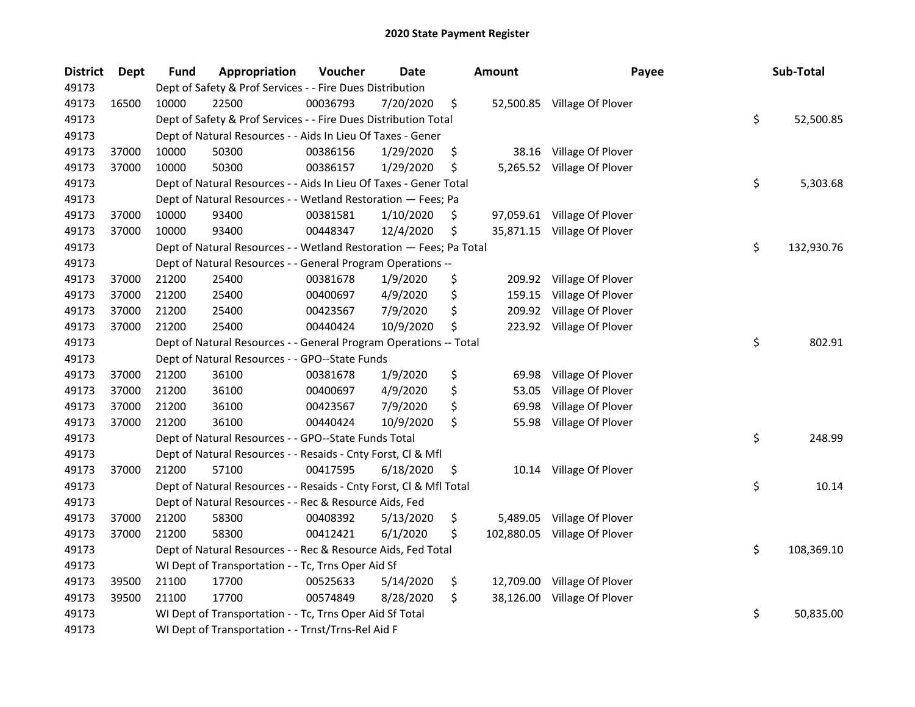## 2020 State Payment Register

| District | Dept | Fund | Appropriation | Voucher | Date | Amount | Payee | Sub-Total |
|---|---|---|---|---|---|---|---|---|
| 49173 | | Dept of Safety & Prof Services - - Fire Dues Distribution | | | | | | |
| 49173 | 16500 | 10000 | 22500 | 00036793 | 7/20/2020 | $ 52,500.85 | Village Of Plover | |
| 49173 | | Dept of Safety & Prof Services - - Fire Dues Distribution Total | | | | | | $ 52,500.85 |
| 49173 | | Dept of Natural Resources - - Aids In Lieu Of Taxes - Gener | | | | | | |
| 49173 | 37000 | 10000 | 50300 | 00386156 | 1/29/2020 | $ 38.16 | Village Of Plover | |
| 49173 | 37000 | 10000 | 50300 | 00386157 | 1/29/2020 | $ 5,265.52 | Village Of Plover | |
| 49173 | | Dept of Natural Resources - - Aids In Lieu Of Taxes - Gener Total | | | | | | $ 5,303.68 |
| 49173 | | Dept of Natural Resources - - Wetland Restoration — Fees; Pa | | | | | | |
| 49173 | 37000 | 10000 | 93400 | 00381581 | 1/10/2020 | $ 97,059.61 | Village Of Plover | |
| 49173 | 37000 | 10000 | 93400 | 00448347 | 12/4/2020 | $ 35,871.15 | Village Of Plover | |
| 49173 | | Dept of Natural Resources - - Wetland Restoration — Fees; Pa Total | | | | | | $ 132,930.76 |
| 49173 | | Dept of Natural Resources - - General Program Operations -- | | | | | | |
| 49173 | 37000 | 21200 | 25400 | 00381678 | 1/9/2020 | $ 209.92 | Village Of Plover | |
| 49173 | 37000 | 21200 | 25400 | 00400697 | 4/9/2020 | $ 159.15 | Village Of Plover | |
| 49173 | 37000 | 21200 | 25400 | 00423567 | 7/9/2020 | $ 209.92 | Village Of Plover | |
| 49173 | 37000 | 21200 | 25400 | 00440424 | 10/9/2020 | $ 223.92 | Village Of Plover | |
| 49173 | | Dept of Natural Resources - - General Program Operations -- Total | | | | | | $ 802.91 |
| 49173 | | Dept of Natural Resources - - GPO--State Funds | | | | | | |
| 49173 | 37000 | 21200 | 36100 | 00381678 | 1/9/2020 | $ 69.98 | Village Of Plover | |
| 49173 | 37000 | 21200 | 36100 | 00400697 | 4/9/2020 | $ 53.05 | Village Of Plover | |
| 49173 | 37000 | 21200 | 36100 | 00423567 | 7/9/2020 | $ 69.98 | Village Of Plover | |
| 49173 | 37000 | 21200 | 36100 | 00440424 | 10/9/2020 | $ 55.98 | Village Of Plover | |
| 49173 | | Dept of Natural Resources - - GPO--State Funds Total | | | | | | $ 248.99 |
| 49173 | | Dept of Natural Resources - - Resaids - Cnty Forst, Cl & Mfl | | | | | | |
| 49173 | 37000 | 21200 | 57100 | 00417595 | 6/18/2020 | $ 10.14 | Village Of Plover | |
| 49173 | | Dept of Natural Resources - - Resaids - Cnty Forst, Cl & Mfl Total | | | | | | $ 10.14 |
| 49173 | | Dept of Natural Resources - - Rec & Resource Aids, Fed | | | | | | |
| 49173 | 37000 | 21200 | 58300 | 00408392 | 5/13/2020 | $ 5,489.05 | Village Of Plover | |
| 49173 | 37000 | 21200 | 58300 | 00412421 | 6/1/2020 | $ 102,880.05 | Village Of Plover | |
| 49173 | | Dept of Natural Resources - - Rec & Resource Aids, Fed Total | | | | | | $ 108,369.10 |
| 49173 | | WI Dept of Transportation - - Tc, Trns Oper Aid Sf | | | | | | |
| 49173 | 39500 | 21100 | 17700 | 00525633 | 5/14/2020 | $ 12,709.00 | Village Of Plover | |
| 49173 | 39500 | 21100 | 17700 | 00574849 | 8/28/2020 | $ 38,126.00 | Village Of Plover | |
| 49173 | | WI Dept of Transportation - - Tc, Trns Oper Aid Sf Total | | | | | | $ 50,835.00 |
| 49173 | | WI Dept of Transportation - - Trnst/Trns-Rel Aid F | | | | | | |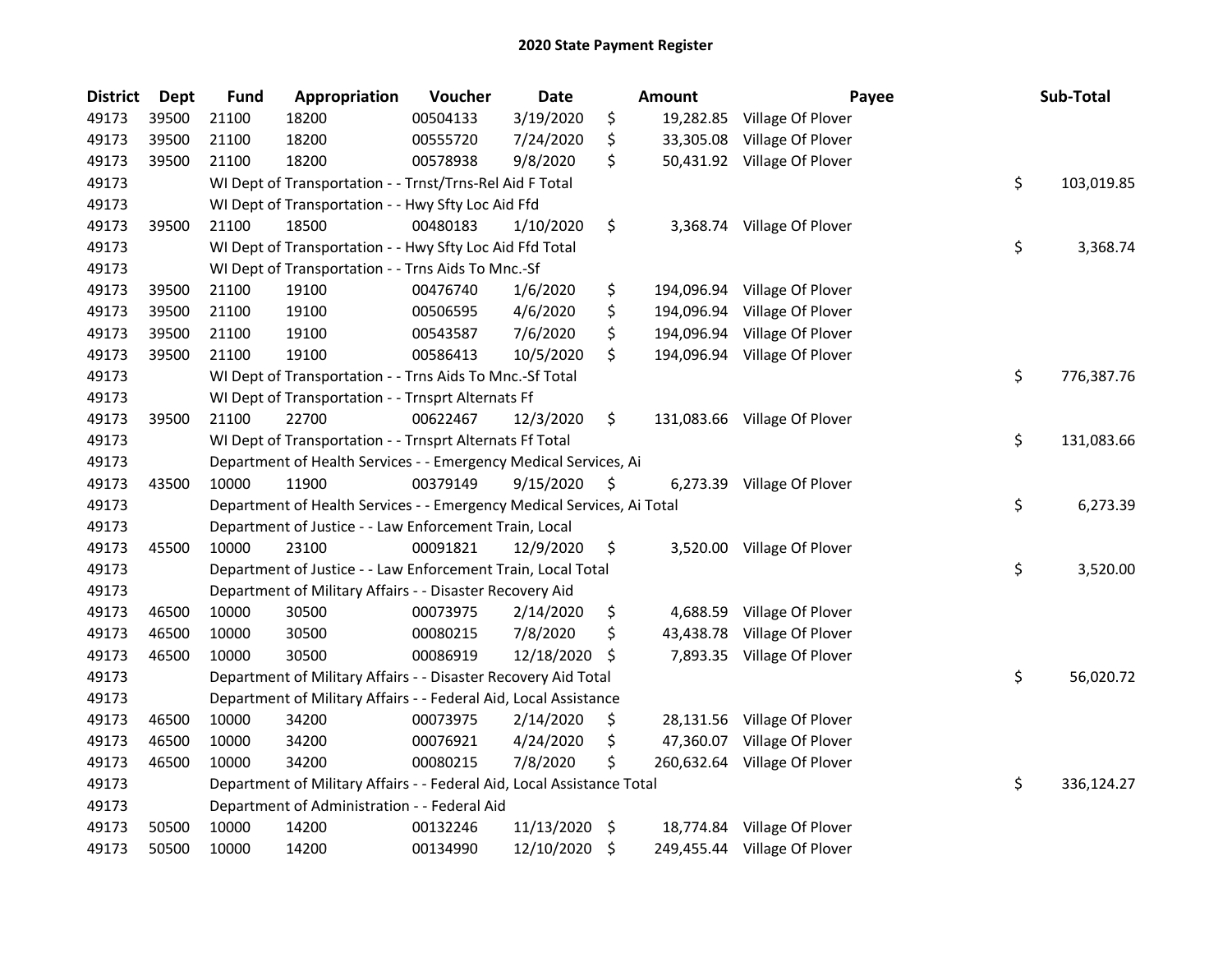# 2020 State Payment Register

| District | Dept | Fund | Appropriation | Voucher | Date | Amount | Payee | Sub-Total |
|---|---|---|---|---|---|---|---|---|
| 49173 | 39500 | 21100 | 18200 | 00504133 | 3/19/2020 | $ 19,282.85 | Village Of Plover | |
| 49173 | 39500 | 21100 | 18200 | 00555720 | 7/24/2020 | $ 33,305.08 | Village Of Plover | |
| 49173 | 39500 | 21100 | 18200 | 00578938 | 9/8/2020 | $ 50,431.92 | Village Of Plover | |
| 49173 | | WI Dept of Transportation - - Trnst/Trns-Rel Aid F Total | | | | | | $ 103,019.85 |
| 49173 | | WI Dept of Transportation - - Hwy Sfty Loc Aid Ffd | | | | | | |
| 49173 | 39500 | 21100 | 18500 | 00480183 | 1/10/2020 | $ 3,368.74 | Village Of Plover | |
| 49173 | | WI Dept of Transportation - - Hwy Sfty Loc Aid Ffd Total | | | | | | $ 3,368.74 |
| 49173 | | WI Dept of Transportation - - Trns Aids To Mnc.-Sf | | | | | | |
| 49173 | 39500 | 21100 | 19100 | 00476740 | 1/6/2020 | $ 194,096.94 | Village Of Plover | |
| 49173 | 39500 | 21100 | 19100 | 00506595 | 4/6/2020 | $ 194,096.94 | Village Of Plover | |
| 49173 | 39500 | 21100 | 19100 | 00543587 | 7/6/2020 | $ 194,096.94 | Village Of Plover | |
| 49173 | 39500 | 21100 | 19100 | 00586413 | 10/5/2020 | $ 194,096.94 | Village Of Plover | |
| 49173 | | WI Dept of Transportation - - Trns Aids To Mnc.-Sf Total | | | | | | $ 776,387.76 |
| 49173 | | WI Dept of Transportation - - Trnsprt Alternats Ff | | | | | | |
| 49173 | 39500 | 21100 | 22700 | 00622467 | 12/3/2020 | $ 131,083.66 | Village Of Plover | |
| 49173 | | WI Dept of Transportation - - Trnsprt Alternats Ff Total | | | | | | $ 131,083.66 |
| 49173 | | Department of Health Services - - Emergency Medical Services, Ai | | | | | | |
| 49173 | 43500 | 10000 | 11900 | 00379149 | 9/15/2020 | $ 6,273.39 | Village Of Plover | |
| 49173 | | Department of Health Services - - Emergency Medical Services, Ai Total | | | | | | $ 6,273.39 |
| 49173 | | Department of Justice - - Law Enforcement Train, Local | | | | | | |
| 49173 | 45500 | 10000 | 23100 | 00091821 | 12/9/2020 | $ 3,520.00 | Village Of Plover | |
| 49173 | | Department of Justice - - Law Enforcement Train, Local Total | | | | | | $ 3,520.00 |
| 49173 | | Department of Military Affairs - - Disaster Recovery Aid | | | | | | |
| 49173 | 46500 | 10000 | 30500 | 00073975 | 2/14/2020 | $ 4,688.59 | Village Of Plover | |
| 49173 | 46500 | 10000 | 30500 | 00080215 | 7/8/2020 | $ 43,438.78 | Village Of Plover | |
| 49173 | 46500 | 10000 | 30500 | 00086919 | 12/18/2020 | $ 7,893.35 | Village Of Plover | |
| 49173 | | Department of Military Affairs - - Disaster Recovery Aid Total | | | | | | $ 56,020.72 |
| 49173 | | Department of Military Affairs - - Federal Aid, Local Assistance | | | | | | |
| 49173 | 46500 | 10000 | 34200 | 00073975 | 2/14/2020 | $ 28,131.56 | Village Of Plover | |
| 49173 | 46500 | 10000 | 34200 | 00076921 | 4/24/2020 | $ 47,360.07 | Village Of Plover | |
| 49173 | 46500 | 10000 | 34200 | 00080215 | 7/8/2020 | $ 260,632.64 | Village Of Plover | |
| 49173 | | Department of Military Affairs - - Federal Aid, Local Assistance Total | | | | | | $ 336,124.27 |
| 49173 | | Department of Administration - - Federal Aid | | | | | | |
| 49173 | 50500 | 10000 | 14200 | 00132246 | 11/13/2020 | $ 18,774.84 | Village Of Plover | |
| 49173 | 50500 | 10000 | 14200 | 00134990 | 12/10/2020 | $ 249,455.44 | Village Of Plover | |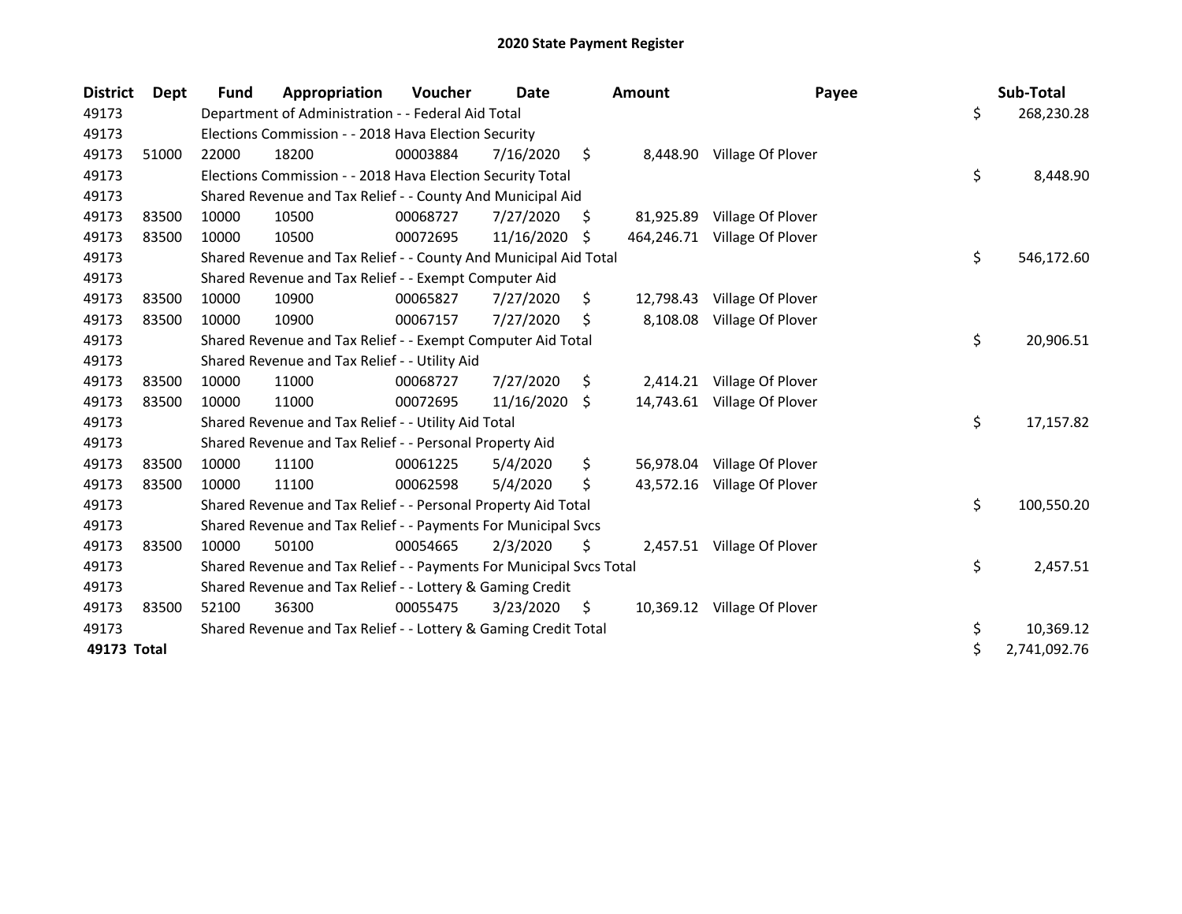# 2020 State Payment Register

| District | Dept | Fund | Appropriation | Voucher | Date | Amount | Payee | Sub-Total |
|---|---|---|---|---|---|---|---|---|
| 49173 | | Department of Administration - - Federal Aid Total | | | | | | $ 268,230.28 |
| 49173 | | Elections Commission - - 2018 Hava Election Security | | | | | | |
| 49173 | 51000 | 22000 | 18200 | 00003884 | 7/16/2020 | $ 8,448.90 | Village Of Plover | |
| 49173 | | Elections Commission - - 2018 Hava Election Security Total | | | | | | $ 8,448.90 |
| 49173 | | Shared Revenue and Tax Relief - - County And Municipal Aid | | | | | | |
| 49173 | 83500 | 10000 | 10500 | 00068727 | 7/27/2020 | $ 81,925.89 | Village Of Plover | |
| 49173 | 83500 | 10000 | 10500 | 00072695 | 11/16/2020 | $ 464,246.71 | Village Of Plover | |
| 49173 | | Shared Revenue and Tax Relief - - County And Municipal Aid Total | | | | | | $ 546,172.60 |
| 49173 | | Shared Revenue and Tax Relief - - Exempt Computer Aid | | | | | | |
| 49173 | 83500 | 10000 | 10900 | 00065827 | 7/27/2020 | $ 12,798.43 | Village Of Plover | |
| 49173 | 83500 | 10000 | 10900 | 00067157 | 7/27/2020 | $ 8,108.08 | Village Of Plover | |
| 49173 | | Shared Revenue and Tax Relief - - Exempt Computer Aid Total | | | | | | $ 20,906.51 |
| 49173 | | Shared Revenue and Tax Relief - - Utility Aid | | | | | | |
| 49173 | 83500 | 10000 | 11000 | 00068727 | 7/27/2020 | $ 2,414.21 | Village Of Plover | |
| 49173 | 83500 | 10000 | 11000 | 00072695 | 11/16/2020 | $ 14,743.61 | Village Of Plover | |
| 49173 | | Shared Revenue and Tax Relief - - Utility Aid Total | | | | | | $ 17,157.82 |
| 49173 | | Shared Revenue and Tax Relief - - Personal Property Aid | | | | | | |
| 49173 | 83500 | 10000 | 11100 | 00061225 | 5/4/2020 | $ 56,978.04 | Village Of Plover | |
| 49173 | 83500 | 10000 | 11100 | 00062598 | 5/4/2020 | $ 43,572.16 | Village Of Plover | |
| 49173 | | Shared Revenue and Tax Relief - - Personal Property Aid Total | | | | | | $ 100,550.20 |
| 49173 | | Shared Revenue and Tax Relief - - Payments For Municipal Svcs | | | | | | |
| 49173 | 83500 | 10000 | 50100 | 00054665 | 2/3/2020 | $ 2,457.51 | Village Of Plover | |
| 49173 | | Shared Revenue and Tax Relief - - Payments For Municipal Svcs Total | | | | | | $ 2,457.51 |
| 49173 | | Shared Revenue and Tax Relief - - Lottery & Gaming Credit | | | | | | |
| 49173 | 83500 | 52100 | 36300 | 00055475 | 3/23/2020 | $ 10,369.12 | Village Of Plover | |
| 49173 | | Shared Revenue and Tax Relief - - Lottery & Gaming Credit Total | | | | | | $ 10,369.12 |
| **49173 Total** | | | | | | | | $ 2,741,092.76 |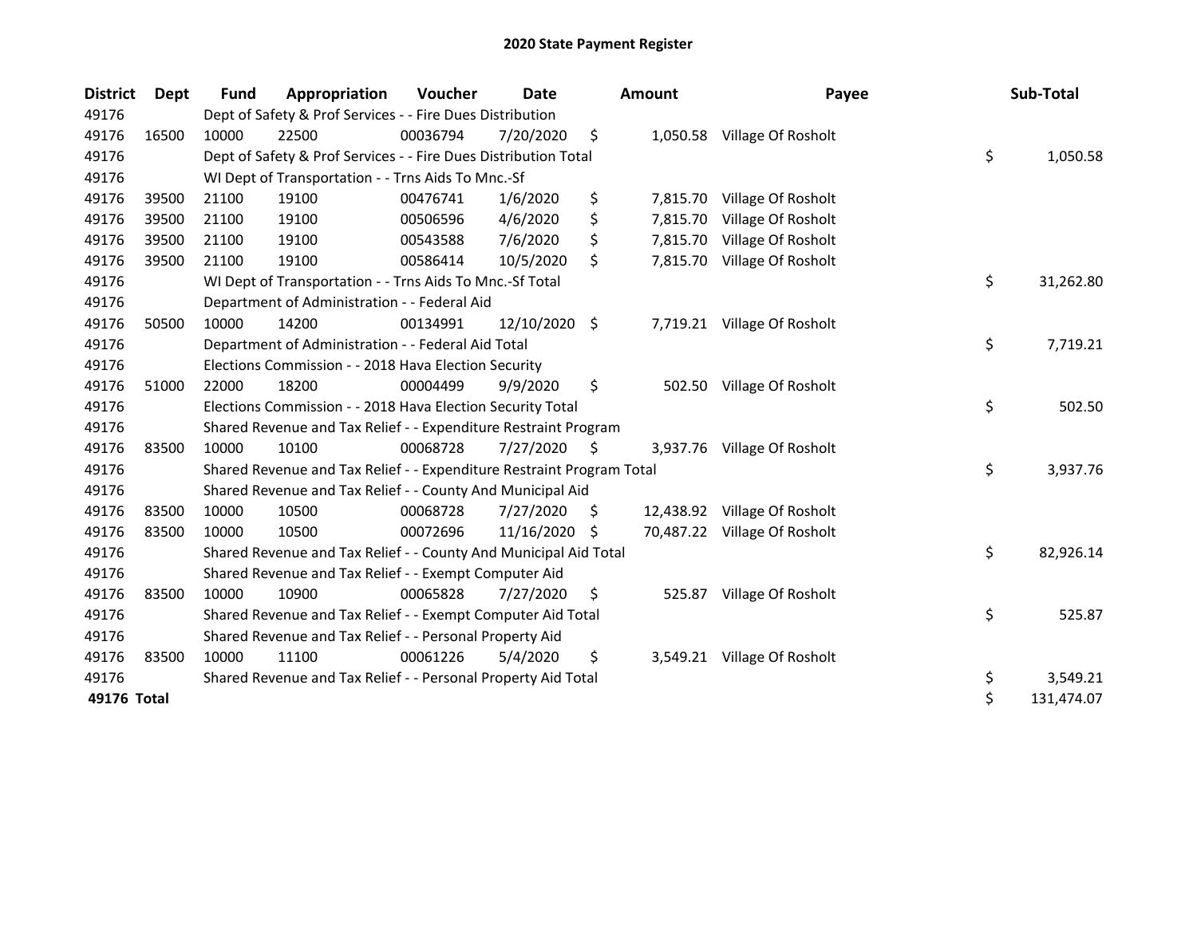# 2020 State Payment Register

| District | Dept | Fund | Appropriation | Voucher | Date | Amount | Payee | Sub-Total |
|---|---|---|---|---|---|---|---|---|
| 49176 | | Dept of Safety & Prof Services - - Fire Dues Distribution | | | | | | |
| 49176 | 16500 | 10000 | 22500 | 00036794 | 7/20/2020 | $ 1,050.58 | Village Of Rosholt | |
| 49176 | | Dept of Safety & Prof Services - - Fire Dues Distribution Total | | | | | | $ 1,050.58 |
| 49176 | | WI Dept of Transportation - - Trns Aids To Mnc.-Sf | | | | | | |
| 49176 | 39500 | 21100 | 19100 | 00476741 | 1/6/2020 | $ 7,815.70 | Village Of Rosholt | |
| 49176 | 39500 | 21100 | 19100 | 00506596 | 4/6/2020 | $ 7,815.70 | Village Of Rosholt | |
| 49176 | 39500 | 21100 | 19100 | 00543588 | 7/6/2020 | $ 7,815.70 | Village Of Rosholt | |
| 49176 | 39500 | 21100 | 19100 | 00586414 | 10/5/2020 | $ 7,815.70 | Village Of Rosholt | |
| 49176 | | WI Dept of Transportation - - Trns Aids To Mnc.-Sf Total | | | | | | $ 31,262.80 |
| 49176 | | Department of Administration - - Federal Aid | | | | | | |
| 49176 | 50500 | 10000 | 14200 | 00134991 | 12/10/2020 | $ 7,719.21 | Village Of Rosholt | |
| 49176 | | Department of Administration - - Federal Aid Total | | | | | | $ 7,719.21 |
| 49176 | | Elections Commission - - 2018 Hava Election Security | | | | | | |
| 49176 | 51000 | 22000 | 18200 | 00004499 | 9/9/2020 | $ 502.50 | Village Of Rosholt | |
| 49176 | | Elections Commission - - 2018 Hava Election Security Total | | | | | | $ 502.50 |
| 49176 | | Shared Revenue and Tax Relief - - Expenditure Restraint Program | | | | | | |
| 49176 | 83500 | 10000 | 10100 | 00068728 | 7/27/2020 | $ 3,937.76 | Village Of Rosholt | |
| 49176 | | Shared Revenue and Tax Relief - - Expenditure Restraint Program Total | | | | | | $ 3,937.76 |
| 49176 | | Shared Revenue and Tax Relief - - County And Municipal Aid | | | | | | |
| 49176 | 83500 | 10000 | 10500 | 00068728 | 7/27/2020 | $ 12,438.92 | Village Of Rosholt | |
| 49176 | 83500 | 10000 | 10500 | 00072696 | 11/16/2020 | $ 70,487.22 | Village Of Rosholt | |
| 49176 | | Shared Revenue and Tax Relief - - County And Municipal Aid Total | | | | | | $ 82,926.14 |
| 49176 | | Shared Revenue and Tax Relief - - Exempt Computer Aid | | | | | | |
| 49176 | 83500 | 10000 | 10900 | 00065828 | 7/27/2020 | $ 525.87 | Village Of Rosholt | |
| 49176 | | Shared Revenue and Tax Relief - - Exempt Computer Aid Total | | | | | | $ 525.87 |
| 49176 | | Shared Revenue and Tax Relief - - Personal Property Aid | | | | | | |
| 49176 | 83500 | 10000 | 11100 | 00061226 | 5/4/2020 | $ 3,549.21 | Village Of Rosholt | |
| 49176 | | Shared Revenue and Tax Relief - - Personal Property Aid Total | | | | | | $ 3,549.21 |
| **49176 Total** | | | | | | | | $ 131,474.07 |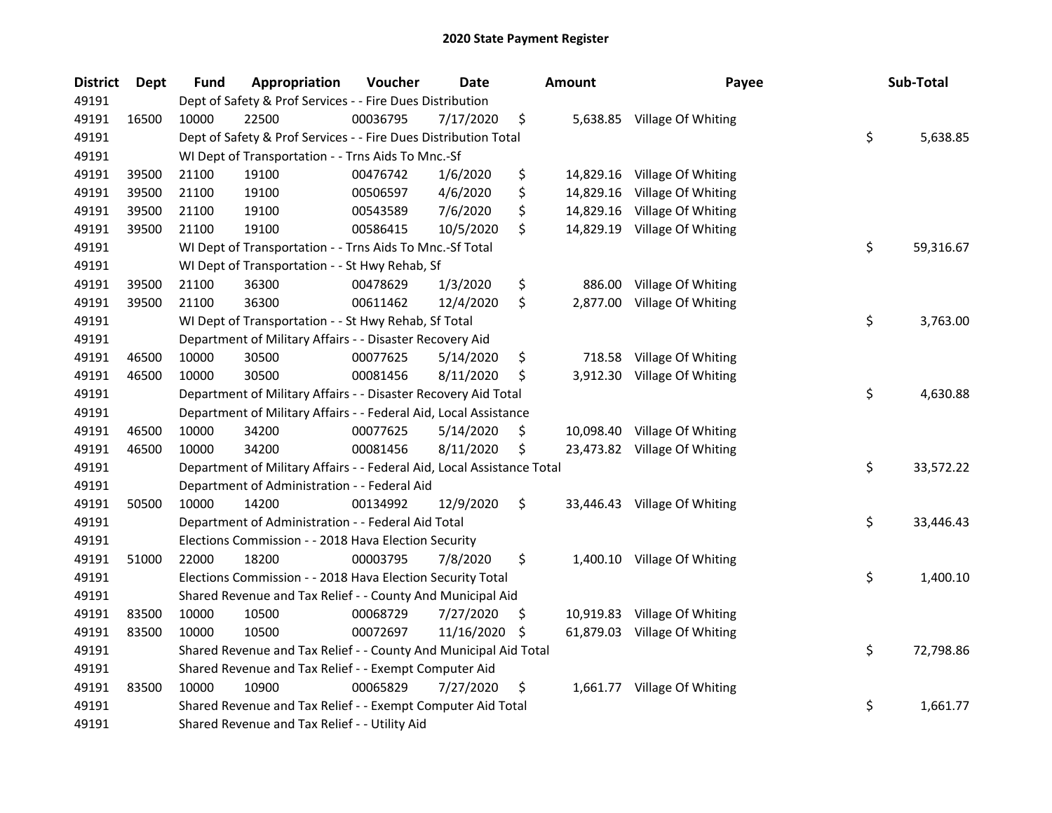# 2020 State Payment Register

| District | Dept | Fund | Appropriation | Voucher | Date | Amount | Payee | Sub-Total |
|---|---|---|---|---|---|---|---|---|
| 49191 | | Dept of Safety & Prof Services - - Fire Dues Distribution | | | | | | |
| 49191 | 16500 | 10000 | 22500 | 00036795 | 7/17/2020 | $ 5,638.85 | Village Of Whiting | |
| 49191 | | Dept of Safety & Prof Services - - Fire Dues Distribution Total | | | | | | $ 5,638.85 |
| 49191 | | WI Dept of Transportation - - Trns Aids To Mnc.-Sf | | | | | | |
| 49191 | 39500 | 21100 | 19100 | 00476742 | 1/6/2020 | $ 14,829.16 | Village Of Whiting | |
| 49191 | 39500 | 21100 | 19100 | 00506597 | 4/6/2020 | $ 14,829.16 | Village Of Whiting | |
| 49191 | 39500 | 21100 | 19100 | 00543589 | 7/6/2020 | $ 14,829.16 | Village Of Whiting | |
| 49191 | 39500 | 21100 | 19100 | 00586415 | 10/5/2020 | $ 14,829.19 | Village Of Whiting | |
| 49191 | | WI Dept of Transportation - - Trns Aids To Mnc.-Sf Total | | | | | | $ 59,316.67 |
| 49191 | | WI Dept of Transportation - - St Hwy Rehab, Sf | | | | | | |
| 49191 | 39500 | 21100 | 36300 | 00478629 | 1/3/2020 | $ 886.00 | Village Of Whiting | |
| 49191 | 39500 | 21100 | 36300 | 00611462 | 12/4/2020 | $ 2,877.00 | Village Of Whiting | |
| 49191 | | WI Dept of Transportation - - St Hwy Rehab, Sf Total | | | | | | $ 3,763.00 |
| 49191 | | Department of Military Affairs - - Disaster Recovery Aid | | | | | | |
| 49191 | 46500 | 10000 | 30500 | 00077625 | 5/14/2020 | $ 718.58 | Village Of Whiting | |
| 49191 | 46500 | 10000 | 30500 | 00081456 | 8/11/2020 | $ 3,912.30 | Village Of Whiting | |
| 49191 | | Department of Military Affairs - - Disaster Recovery Aid Total | | | | | | $ 4,630.88 |
| 49191 | | Department of Military Affairs - - Federal Aid, Local Assistance | | | | | | |
| 49191 | 46500 | 10000 | 34200 | 00077625 | 5/14/2020 | $ 10,098.40 | Village Of Whiting | |
| 49191 | 46500 | 10000 | 34200 | 00081456 | 8/11/2020 | $ 23,473.82 | Village Of Whiting | |
| 49191 | | Department of Military Affairs - - Federal Aid, Local Assistance Total | | | | | | $ 33,572.22 |
| 49191 | | Department of Administration - - Federal Aid | | | | | | |
| 49191 | 50500 | 10000 | 14200 | 00134992 | 12/9/2020 | $ 33,446.43 | Village Of Whiting | |
| 49191 | | Department of Administration - - Federal Aid Total | | | | | | $ 33,446.43 |
| 49191 | | Elections Commission - - 2018 Hava Election Security | | | | | | |
| 49191 | 51000 | 22000 | 18200 | 00003795 | 7/8/2020 | $ 1,400.10 | Village Of Whiting | |
| 49191 | | Elections Commission - - 2018 Hava Election Security Total | | | | | | $ 1,400.10 |
| 49191 | | Shared Revenue and Tax Relief - - County And Municipal Aid | | | | | | |
| 49191 | 83500 | 10000 | 10500 | 00068729 | 7/27/2020 | $ 10,919.83 | Village Of Whiting | |
| 49191 | 83500 | 10000 | 10500 | 00072697 | 11/16/2020 | $ 61,879.03 | Village Of Whiting | |
| 49191 | | Shared Revenue and Tax Relief - - County And Municipal Aid Total | | | | | | $ 72,798.86 |
| 49191 | | Shared Revenue and Tax Relief - - Exempt Computer Aid | | | | | | |
| 49191 | 83500 | 10000 | 10900 | 00065829 | 7/27/2020 | $ 1,661.77 | Village Of Whiting | |
| 49191 | | Shared Revenue and Tax Relief - - Exempt Computer Aid Total | | | | | | $ 1,661.77 |
| 49191 | | Shared Revenue and Tax Relief - - Utility Aid | | | | | | |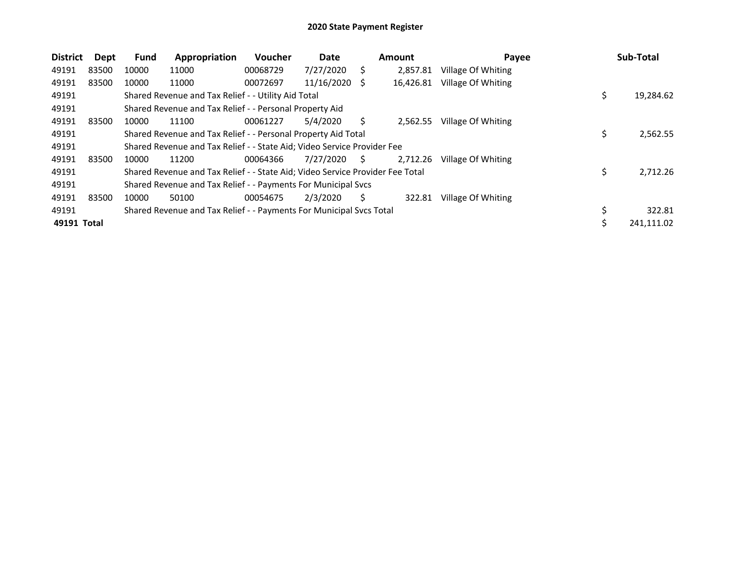# 2020 State Payment Register

| District | Dept | Fund | Appropriation | Voucher | Date | Amount | Payee | Sub-Total |
|---|---|---|---|---|---|---|---|---|
| 49191 | 83500 | 10000 | 11000 | 00068729 | 7/27/2020 | $ 2,857.81 | Village Of Whiting | |
| 49191 | 83500 | 10000 | 11000 | 00072697 | 11/16/2020 | $ 16,426.81 | Village Of Whiting | |
| 49191 | | Shared Revenue and Tax Relief - - Utility Aid Total | | | | | | $ 19,284.62 |
| 49191 | | Shared Revenue and Tax Relief - - Personal Property Aid | | | | | | |
| 49191 | 83500 | 10000 | 11100 | 00061227 | 5/4/2020 | $ 2,562.55 | Village Of Whiting | |
| 49191 | | Shared Revenue and Tax Relief - - Personal Property Aid Total | | | | | | $ 2,562.55 |
| 49191 | | Shared Revenue and Tax Relief - - State Aid; Video Service Provider Fee | | | | | | |
| 49191 | 83500 | 10000 | 11200 | 00064366 | 7/27/2020 | $ 2,712.26 | Village Of Whiting | |
| 49191 | | Shared Revenue and Tax Relief - - State Aid; Video Service Provider Fee Total | | | | | | $ 2,712.26 |
| 49191 | | Shared Revenue and Tax Relief - - Payments For Municipal Svcs | | | | | | |
| 49191 | 83500 | 10000 | 50100 | 00054675 | 2/3/2020 | $ 322.81 | Village Of Whiting | |
| 49191 | | Shared Revenue and Tax Relief - - Payments For Municipal Svcs Total | | | | | | $ 322.81 |
| **49191 Total** | | | | | | | | $ 241,111.02 |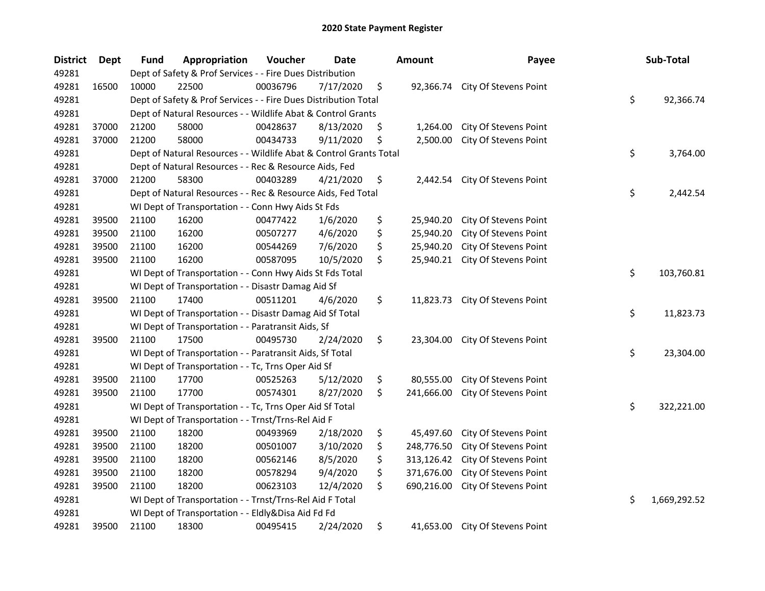# 2020 State Payment Register

| District | Dept | Fund | Appropriation | Voucher | Date | Amount | Payee | Sub-Total |
|---|---|---|---|---|---|---|---|---|
| 49281 | | Dept of Safety & Prof Services - - Fire Dues Distribution | | | | | | |
| 49281 | 16500 | 10000 | 22500 | 00036796 | 7/17/2020 | $ 92,366.74 | City Of Stevens Point | |
| 49281 | | Dept of Safety & Prof Services - - Fire Dues Distribution Total | | | | | | $ 92,366.74 |
| 49281 | | Dept of Natural Resources - - Wildlife Abat & Control Grants | | | | | | |
| 49281 | 37000 | 21200 | 58000 | 00428637 | 8/13/2020 | $ 1,264.00 | City Of Stevens Point | |
| 49281 | 37000 | 21200 | 58000 | 00434733 | 9/11/2020 | $ 2,500.00 | City Of Stevens Point | |
| 49281 | | Dept of Natural Resources - - Wildlife Abat & Control Grants Total | | | | | | $ 3,764.00 |
| 49281 | | Dept of Natural Resources - - Rec & Resource Aids, Fed | | | | | | |
| 49281 | 37000 | 21200 | 58300 | 00403289 | 4/21/2020 | $ 2,442.54 | City Of Stevens Point | |
| 49281 | | Dept of Natural Resources - - Rec & Resource Aids, Fed Total | | | | | | $ 2,442.54 |
| 49281 | | WI Dept of Transportation - - Conn Hwy Aids St Fds | | | | | | |
| 49281 | 39500 | 21100 | 16200 | 00477422 | 1/6/2020 | $ 25,940.20 | City Of Stevens Point | |
| 49281 | 39500 | 21100 | 16200 | 00507277 | 4/6/2020 | $ 25,940.20 | City Of Stevens Point | |
| 49281 | 39500 | 21100 | 16200 | 00544269 | 7/6/2020 | $ 25,940.20 | City Of Stevens Point | |
| 49281 | 39500 | 21100 | 16200 | 00587095 | 10/5/2020 | $ 25,940.21 | City Of Stevens Point | |
| 49281 | | WI Dept of Transportation - - Conn Hwy Aids St Fds Total | | | | | | $ 103,760.81 |
| 49281 | | WI Dept of Transportation - - Disastr Damag Aid Sf | | | | | | |
| 49281 | 39500 | 21100 | 17400 | 00511201 | 4/6/2020 | $ 11,823.73 | City Of Stevens Point | |
| 49281 | | WI Dept of Transportation - - Disastr Damag Aid Sf Total | | | | | | $ 11,823.73 |
| 49281 | | WI Dept of Transportation - - Paratransit Aids, Sf | | | | | | |
| 49281 | 39500 | 21100 | 17500 | 00495730 | 2/24/2020 | $ 23,304.00 | City Of Stevens Point | |
| 49281 | | WI Dept of Transportation - - Paratransit Aids, Sf Total | | | | | | $ 23,304.00 |
| 49281 | | WI Dept of Transportation - - Tc, Trns Oper Aid Sf | | | | | | |
| 49281 | 39500 | 21100 | 17700 | 00525263 | 5/12/2020 | $ 80,555.00 | City Of Stevens Point | |
| 49281 | 39500 | 21100 | 17700 | 00574301 | 8/27/2020 | $ 241,666.00 | City Of Stevens Point | |
| 49281 | | WI Dept of Transportation - - Tc, Trns Oper Aid Sf Total | | | | | | $ 322,221.00 |
| 49281 | | WI Dept of Transportation - - Trnst/Trns-Rel Aid F | | | | | | |
| 49281 | 39500 | 21100 | 18200 | 00493969 | 2/18/2020 | $ 45,497.60 | City Of Stevens Point | |
| 49281 | 39500 | 21100 | 18200 | 00501007 | 3/10/2020 | $ 248,776.50 | City Of Stevens Point | |
| 49281 | 39500 | 21100 | 18200 | 00562146 | 8/5/2020 | $ 313,126.42 | City Of Stevens Point | |
| 49281 | 39500 | 21100 | 18200 | 00578294 | 9/4/2020 | $ 371,676.00 | City Of Stevens Point | |
| 49281 | 39500 | 21100 | 18200 | 00623103 | 12/4/2020 | $ 690,216.00 | City Of Stevens Point | |
| 49281 | | WI Dept of Transportation - - Trnst/Trns-Rel Aid F Total | | | | | | $ 1,669,292.52 |
| 49281 | | WI Dept of Transportation - - Eldly&Disa Aid Fd Fd | | | | | | |
| 49281 | 39500 | 21100 | 18300 | 00495415 | 2/24/2020 | $ 41,653.00 | City Of Stevens Point | |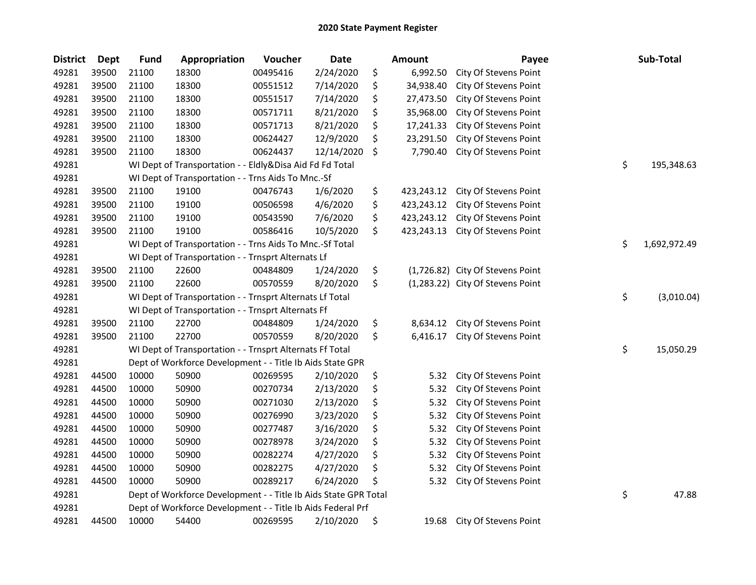# 2020 State Payment Register

| District | Dept | Fund | Appropriation | Voucher | Date | Amount | Payee | Sub-Total |
|---|---|---|---|---|---|---|---|---|
| 49281 | 39500 | 21100 | 18300 | 00495416 | 2/24/2020 | $ 6,992.50 | City Of Stevens Point | |
| 49281 | 39500 | 21100 | 18300 | 00551512 | 7/14/2020 | $ 34,938.40 | City Of Stevens Point | |
| 49281 | 39500 | 21100 | 18300 | 00551517 | 7/14/2020 | $ 27,473.50 | City Of Stevens Point | |
| 49281 | 39500 | 21100 | 18300 | 00571711 | 8/21/2020 | $ 35,968.00 | City Of Stevens Point | |
| 49281 | 39500 | 21100 | 18300 | 00571713 | 8/21/2020 | $ 17,241.33 | City Of Stevens Point | |
| 49281 | 39500 | 21100 | 18300 | 00624427 | 12/9/2020 | $ 23,291.50 | City Of Stevens Point | |
| 49281 | 39500 | 21100 | 18300 | 00624437 | 12/14/2020 | $ 7,790.40 | City Of Stevens Point | |
| 49281 | | WI Dept of Transportation - - Eldly&Disa Aid Fd Fd Total | | | | | | $ 195,348.63 |
| 49281 | | WI Dept of Transportation - - Trns Aids To Mnc.-Sf | | | | | | |
| 49281 | 39500 | 21100 | 19100 | 00476743 | 1/6/2020 | $ 423,243.12 | City Of Stevens Point | |
| 49281 | 39500 | 21100 | 19100 | 00506598 | 4/6/2020 | $ 423,243.12 | City Of Stevens Point | |
| 49281 | 39500 | 21100 | 19100 | 00543590 | 7/6/2020 | $ 423,243.12 | City Of Stevens Point | |
| 49281 | 39500 | 21100 | 19100 | 00586416 | 10/5/2020 | $ 423,243.13 | City Of Stevens Point | |
| 49281 | | WI Dept of Transportation - - Trns Aids To Mnc.-Sf Total | | | | | | $ 1,692,972.49 |
| 49281 | | WI Dept of Transportation - - Trnsprt Alternats Lf | | | | | | |
| 49281 | 39500 | 21100 | 22600 | 00484809 | 1/24/2020 | $ (1,726.82) | City Of Stevens Point | |
| 49281 | 39500 | 21100 | 22600 | 00570559 | 8/20/2020 | $ (1,283.22) | City Of Stevens Point | |
| 49281 | | WI Dept of Transportation - - Trnsprt Alternats Lf Total | | | | | | $ (3,010.04) |
| 49281 | | WI Dept of Transportation - - Trnsprt Alternats Ff | | | | | | |
| 49281 | 39500 | 21100 | 22700 | 00484809 | 1/24/2020 | $ 8,634.12 | City Of Stevens Point | |
| 49281 | 39500 | 21100 | 22700 | 00570559 | 8/20/2020 | $ 6,416.17 | City Of Stevens Point | |
| 49281 | | WI Dept of Transportation - - Trnsprt Alternats Ff Total | | | | | | $ 15,050.29 |
| 49281 | | Dept of Workforce Development - - Title Ib Aids State GPR | | | | | | |
| 49281 | 44500 | 10000 | 50900 | 00269595 | 2/10/2020 | $ 5.32 | City Of Stevens Point | |
| 49281 | 44500 | 10000 | 50900 | 00270734 | 2/13/2020 | $ 5.32 | City Of Stevens Point | |
| 49281 | 44500 | 10000 | 50900 | 00271030 | 2/13/2020 | $ 5.32 | City Of Stevens Point | |
| 49281 | 44500 | 10000 | 50900 | 00276990 | 3/23/2020 | $ 5.32 | City Of Stevens Point | |
| 49281 | 44500 | 10000 | 50900 | 00277487 | 3/16/2020 | $ 5.32 | City Of Stevens Point | |
| 49281 | 44500 | 10000 | 50900 | 00278978 | 3/24/2020 | $ 5.32 | City Of Stevens Point | |
| 49281 | 44500 | 10000 | 50900 | 00282274 | 4/27/2020 | $ 5.32 | City Of Stevens Point | |
| 49281 | 44500 | 10000 | 50900 | 00282275 | 4/27/2020 | $ 5.32 | City Of Stevens Point | |
| 49281 | 44500 | 10000 | 50900 | 00289217 | 6/24/2020 | $ 5.32 | City Of Stevens Point | |
| 49281 | | Dept of Workforce Development - - Title Ib Aids State GPR Total | | | | | | $ 47.88 |
| 49281 | | Dept of Workforce Development - - Title Ib Aids Federal Prf | | | | | | |
| 49281 | 44500 | 10000 | 54400 | 00269595 | 2/10/2020 | $ 19.68 | City Of Stevens Point | |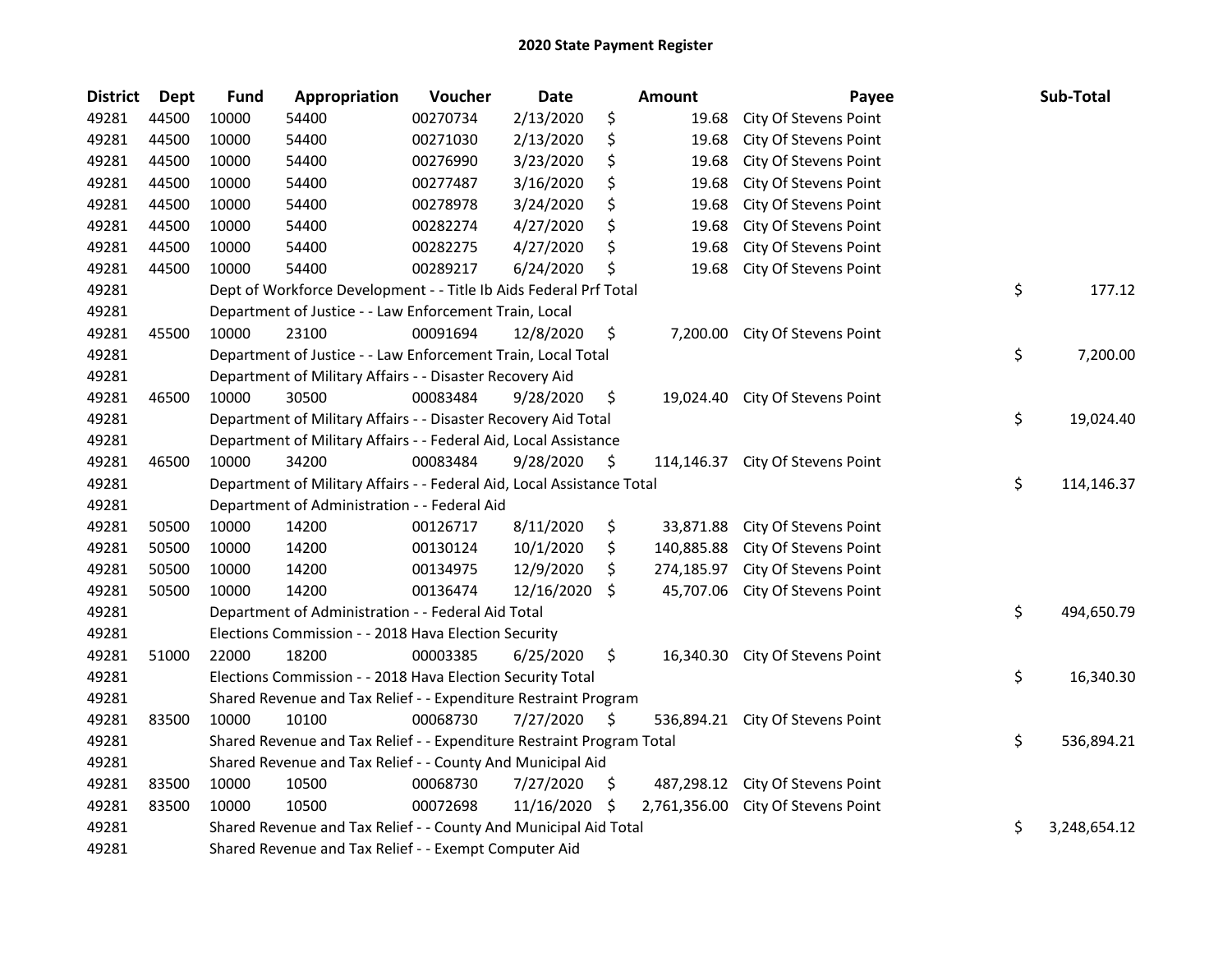# 2020 State Payment Register

| District | Dept | Fund | Appropriation | Voucher | Date | Amount | Payee | Sub-Total |
|---|---|---|---|---|---|---|---|---|
| 49281 | 44500 | 10000 | 54400 | 00270734 | 2/13/2020 | $ 19.68 | City Of Stevens Point | |
| 49281 | 44500 | 10000 | 54400 | 00271030 | 2/13/2020 | $ 19.68 | City Of Stevens Point | |
| 49281 | 44500 | 10000 | 54400 | 00276990 | 3/23/2020 | $ 19.68 | City Of Stevens Point | |
| 49281 | 44500 | 10000 | 54400 | 00277487 | 3/16/2020 | $ 19.68 | City Of Stevens Point | |
| 49281 | 44500 | 10000 | 54400 | 00278978 | 3/24/2020 | $ 19.68 | City Of Stevens Point | |
| 49281 | 44500 | 10000 | 54400 | 00282274 | 4/27/2020 | $ 19.68 | City Of Stevens Point | |
| 49281 | 44500 | 10000 | 54400 | 00282275 | 4/27/2020 | $ 19.68 | City Of Stevens Point | |
| 49281 | 44500 | 10000 | 54400 | 00289217 | 6/24/2020 | $ 19.68 | City Of Stevens Point | |
| 49281 | | Dept of Workforce Development - - Title Ib Aids Federal Prf Total | | | | | | $ 177.12 |
| 49281 | | Department of Justice - - Law Enforcement Train, Local | | | | | | |
| 49281 | 45500 | 10000 | 23100 | 00091694 | 12/8/2020 | $ 7,200.00 | City Of Stevens Point | |
| 49281 | | Department of Justice - - Law Enforcement Train, Local Total | | | | | | $ 7,200.00 |
| 49281 | | Department of Military Affairs - - Disaster Recovery Aid | | | | | | |
| 49281 | 46500 | 10000 | 30500 | 00083484 | 9/28/2020 | $ 19,024.40 | City Of Stevens Point | |
| 49281 | | Department of Military Affairs - - Disaster Recovery Aid Total | | | | | | $ 19,024.40 |
| 49281 | | Department of Military Affairs - - Federal Aid, Local Assistance | | | | | | |
| 49281 | 46500 | 10000 | 34200 | 00083484 | 9/28/2020 | $ 114,146.37 | City Of Stevens Point | |
| 49281 | | Department of Military Affairs - - Federal Aid, Local Assistance Total | | | | | | $ 114,146.37 |
| 49281 | | Department of Administration - - Federal Aid | | | | | | |
| 49281 | 50500 | 10000 | 14200 | 00126717 | 8/11/2020 | $ 33,871.88 | City Of Stevens Point | |
| 49281 | 50500 | 10000 | 14200 | 00130124 | 10/1/2020 | $ 140,885.88 | City Of Stevens Point | |
| 49281 | 50500 | 10000 | 14200 | 00134975 | 12/9/2020 | $ 274,185.97 | City Of Stevens Point | |
| 49281 | 50500 | 10000 | 14200 | 00136474 | 12/16/2020 | $ 45,707.06 | City Of Stevens Point | |
| 49281 | | Department of Administration - - Federal Aid Total | | | | | | $ 494,650.79 |
| 49281 | | Elections Commission - - 2018 Hava Election Security | | | | | | |
| 49281 | 51000 | 22000 | 18200 | 00003385 | 6/25/2020 | $ 16,340.30 | City Of Stevens Point | |
| 49281 | | Elections Commission - - 2018 Hava Election Security Total | | | | | | $ 16,340.30 |
| 49281 | | Shared Revenue and Tax Relief - - Expenditure Restraint Program | | | | | | |
| 49281 | 83500 | 10000 | 10100 | 00068730 | 7/27/2020 | $ 536,894.21 | City Of Stevens Point | |
| 49281 | | Shared Revenue and Tax Relief - - Expenditure Restraint Program Total | | | | | | $ 536,894.21 |
| 49281 | | Shared Revenue and Tax Relief - - County And Municipal Aid | | | | | | |
| 49281 | 83500 | 10000 | 10500 | 00068730 | 7/27/2020 | $ 487,298.12 | City Of Stevens Point | |
| 49281 | 83500 | 10000 | 10500 | 00072698 | 11/16/2020 | $ 2,761,356.00 | City Of Stevens Point | |
| 49281 | | Shared Revenue and Tax Relief - - County And Municipal Aid Total | | | | | | $ 3,248,654.12 |
| 49281 | | Shared Revenue and Tax Relief - - Exempt Computer Aid | | | | | | |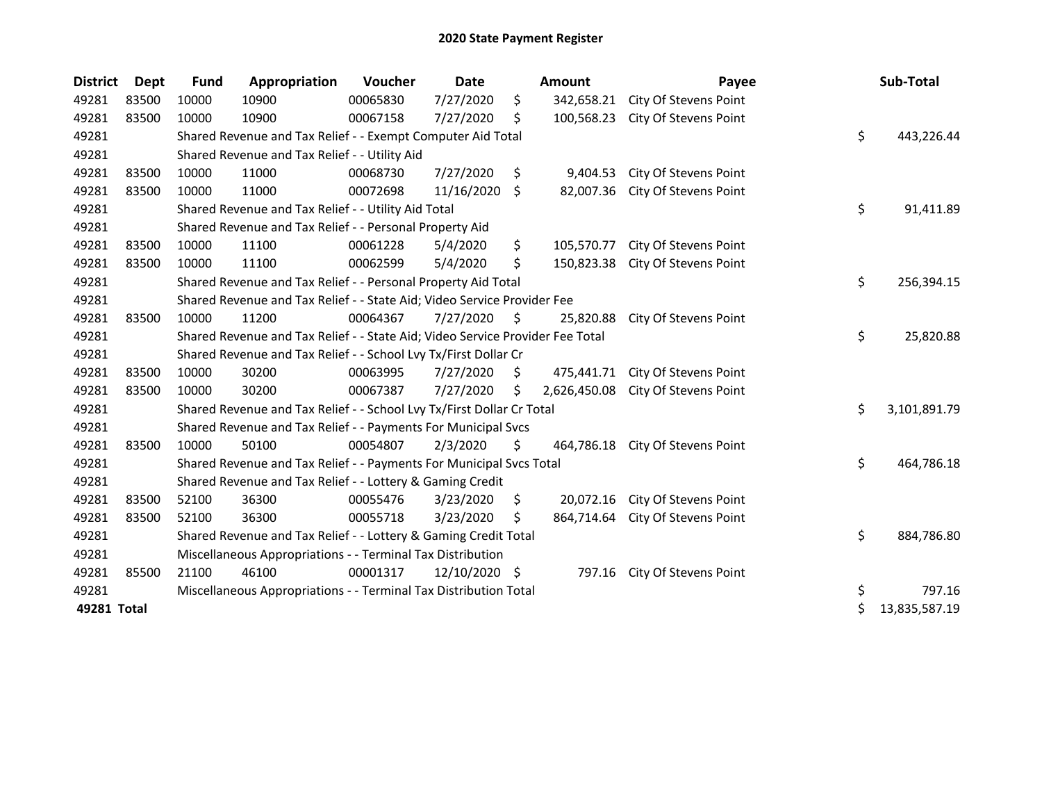# 2020 State Payment Register

| District | Dept | Fund | Appropriation | Voucher | Date | Amount | Payee | Sub-Total |
|---|---|---|---|---|---|---|---|---|
| 49281 | 83500 | 10000 | 10900 | 00065830 | 7/27/2020 | $ 342,658.21 | City Of Stevens Point | |
| 49281 | 83500 | 10000 | 10900 | 00067158 | 7/27/2020 | $ 100,568.23 | City Of Stevens Point | |
| 49281 | | Shared Revenue and Tax Relief - - Exempt Computer Aid Total | | | | | | $ 443,226.44 |
| 49281 | | Shared Revenue and Tax Relief - - Utility Aid | | | | | | |
| 49281 | 83500 | 10000 | 11000 | 00068730 | 7/27/2020 | $ 9,404.53 | City Of Stevens Point | |
| 49281 | 83500 | 10000 | 11000 | 00072698 | 11/16/2020 | $ 82,007.36 | City Of Stevens Point | |
| 49281 | | Shared Revenue and Tax Relief - - Utility Aid Total | | | | | | $ 91,411.89 |
| 49281 | | Shared Revenue and Tax Relief - - Personal Property Aid | | | | | | |
| 49281 | 83500 | 10000 | 11100 | 00061228 | 5/4/2020 | $ 105,570.77 | City Of Stevens Point | |
| 49281 | 83500 | 10000 | 11100 | 00062599 | 5/4/2020 | $ 150,823.38 | City Of Stevens Point | |
| 49281 | | Shared Revenue and Tax Relief - - Personal Property Aid Total | | | | | | $ 256,394.15 |
| 49281 | | Shared Revenue and Tax Relief - - State Aid; Video Service Provider Fee | | | | | | |
| 49281 | 83500 | 10000 | 11200 | 00064367 | 7/27/2020 | $ 25,820.88 | City Of Stevens Point | |
| 49281 | | Shared Revenue and Tax Relief - - State Aid; Video Service Provider Fee Total | | | | | | $ 25,820.88 |
| 49281 | | Shared Revenue and Tax Relief - - School Lvy Tx/First Dollar Cr | | | | | | |
| 49281 | 83500 | 10000 | 30200 | 00063995 | 7/27/2020 | $ 475,441.71 | City Of Stevens Point | |
| 49281 | 83500 | 10000 | 30200 | 00067387 | 7/27/2020 | $ 2,626,450.08 | City Of Stevens Point | |
| 49281 | | Shared Revenue and Tax Relief - - School Lvy Tx/First Dollar Cr Total | | | | | | $ 3,101,891.79 |
| 49281 | | Shared Revenue and Tax Relief - - Payments For Municipal Svcs | | | | | | |
| 49281 | 83500 | 10000 | 50100 | 00054807 | 2/3/2020 | $ 464,786.18 | City Of Stevens Point | |
| 49281 | | Shared Revenue and Tax Relief - - Payments For Municipal Svcs Total | | | | | | $ 464,786.18 |
| 49281 | | Shared Revenue and Tax Relief - - Lottery & Gaming Credit | | | | | | |
| 49281 | 83500 | 52100 | 36300 | 00055476 | 3/23/2020 | $ 20,072.16 | City Of Stevens Point | |
| 49281 | 83500 | 52100 | 36300 | 00055718 | 3/23/2020 | $ 864,714.64 | City Of Stevens Point | |
| 49281 | | Shared Revenue and Tax Relief - - Lottery & Gaming Credit Total | | | | | | $ 884,786.80 |
| 49281 | | Miscellaneous Appropriations - - Terminal Tax Distribution | | | | | | |
| 49281 | 85500 | 21100 | 46100 | 00001317 | 12/10/2020 | $ 797.16 | City Of Stevens Point | |
| 49281 | | Miscellaneous Appropriations - - Terminal Tax Distribution Total | | | | | | $ 797.16 |
| **49281 Total** | | | | | | | | $ 13,835,587.19 |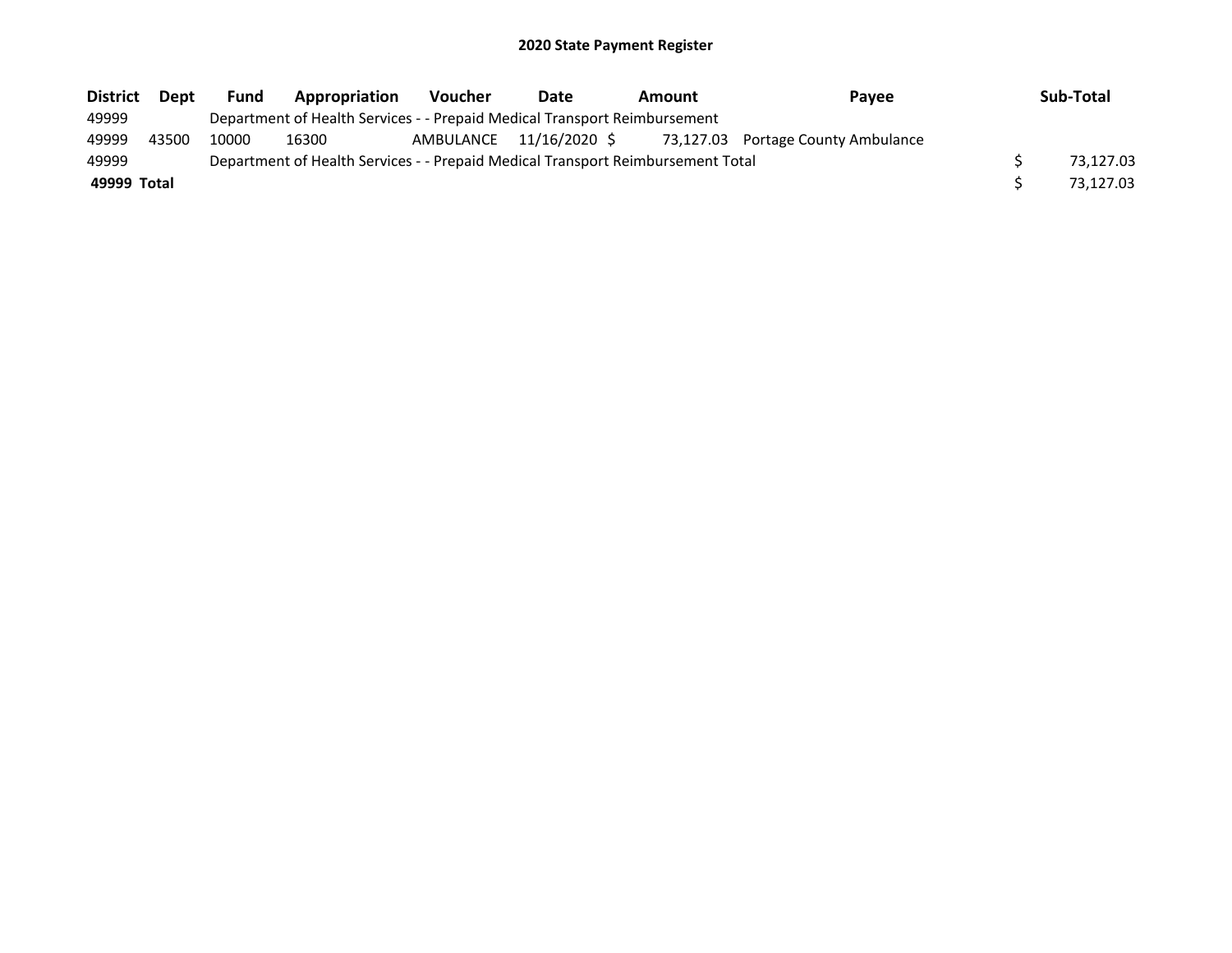# 2020 State Payment Register

| District | Dept | Fund | Appropriation | Voucher | Date | Amount | Payee | Sub-Total |
|---|---|---|---|---|---|---|---|---|
| 49999 | | Department of Health Services - - Prepaid Medical Transport Reimbursement | | | | | | |
| 49999 | 43500 | 10000 | 16300 | AMBULANCE | 11/16/2020 | $ 73,127.03 | Portage County Ambulance | |
| 49999 | | Department of Health Services - - Prepaid Medical Transport Reimbursement Total | | | | | | $ 73,127.03 |
| **49999 Total** | | | | | | | | $ 73,127.03 |